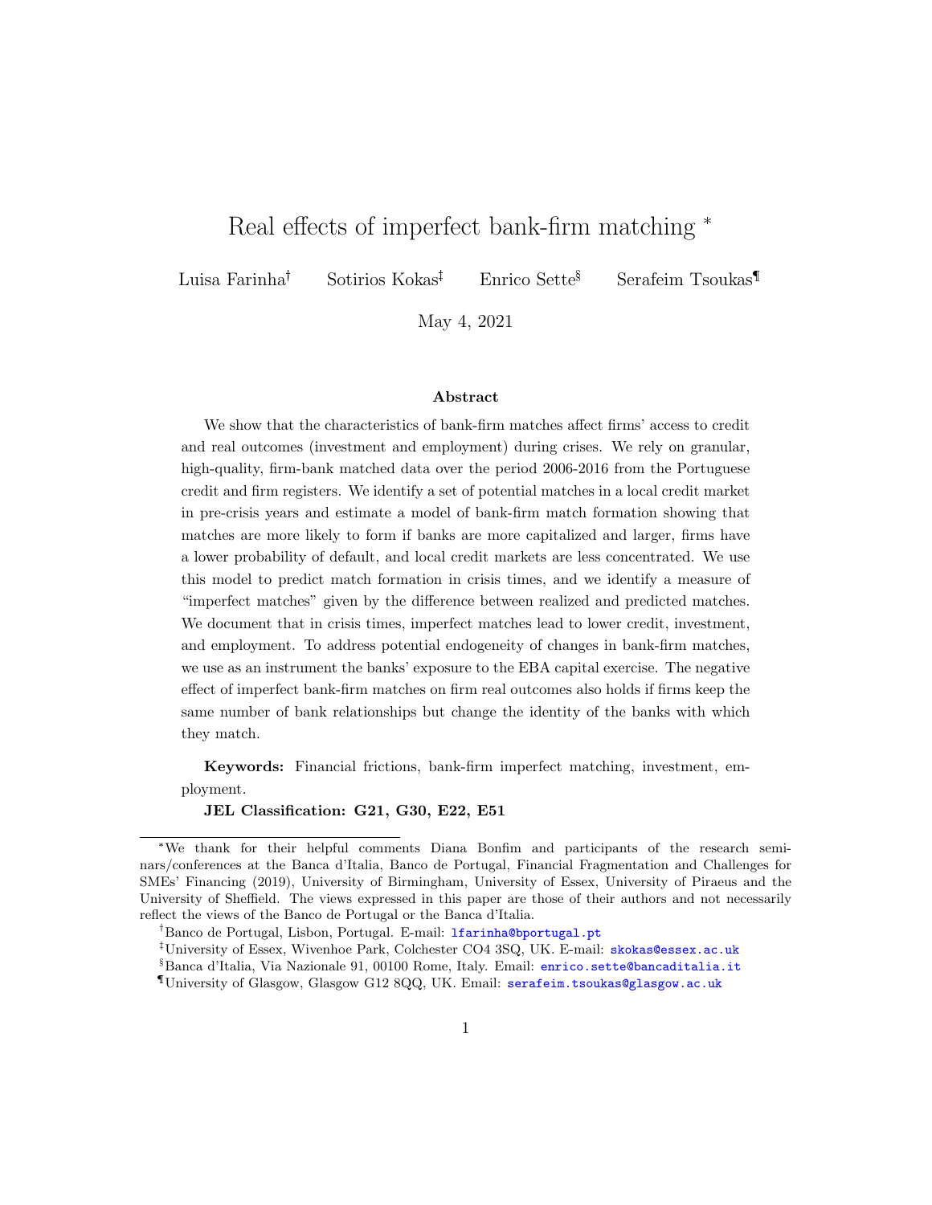# Real effects of imperfect bank-firm matching [*]

Luisa Farinha[†] Sotirios Kokas[‡] Enrico Sette[§] Serafeim Tsoukas[¶]

May 4, 2021

### Abstract

We show that the characteristics of bank-firm matches affect firms' access to credit and real outcomes (investment and employment) during crises. We rely on granular, high-quality, firm-bank matched data over the period 2006-2016 from the Portuguese credit and firm registers. We identify a set of potential matches in a local credit market in pre-crisis years and estimate a model of bank-firm match formation showing that matches are more likely to form if banks are more capitalized and larger, firms have a lower probability of default, and local credit markets are less concentrated. We use this model to predict match formation in crisis times, and we identify a measure of "imperfect matches" given by the difference between realized and predicted matches. We document that in crisis times, imperfect matches lead to lower credit, investment, and employment. To address potential endogeneity of changes in bank-firm matches, we use as an instrument the banks' exposure to the EBA capital exercise. The negative effect of imperfect bank-firm matches on firm real outcomes also holds if firms keep the same number of bank relationships but change the identity of the banks with which they match.

**Keywords:** Financial frictions, bank-firm imperfect matching, investment, employment.

**JEL Classification: G21, G30, E22, E51**

---

[*] We thank for their helpful comments Diana Bonfim and participants of the research seminars/conferences at the Banca d'Italia, Banco de Portugal, Financial Fragmentation and Challenges for SMEs' Financing (2019), University of Birmingham, University of Essex, University of Piraeus and the University of Sheffield. The views expressed in this paper are those of their authors and not necessarily reflect the views of the Banco de Portugal or the Banca d'Italia.

[†] Banco de Portugal, Lisbon, Portugal. E-mail: lfarinha@bportugal.pt

[‡] University of Essex, Wivenhoe Park, Colchester CO4 3SQ, UK. E-mail: skokas@essex.ac.uk

[§] Banca d'Italia, Via Nazionale 91, 00100 Rome, Italy. Email: enrico.sette@bancaditalia.it

[¶] University of Glasgow, Glasgow G12 8QQ, UK. Email: serafeim.tsoukas@glasgow.ac.uk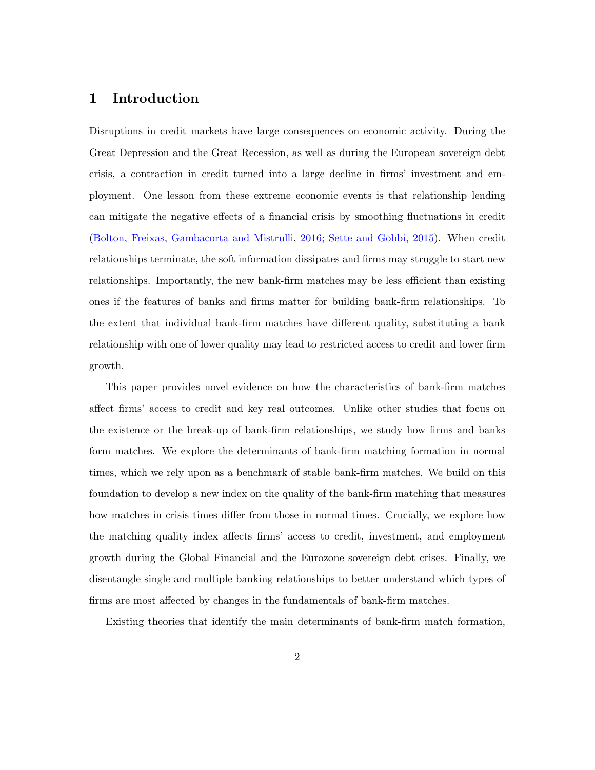# 1 Introduction

Disruptions in credit markets have large consequences on economic activity. During the Great Depression and the Great Recession, as well as during the European sovereign debt crisis, a contraction in credit turned into a large decline in firms' investment and employment. One lesson from these extreme economic events is that relationship lending can mitigate the negative effects of a financial crisis by smoothing fluctuations in credit (Bolton, Freixas, Gambacorta and Mistrulli, 2016; Sette and Gobbi, 2015). When credit relationships terminate, the soft information dissipates and firms may struggle to start new relationships. Importantly, the new bank-firm matches may be less efficient than existing ones if the features of banks and firms matter for building bank-firm relationships. To the extent that individual bank-firm matches have different quality, substituting a bank relationship with one of lower quality may lead to restricted access to credit and lower firm growth.

This paper provides novel evidence on how the characteristics of bank-firm matches affect firms' access to credit and key real outcomes. Unlike other studies that focus on the existence or the break-up of bank-firm relationships, we study how firms and banks form matches. We explore the determinants of bank-firm matching formation in normal times, which we rely upon as a benchmark of stable bank-firm matches. We build on this foundation to develop a new index on the quality of the bank-firm matching that measures how matches in crisis times differ from those in normal times. Crucially, we explore how the matching quality index affects firms' access to credit, investment, and employment growth during the Global Financial and the Eurozone sovereign debt crises. Finally, we disentangle single and multiple banking relationships to better understand which types of firms are most affected by changes in the fundamentals of bank-firm matches.

Existing theories that identify the main determinants of bank-firm match formation,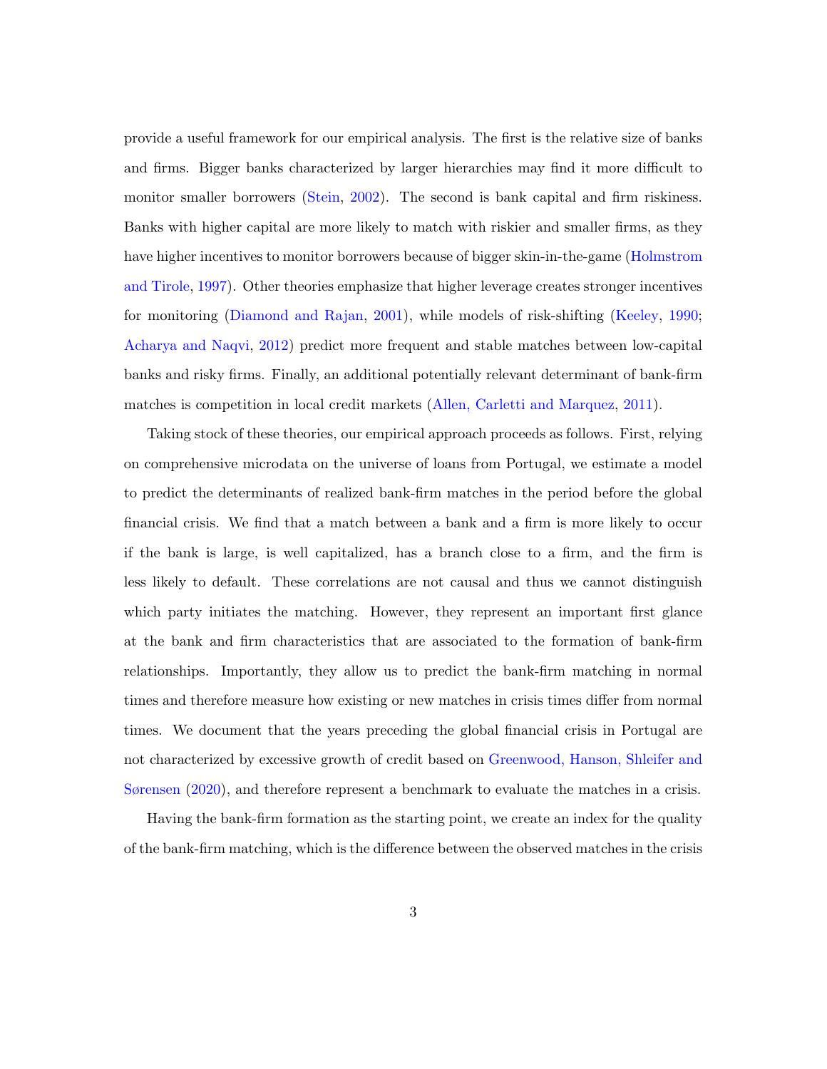provide a useful framework for our empirical analysis. The first is the relative size of banks and firms. Bigger banks characterized by larger hierarchies may find it more difficult to monitor smaller borrowers (Stein, 2002). The second is bank capital and firm riskiness. Banks with higher capital are more likely to match with riskier and smaller firms, as they have higher incentives to monitor borrowers because of bigger skin-in-the-game (Holmstrom and Tirole, 1997). Other theories emphasize that higher leverage creates stronger incentives for monitoring (Diamond and Rajan, 2001), while models of risk-shifting (Keeley, 1990; Acharya and Naqvi, 2012) predict more frequent and stable matches between low-capital banks and risky firms. Finally, an additional potentially relevant determinant of bank-firm matches is competition in local credit markets (Allen, Carletti and Marquez, 2011).

Taking stock of these theories, our empirical approach proceeds as follows. First, relying on comprehensive microdata on the universe of loans from Portugal, we estimate a model to predict the determinants of realized bank-firm matches in the period before the global financial crisis. We find that a match between a bank and a firm is more likely to occur if the bank is large, is well capitalized, has a branch close to a firm, and the firm is less likely to default. These correlations are not causal and thus we cannot distinguish which party initiates the matching. However, they represent an important first glance at the bank and firm characteristics that are associated to the formation of bank-firm relationships. Importantly, they allow us to predict the bank-firm matching in normal times and therefore measure how existing or new matches in crisis times differ from normal times. We document that the years preceding the global financial crisis in Portugal are not characterized by excessive growth of credit based on Greenwood, Hanson, Shleifer and Sørensen (2020), and therefore represent a benchmark to evaluate the matches in a crisis.

Having the bank-firm formation as the starting point, we create an index for the quality of the bank-firm matching, which is the difference between the observed matches in the crisis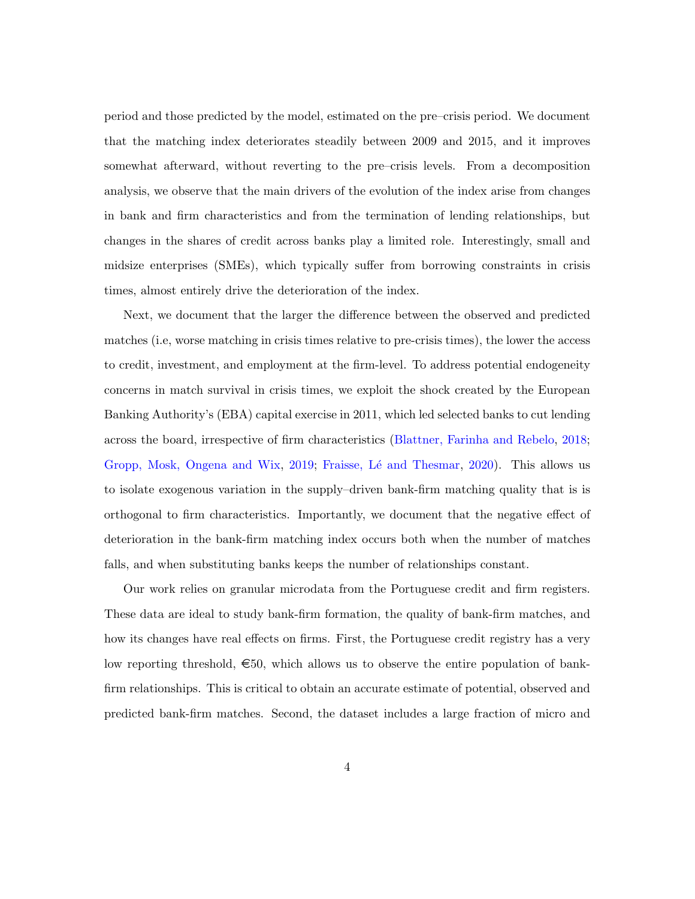period and those predicted by the model, estimated on the pre–crisis period. We document that the matching index deteriorates steadily between 2009 and 2015, and it improves somewhat afterward, without reverting to the pre–crisis levels. From a decomposition analysis, we observe that the main drivers of the evolution of the index arise from changes in bank and firm characteristics and from the termination of lending relationships, but changes in the shares of credit across banks play a limited role. Interestingly, small and midsize enterprises (SMEs), which typically suffer from borrowing constraints in crisis times, almost entirely drive the deterioration of the index.

Next, we document that the larger the difference between the observed and predicted matches (i.e, worse matching in crisis times relative to pre-crisis times), the lower the access to credit, investment, and employment at the firm-level. To address potential endogeneity concerns in match survival in crisis times, we exploit the shock created by the European Banking Authority's (EBA) capital exercise in 2011, which led selected banks to cut lending across the board, irrespective of firm characteristics (Blattner, Farinha and Rebelo, 2018; Gropp, Mosk, Ongena and Wix, 2019; Fraisse, Lé and Thesmar, 2020). This allows us to isolate exogenous variation in the supply–driven bank-firm matching quality that is is orthogonal to firm characteristics. Importantly, we document that the negative effect of deterioration in the bank-firm matching index occurs both when the number of matches falls, and when substituting banks keeps the number of relationships constant.

Our work relies on granular microdata from the Portuguese credit and firm registers. These data are ideal to study bank-firm formation, the quality of bank-firm matches, and how its changes have real effects on firms. First, the Portuguese credit registry has a very low reporting threshold, €50, which allows us to observe the entire population of bank-firm relationships. This is critical to obtain an accurate estimate of potential, observed and predicted bank-firm matches. Second, the dataset includes a large fraction of micro and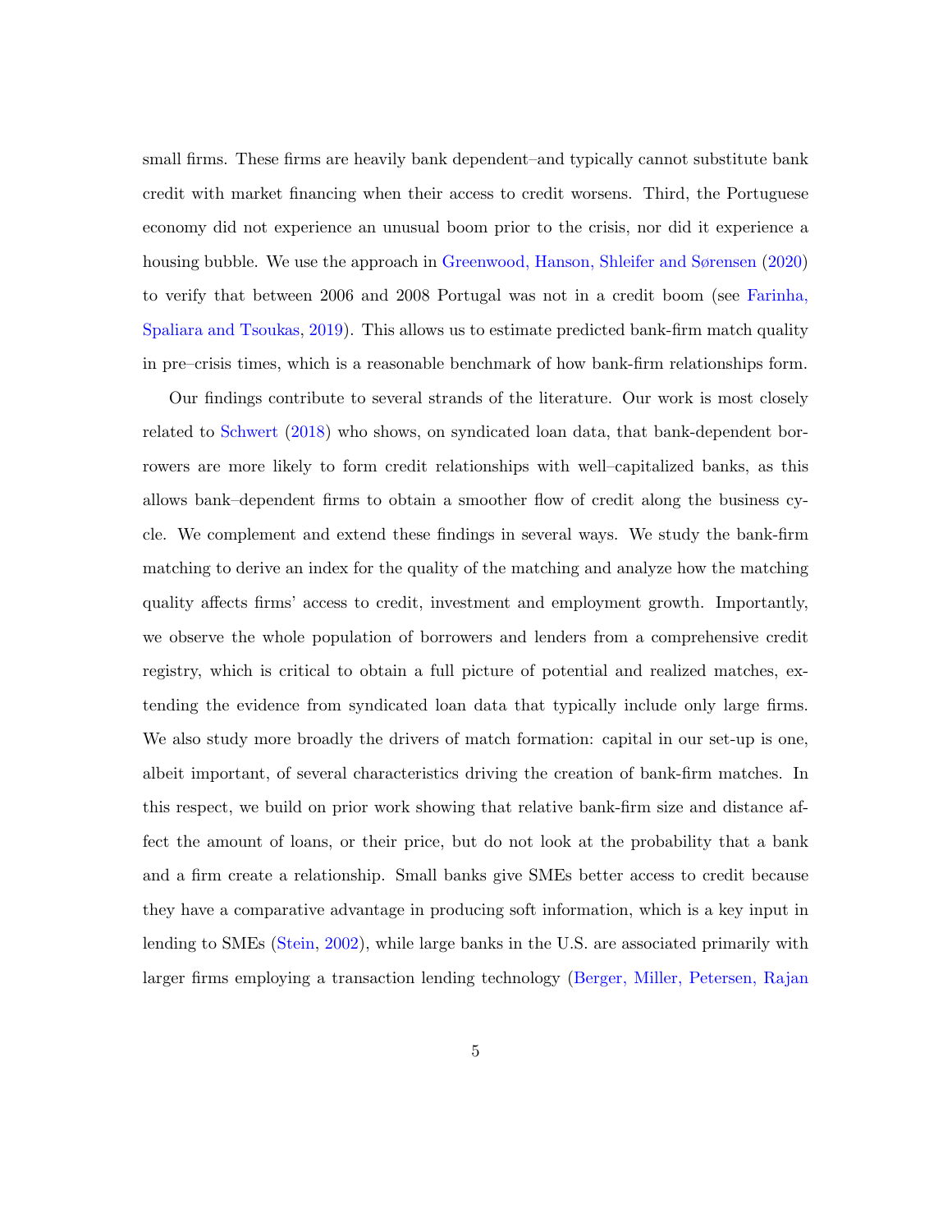small firms. These firms are heavily bank dependent–and typically cannot substitute bank credit with market financing when their access to credit worsens. Third, the Portuguese economy did not experience an unusual boom prior to the crisis, nor did it experience a housing bubble. We use the approach in Greenwood, Hanson, Shleifer and Sørensen (2020) to verify that between 2006 and 2008 Portugal was not in a credit boom (see Farinha, Spaliara and Tsoukas, 2019). This allows us to estimate predicted bank-firm match quality in pre–crisis times, which is a reasonable benchmark of how bank-firm relationships form.

Our findings contribute to several strands of the literature. Our work is most closely related to Schwert (2018) who shows, on syndicated loan data, that bank-dependent borrowers are more likely to form credit relationships with well–capitalized banks, as this allows bank–dependent firms to obtain a smoother flow of credit along the business cycle. We complement and extend these findings in several ways. We study the bank-firm matching to derive an index for the quality of the matching and analyze how the matching quality affects firms' access to credit, investment and employment growth. Importantly, we observe the whole population of borrowers and lenders from a comprehensive credit registry, which is critical to obtain a full picture of potential and realized matches, extending the evidence from syndicated loan data that typically include only large firms. We also study more broadly the drivers of match formation: capital in our set-up is one, albeit important, of several characteristics driving the creation of bank-firm matches. In this respect, we build on prior work showing that relative bank-firm size and distance affect the amount of loans, or their price, but do not look at the probability that a bank and a firm create a relationship. Small banks give SMEs better access to credit because they have a comparative advantage in producing soft information, which is a key input in lending to SMEs (Stein, 2002), while large banks in the U.S. are associated primarily with larger firms employing a transaction lending technology (Berger, Miller, Petersen, Rajan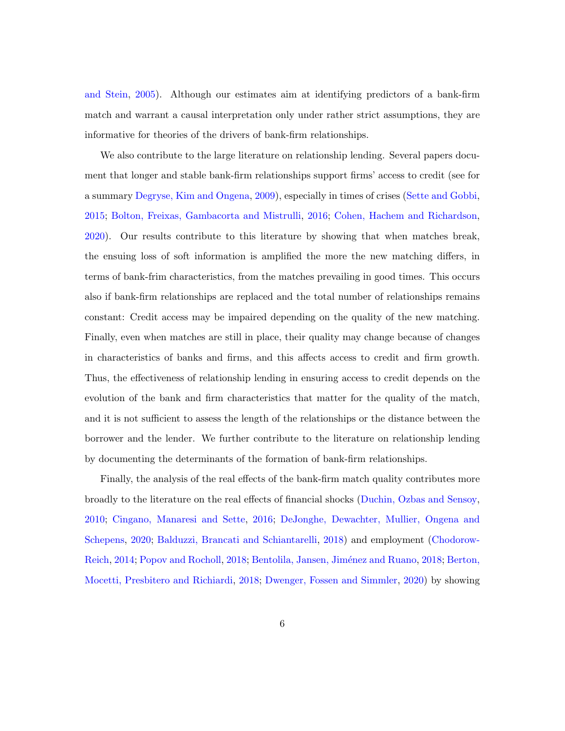and Stein, 2005). Although our estimates aim at identifying predictors of a bank-firm match and warrant a causal interpretation only under rather strict assumptions, they are informative for theories of the drivers of bank-firm relationships.

We also contribute to the large literature on relationship lending. Several papers document that longer and stable bank-firm relationships support firms' access to credit (see for a summary Degryse, Kim and Ongena, 2009), especially in times of crises (Sette and Gobbi, 2015; Bolton, Freixas, Gambacorta and Mistrulli, 2016; Cohen, Hachem and Richardson, 2020). Our results contribute to this literature by showing that when matches break, the ensuing loss of soft information is amplified the more the new matching differs, in terms of bank-frim characteristics, from the matches prevailing in good times. This occurs also if bank-firm relationships are replaced and the total number of relationships remains constant: Credit access may be impaired depending on the quality of the new matching. Finally, even when matches are still in place, their quality may change because of changes in characteristics of banks and firms, and this affects access to credit and firm growth. Thus, the effectiveness of relationship lending in ensuring access to credit depends on the evolution of the bank and firm characteristics that matter for the quality of the match, and it is not sufficient to assess the length of the relationships or the distance between the borrower and the lender. We further contribute to the literature on relationship lending by documenting the determinants of the formation of bank-firm relationships.

Finally, the analysis of the real effects of the bank-firm match quality contributes more broadly to the literature on the real effects of financial shocks (Duchin, Ozbas and Sensoy, 2010; Cingano, Manaresi and Sette, 2016; DeJonghe, Dewachter, Mullier, Ongena and Schepens, 2020; Balduzzi, Brancati and Schiantarelli, 2018) and employment (Chodorow-Reich, 2014; Popov and Rocholl, 2018; Bentolila, Jansen, Jiménez and Ruano, 2018; Berton, Mocetti, Presbitero and Richiardi, 2018; Dwenger, Fossen and Simmler, 2020) by showing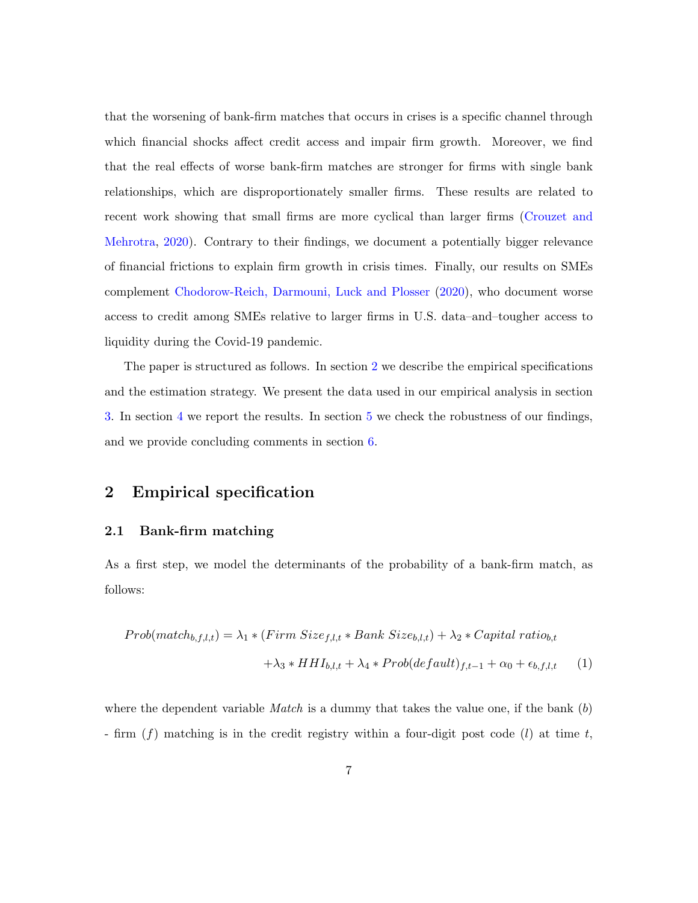that the worsening of bank-firm matches that occurs in crises is a specific channel through which financial shocks affect credit access and impair firm growth. Moreover, we find that the real effects of worse bank-firm matches are stronger for firms with single bank relationships, which are disproportionately smaller firms. These results are related to recent work showing that small firms are more cyclical than larger firms (Crouzet and Mehrotra, 2020). Contrary to their findings, we document a potentially bigger relevance of financial frictions to explain firm growth in crisis times. Finally, our results on SMEs complement Chodorow-Reich, Darmouni, Luck and Plosser (2020), who document worse access to credit among SMEs relative to larger firms in U.S. data–and–tougher access to liquidity during the Covid-19 pandemic.

The paper is structured as follows. In section 2 we describe the empirical specifications and the estimation strategy. We present the data used in our empirical analysis in section 3. In section 4 we report the results. In section 5 we check the robustness of our findings, and we provide concluding comments in section 6.

## 2 Empirical specification

### 2.1 Bank-firm matching

As a first step, we model the determinants of the probability of a bank-firm match, as follows:

$$
\begin{aligned}
Prob(match_{b,f,l,t}) = {} & \lambda_1 * (Firm\ Size_{f,l,t} * Bank\ Size_{b,l,t}) + \lambda_2 * Capital\ ratio_{b,t} \\
& + \lambda_3 * HHI_{b,l,t} + \lambda_4 * Prob(default)_{f,t-1} + \alpha_0 + \epsilon_{b,f,l,t} \qquad (1)
\end{aligned}
$$

where the dependent variable *Match* is a dummy that takes the value one, if the bank ($b$) - firm ($f$) matching is in the credit registry within a four-digit post code ($l$) at time $t$,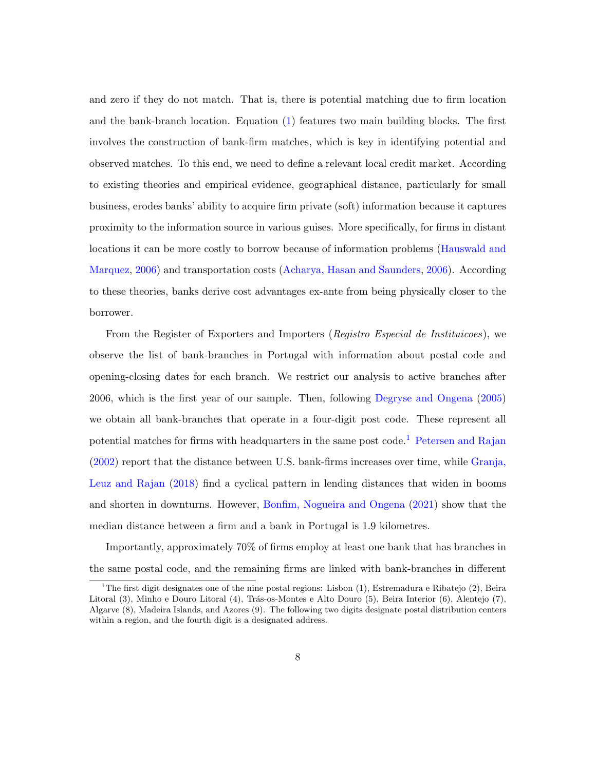and zero if they do not match. That is, there is potential matching due to firm location and the bank-branch location. Equation (1) features two main building blocks. The first involves the construction of bank-firm matches, which is key in identifying potential and observed matches. To this end, we need to define a relevant local credit market. According to existing theories and empirical evidence, geographical distance, particularly for small business, erodes banks' ability to acquire firm private (soft) information because it captures proximity to the information source in various guises. More specifically, for firms in distant locations it can be more costly to borrow because of information problems (Hauswald and Marquez, 2006) and transportation costs (Acharya, Hasan and Saunders, 2006). According to these theories, banks derive cost advantages ex-ante from being physically closer to the borrower.

From the Register of Exporters and Importers (*Registro Especial de Instituicoes*), we observe the list of bank-branches in Portugal with information about postal code and opening-closing dates for each branch. We restrict our analysis to active branches after 2006, which is the first year of our sample. Then, following Degryse and Ongena (2005) we obtain all bank-branches that operate in a four-digit post code. These represent all potential matches for firms with headquarters in the same post code.[1] Petersen and Rajan (2002) report that the distance between U.S. bank-firms increases over time, while Granja, Leuz and Rajan (2018) find a cyclical pattern in lending distances that widen in booms and shorten in downturns. However, Bonfim, Nogueira and Ongena (2021) show that the median distance between a firm and a bank in Portugal is 1.9 kilometres.

Importantly, approximately 70% of firms employ at least one bank that has branches in the same postal code, and the remaining firms are linked with bank-branches in different

[1] The first digit designates one of the nine postal regions: Lisbon (1), Estremadura e Ribatejo (2), Beira Litoral (3), Minho e Douro Litoral (4), Trás-os-Montes e Alto Douro (5), Beira Interior (6), Alentejo (7), Algarve (8), Madeira Islands, and Azores (9). The following two digits designate postal distribution centers within a region, and the fourth digit is a designated address.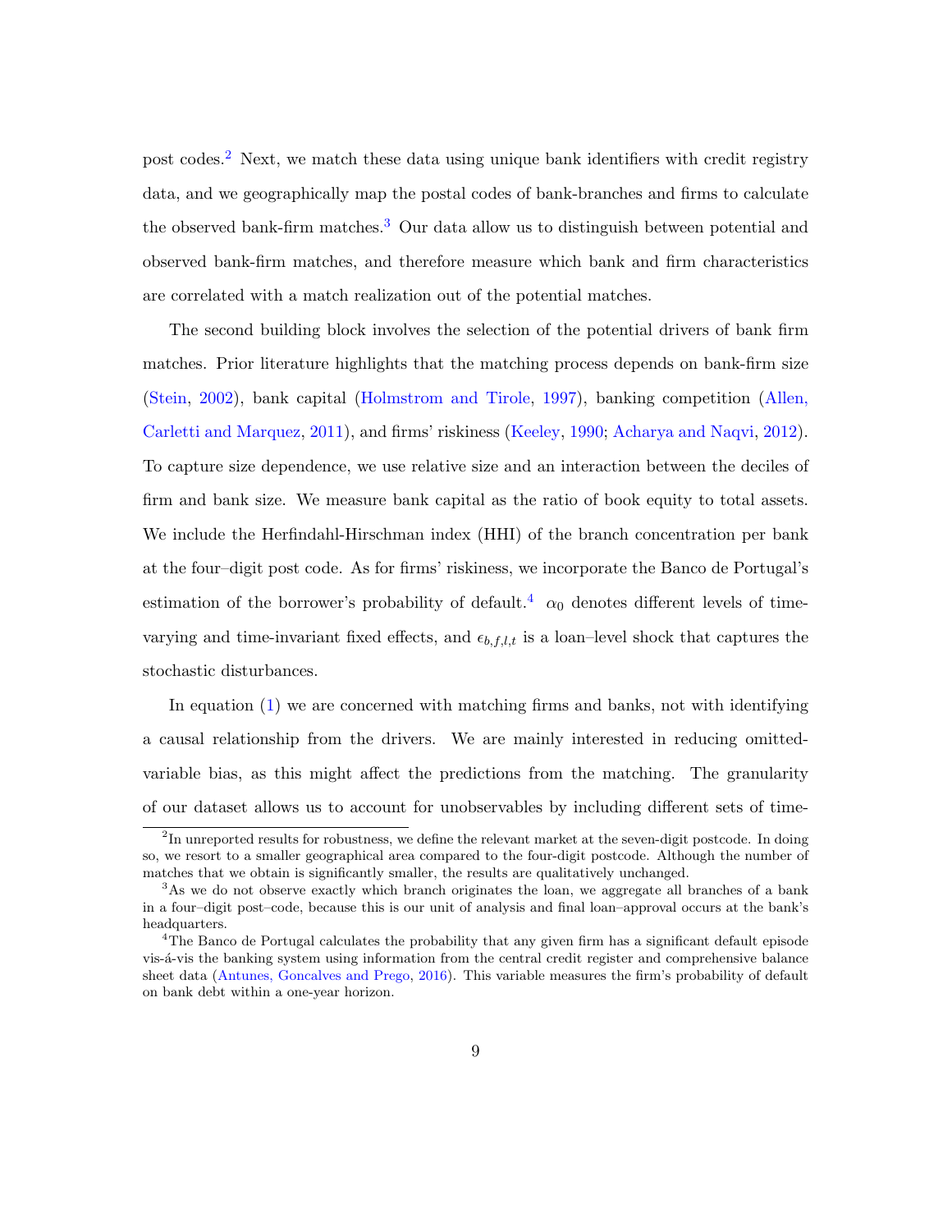post codes.[2] Next, we match these data using unique bank identifiers with credit registry data, and we geographically map the postal codes of bank-branches and firms to calculate the observed bank-firm matches.[3] Our data allow us to distinguish between potential and observed bank-firm matches, and therefore measure which bank and firm characteristics are correlated with a match realization out of the potential matches.

The second building block involves the selection of the potential drivers of bank firm matches. Prior literature highlights that the matching process depends on bank-firm size (Stein, 2002), bank capital (Holmstrom and Tirole, 1997), banking competition (Allen, Carletti and Marquez, 2011), and firms' riskiness (Keeley, 1990; Acharya and Naqvi, 2012). To capture size dependence, we use relative size and an interaction between the deciles of firm and bank size. We measure bank capital as the ratio of book equity to total assets. We include the Herfindahl-Hirschman index (HHI) of the branch concentration per bank at the four–digit post code. As for firms' riskiness, we incorporate the Banco de Portugal's estimation of the borrower's probability of default.[4] $\alpha_0$ denotes different levels of time-varying and time-invariant fixed effects, and $\epsilon_{b,f,l,t}$ is a loan–level shock that captures the stochastic disturbances.

In equation (1) we are concerned with matching firms and banks, not with identifying a causal relationship from the drivers. We are mainly interested in reducing omitted-variable bias, as this might affect the predictions from the matching. The granularity of our dataset allows us to account for unobservables by including different sets of time-

[2] In unreported results for robustness, we define the relevant market at the seven-digit postcode. In doing so, we resort to a smaller geographical area compared to the four-digit postcode. Although the number of matches that we obtain is significantly smaller, the results are qualitatively unchanged.

[3] As we do not observe exactly which branch originates the loan, we aggregate all branches of a bank in a four–digit post–code, because this is our unit of analysis and final loan–approval occurs at the bank's headquarters.

[4] The Banco de Portugal calculates the probability that any given firm has a significant default episode vis-á-vis the banking system using information from the central credit register and comprehensive balance sheet data (Antunes, Goncalves and Prego, 2016). This variable measures the firm's probability of default on bank debt within a one-year horizon.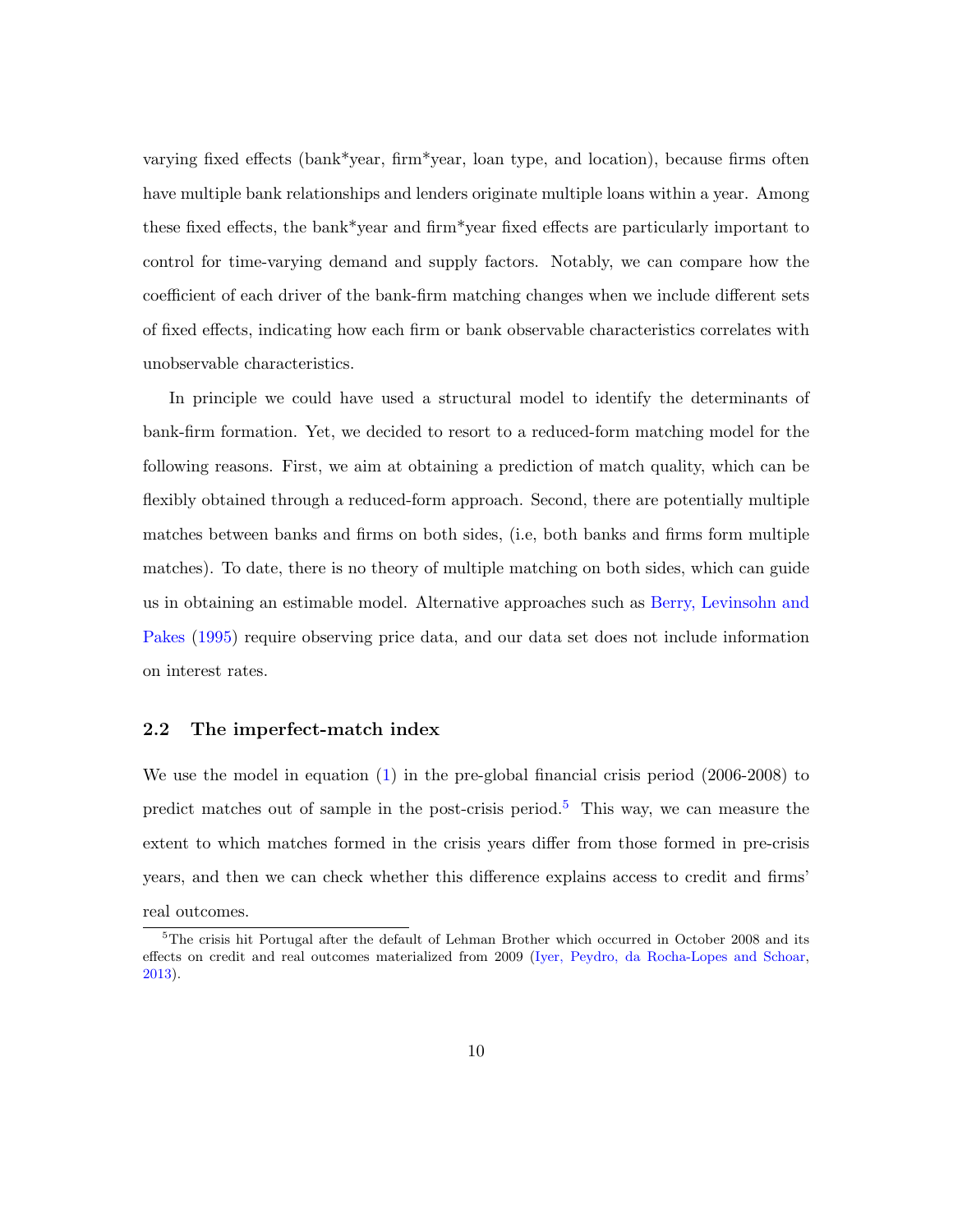varying fixed effects (bank*year, firm*year, loan type, and location), because firms often have multiple bank relationships and lenders originate multiple loans within a year. Among these fixed effects, the bank*year and firm*year fixed effects are particularly important to control for time-varying demand and supply factors. Notably, we can compare how the coefficient of each driver of the bank-firm matching changes when we include different sets of fixed effects, indicating how each firm or bank observable characteristics correlates with unobservable characteristics.

In principle we could have used a structural model to identify the determinants of bank-firm formation. Yet, we decided to resort to a reduced-form matching model for the following reasons. First, we aim at obtaining a prediction of match quality, which can be flexibly obtained through a reduced-form approach. Second, there are potentially multiple matches between banks and firms on both sides, (i.e, both banks and firms form multiple matches). To date, there is no theory of multiple matching on both sides, which can guide us in obtaining an estimable model. Alternative approaches such as Berry, Levinsohn and Pakes (1995) require observing price data, and our data set does not include information on interest rates.

## 2.2 The imperfect-match index

We use the model in equation (1) in the pre-global financial crisis period (2006-2008) to predict matches out of sample in the post-crisis period.[5] This way, we can measure the extent to which matches formed in the crisis years differ from those formed in pre-crisis years, and then we can check whether this difference explains access to credit and firms' real outcomes.

[5] The crisis hit Portugal after the default of Lehman Brother which occurred in October 2008 and its effects on credit and real outcomes materialized from 2009 (Iyer, Peydro, da Rocha-Lopes and Schoar, 2013).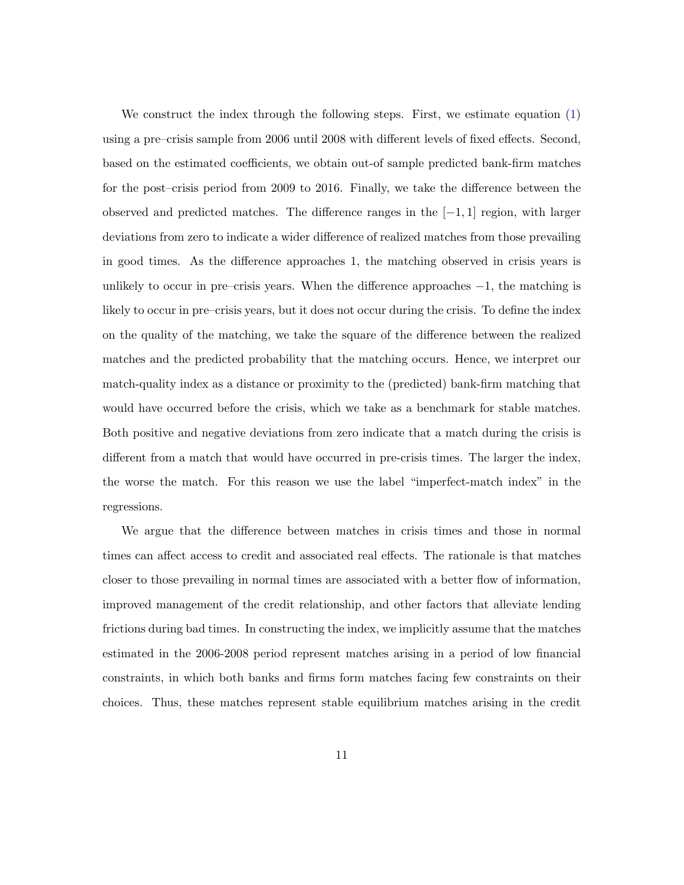We construct the index through the following steps. First, we estimate equation (1) using a pre–crisis sample from 2006 until 2008 with different levels of fixed effects. Second, based on the estimated coefficients, we obtain out-of sample predicted bank-firm matches for the post–crisis period from 2009 to 2016. Finally, we take the difference between the observed and predicted matches. The difference ranges in the $[-1, 1]$ region, with larger deviations from zero to indicate a wider difference of realized matches from those prevailing in good times. As the difference approaches 1, the matching observed in crisis years is unlikely to occur in pre–crisis years. When the difference approaches $-1$, the matching is likely to occur in pre–crisis years, but it does not occur during the crisis. To define the index on the quality of the matching, we take the square of the difference between the realized matches and the predicted probability that the matching occurs. Hence, we interpret our match-quality index as a distance or proximity to the (predicted) bank-firm matching that would have occurred before the crisis, which we take as a benchmark for stable matches. Both positive and negative deviations from zero indicate that a match during the crisis is different from a match that would have occurred in pre-crisis times. The larger the index, the worse the match. For this reason we use the label "imperfect-match index" in the regressions.

We argue that the difference between matches in crisis times and those in normal times can affect access to credit and associated real effects. The rationale is that matches closer to those prevailing in normal times are associated with a better flow of information, improved management of the credit relationship, and other factors that alleviate lending frictions during bad times. In constructing the index, we implicitly assume that the matches estimated in the 2006-2008 period represent matches arising in a period of low financial constraints, in which both banks and firms form matches facing few constraints on their choices. Thus, these matches represent stable equilibrium matches arising in the credit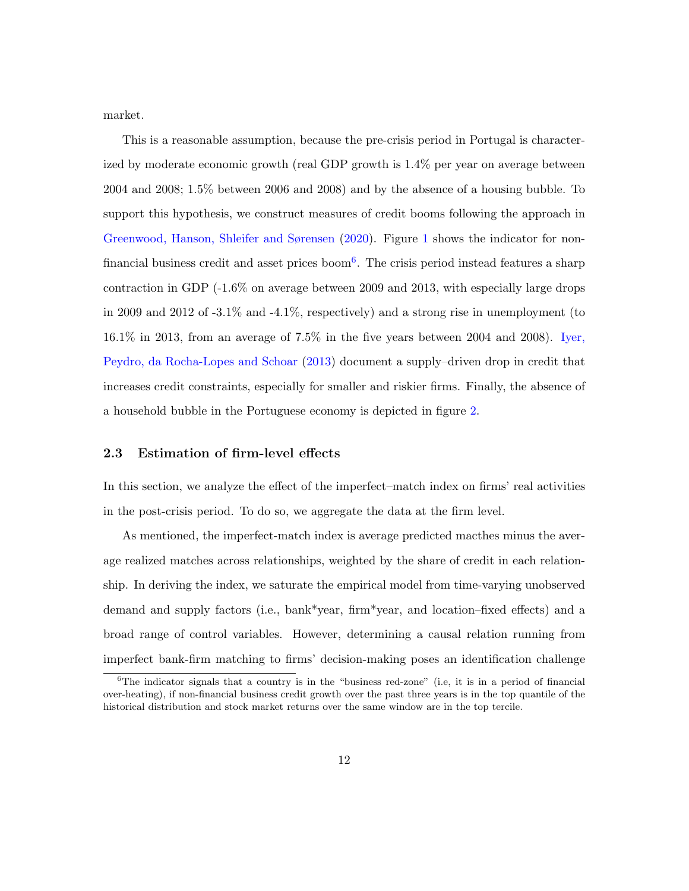market.

This is a reasonable assumption, because the pre-crisis period in Portugal is characterized by moderate economic growth (real GDP growth is 1.4% per year on average between 2004 and 2008; 1.5% between 2006 and 2008) and by the absence of a housing bubble. To support this hypothesis, we construct measures of credit booms following the approach in Greenwood, Hanson, Shleifer and Sørensen (2020). Figure 1 shows the indicator for non-financial business credit and asset prices boom[6]. The crisis period instead features a sharp contraction in GDP (-1.6% on average between 2009 and 2013, with especially large drops in 2009 and 2012 of -3.1% and -4.1%, respectively) and a strong rise in unemployment (to 16.1% in 2013, from an average of 7.5% in the five years between 2004 and 2008). Iyer, Peydro, da Rocha-Lopes and Schoar (2013) document a supply–driven drop in credit that increases credit constraints, especially for smaller and riskier firms. Finally, the absence of a household bubble in the Portuguese economy is depicted in figure 2.

### 2.3 Estimation of firm-level effects

In this section, we analyze the effect of the imperfect–match index on firms' real activities in the post-crisis period. To do so, we aggregate the data at the firm level.

As mentioned, the imperfect-match index is average predicted macthes minus the average realized matches across relationships, weighted by the share of credit in each relationship. In deriving the index, we saturate the empirical model from time-varying unobserved demand and supply factors (i.e., bank*year, firm*year, and location–fixed effects) and a broad range of control variables. However, determining a causal relation running from imperfect bank-firm matching to firms' decision-making poses an identification challenge

[6] The indicator signals that a country is in the "business red-zone" (i.e, it is in a period of financial over-heating), if non-financial business credit growth over the past three years is in the top quantile of the historical distribution and stock market returns over the same window are in the top tercile.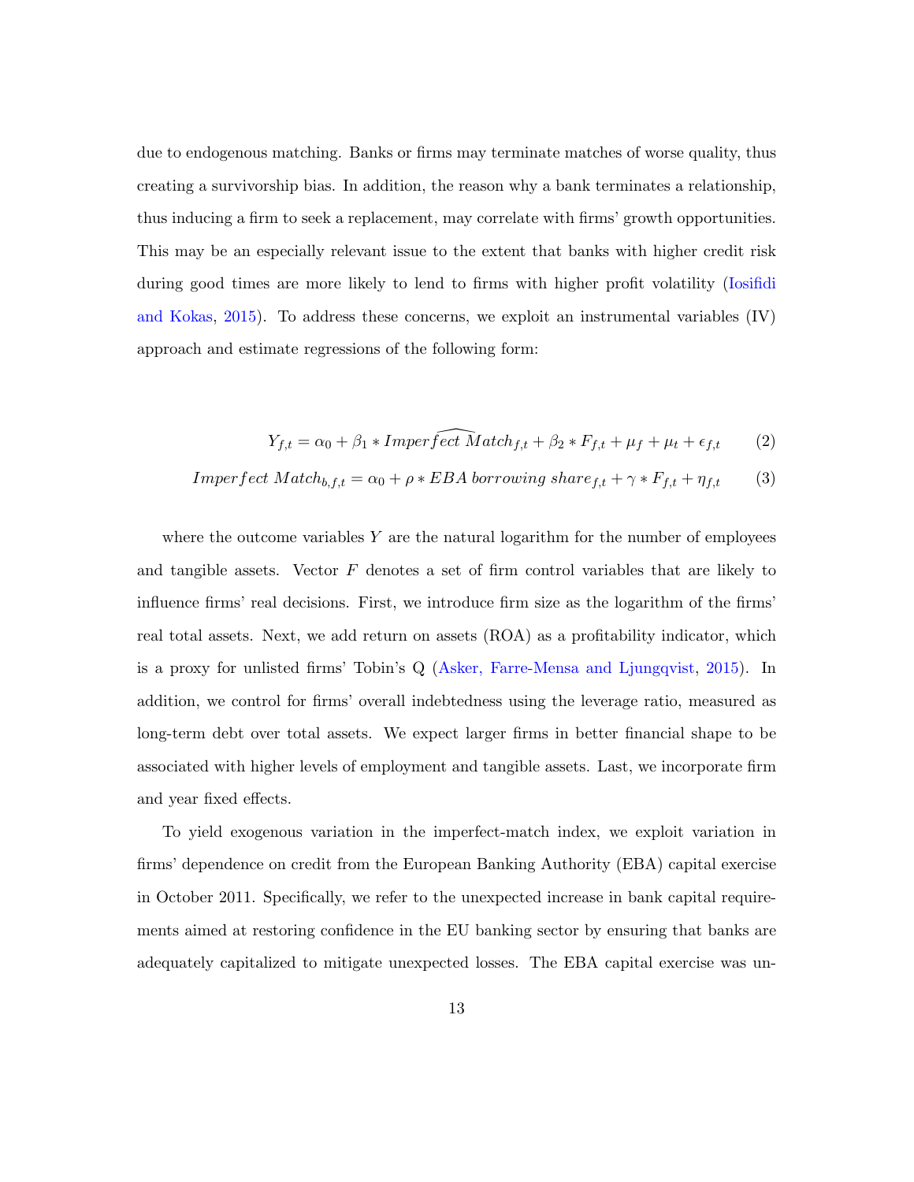due to endogenous matching. Banks or firms may terminate matches of worse quality, thus creating a survivorship bias. In addition, the reason why a bank terminates a relationship, thus inducing a firm to seek a replacement, may correlate with firms' growth opportunities. This may be an especially relevant issue to the extent that banks with higher credit risk during good times are more likely to lend to firms with higher profit volatility (Iosifidi and Kokas, 2015). To address these concerns, we exploit an instrumental variables (IV) approach and estimate regressions of the following form:

$$Y_{f,t} = \alpha_0 + \beta_1 * \widehat{Imperfect\ Match}_{f,t} + \beta_2 * F_{f,t} + \mu_f + \mu_t + \epsilon_{f,t} \tag{2}$$

$$Imperfect\ Match_{b,f,t} = \alpha_0 + \rho * EBA\ borrowing\ share_{f,t} + \gamma * F_{f,t} + \eta_{f,t} \tag{3}$$

where the outcome variables $Y$ are the natural logarithm for the number of employees and tangible assets. Vector $F$ denotes a set of firm control variables that are likely to influence firms' real decisions. First, we introduce firm size as the logarithm of the firms' real total assets. Next, we add return on assets (ROA) as a profitability indicator, which is a proxy for unlisted firms' Tobin's Q (Asker, Farre-Mensa and Ljungqvist, 2015). In addition, we control for firms' overall indebtedness using the leverage ratio, measured as long-term debt over total assets. We expect larger firms in better financial shape to be associated with higher levels of employment and tangible assets. Last, we incorporate firm and year fixed effects.

To yield exogenous variation in the imperfect-match index, we exploit variation in firms' dependence on credit from the European Banking Authority (EBA) capital exercise in October 2011. Specifically, we refer to the unexpected increase in bank capital requirements aimed at restoring confidence in the EU banking sector by ensuring that banks are adequately capitalized to mitigate unexpected losses. The EBA capital exercise was un-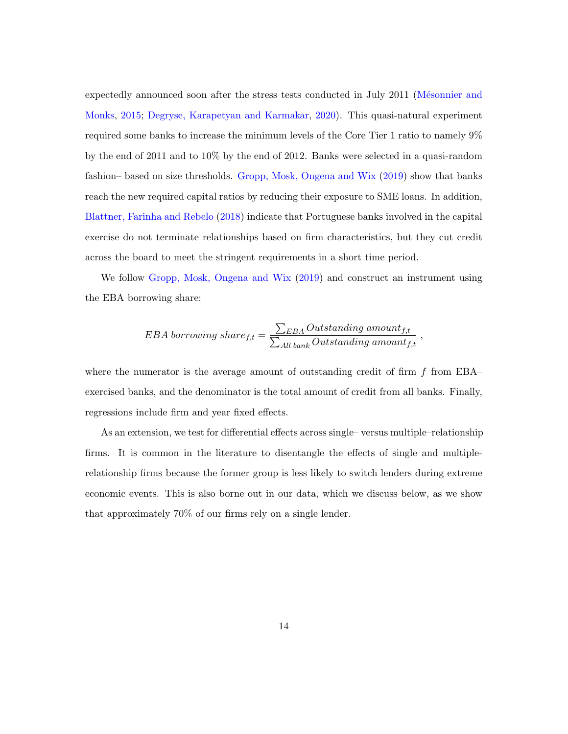expectedly announced soon after the stress tests conducted in July 2011 (Mésonnier and Monks, 2015; Degryse, Karapetyan and Karmakar, 2020). This quasi-natural experiment required some banks to increase the minimum levels of the Core Tier 1 ratio to namely 9% by the end of 2011 and to 10% by the end of 2012. Banks were selected in a quasi-random fashion– based on size thresholds. Gropp, Mosk, Ongena and Wix (2019) show that banks reach the new required capital ratios by reducing their exposure to SME loans. In addition, Blattner, Farinha and Rebelo (2018) indicate that Portuguese banks involved in the capital exercise do not terminate relationships based on firm characteristics, but they cut credit across the board to meet the stringent requirements in a short time period.

We follow Gropp, Mosk, Ongena and Wix (2019) and construct an instrument using the EBA borrowing share:

$$EBA\ borrowing\ share_{f,t} = \frac{\sum_{EBA} Outstanding\ amount_{f,t}}{\sum_{All\ bank} Outstanding\ amount_{f,t}}\ ,$$

where the numerator is the average amount of outstanding credit of firm $f$ from EBA–exercised banks, and the denominator is the total amount of credit from all banks. Finally, regressions include firm and year fixed effects.

As an extension, we test for differential effects across single– versus multiple–relationship firms. It is common in the literature to disentangle the effects of single and multiple-relationship firms because the former group is less likely to switch lenders during extreme economic events. This is also borne out in our data, which we discuss below, as we show that approximately 70% of our firms rely on a single lender.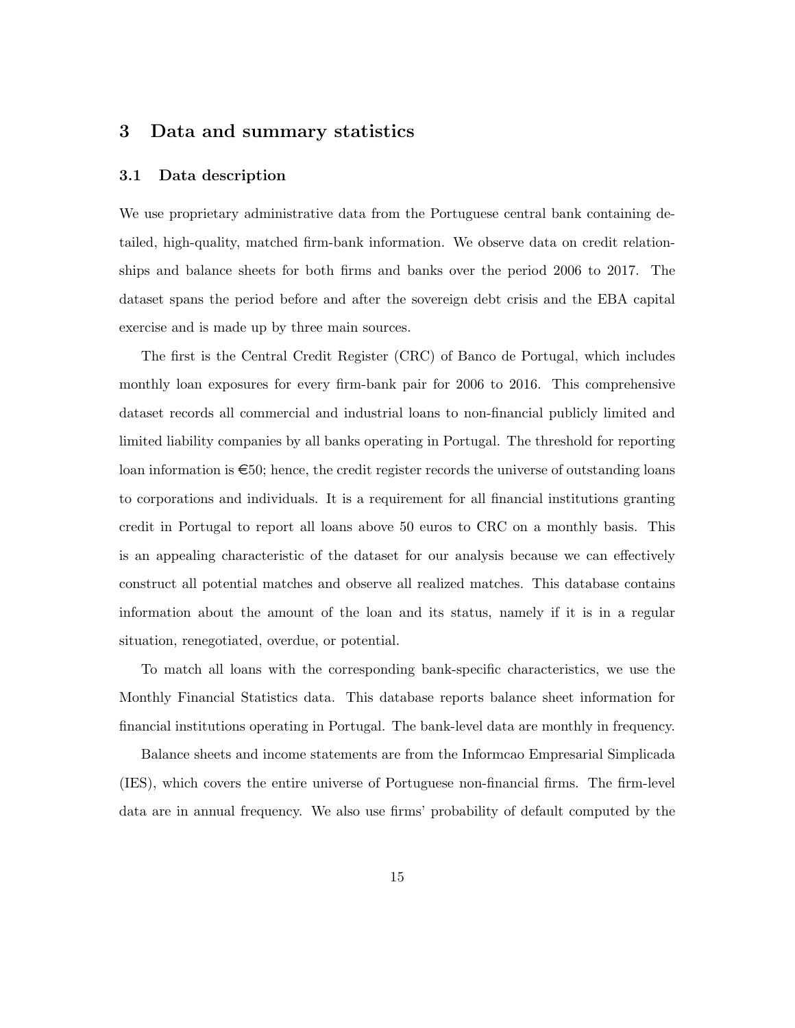## 3 Data and summary statistics

### 3.1 Data description

We use proprietary administrative data from the Portuguese central bank containing detailed, high-quality, matched firm-bank information. We observe data on credit relationships and balance sheets for both firms and banks over the period 2006 to 2017. The dataset spans the period before and after the sovereign debt crisis and the EBA capital exercise and is made up by three main sources.

The first is the Central Credit Register (CRC) of Banco de Portugal, which includes monthly loan exposures for every firm-bank pair for 2006 to 2016. This comprehensive dataset records all commercial and industrial loans to non-financial publicly limited and limited liability companies by all banks operating in Portugal. The threshold for reporting loan information is €50; hence, the credit register records the universe of outstanding loans to corporations and individuals. It is a requirement for all financial institutions granting credit in Portugal to report all loans above 50 euros to CRC on a monthly basis. This is an appealing characteristic of the dataset for our analysis because we can effectively construct all potential matches and observe all realized matches. This database contains information about the amount of the loan and its status, namely if it is in a regular situation, renegotiated, overdue, or potential.

To match all loans with the corresponding bank-specific characteristics, we use the Monthly Financial Statistics data. This database reports balance sheet information for financial institutions operating in Portugal. The bank-level data are monthly in frequency.

Balance sheets and income statements are from the Informcao Empresarial Simplicada (IES), which covers the entire universe of Portuguese non-financial firms. The firm-level data are in annual frequency. We also use firms' probability of default computed by the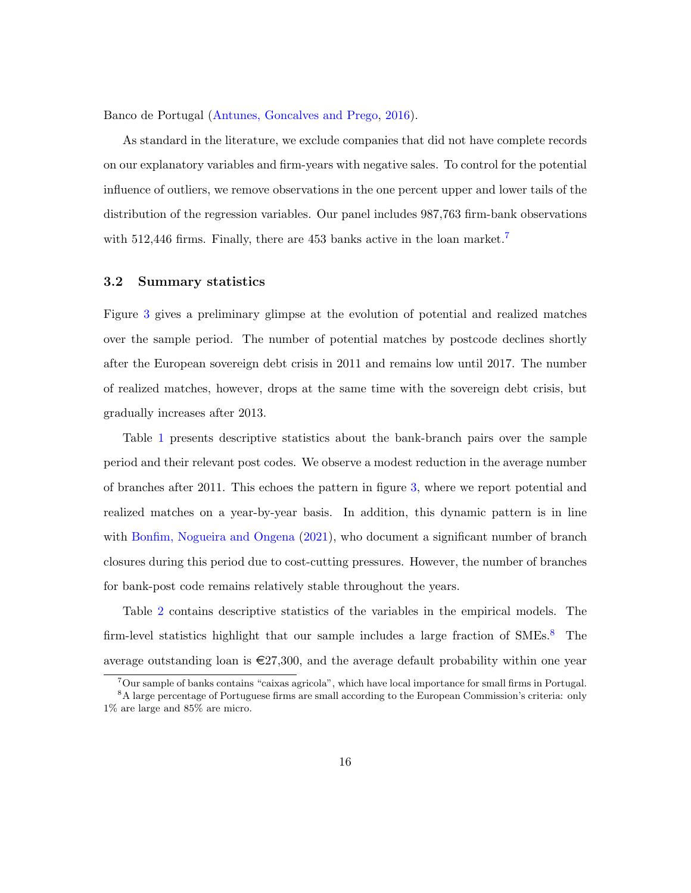Banco de Portugal (Antunes, Goncalves and Prego, 2016).

As standard in the literature, we exclude companies that did not have complete records on our explanatory variables and firm-years with negative sales. To control for the potential influence of outliers, we remove observations in the one percent upper and lower tails of the distribution of the regression variables. Our panel includes 987,763 firm-bank observations with 512,446 firms. Finally, there are 453 banks active in the loan market.[7]

### 3.2 Summary statistics

Figure 3 gives a preliminary glimpse at the evolution of potential and realized matches over the sample period. The number of potential matches by postcode declines shortly after the European sovereign debt crisis in 2011 and remains low until 2017. The number of realized matches, however, drops at the same time with the sovereign debt crisis, but gradually increases after 2013.

Table 1 presents descriptive statistics about the bank-branch pairs over the sample period and their relevant post codes. We observe a modest reduction in the average number of branches after 2011. This echoes the pattern in figure 3, where we report potential and realized matches on a year-by-year basis. In addition, this dynamic pattern is in line with Bonfim, Nogueira and Ongena (2021), who document a significant number of branch closures during this period due to cost-cutting pressures. However, the number of branches for bank-post code remains relatively stable throughout the years.

Table 2 contains descriptive statistics of the variables in the empirical models. The firm-level statistics highlight that our sample includes a large fraction of SMEs.[8] The average outstanding loan is €27,300, and the average default probability within one year

[7] Our sample of banks contains "caixas agricola", which have local importance for small firms in Portugal.

[8] A large percentage of Portuguese firms are small according to the European Commission's criteria: only 1% are large and 85% are micro.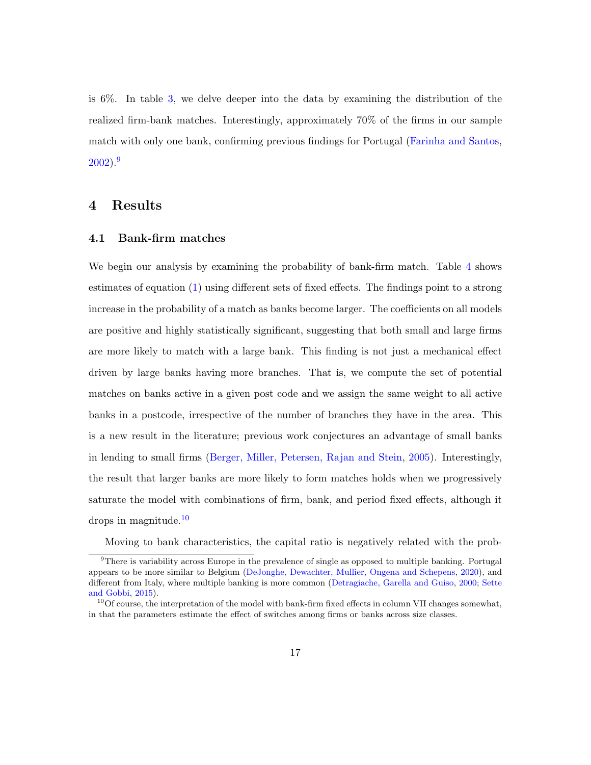is 6%. In table 3, we delve deeper into the data by examining the distribution of the realized firm-bank matches. Interestingly, approximately 70% of the firms in our sample match with only one bank, confirming previous findings for Portugal (Farinha and Santos, 2002).[9]

# 4 Results

## 4.1 Bank-firm matches

We begin our analysis by examining the probability of bank-firm match. Table 4 shows estimates of equation (1) using different sets of fixed effects. The findings point to a strong increase in the probability of a match as banks become larger. The coefficients on all models are positive and highly statistically significant, suggesting that both small and large firms are more likely to match with a large bank. This finding is not just a mechanical effect driven by large banks having more branches. That is, we compute the set of potential matches on banks active in a given post code and we assign the same weight to all active banks in a postcode, irrespective of the number of branches they have in the area. This is a new result in the literature; previous work conjectures an advantage of small banks in lending to small firms (Berger, Miller, Petersen, Rajan and Stein, 2005). Interestingly, the result that larger banks are more likely to form matches holds when we progressively saturate the model with combinations of firm, bank, and period fixed effects, although it drops in magnitude.[10]

Moving to bank characteristics, the capital ratio is negatively related with the prob-

[9] There is variability across Europe in the prevalence of single as opposed to multiple banking. Portugal appears to be more similar to Belgium (DeJonghe, Dewachter, Mullier, Ongena and Schepens, 2020), and different from Italy, where multiple banking is more common (Detragiache, Garella and Guiso, 2000; Sette and Gobbi, 2015).

[10] Of course, the interpretation of the model with bank-firm fixed effects in column VII changes somewhat, in that the parameters estimate the effect of switches among firms or banks across size classes.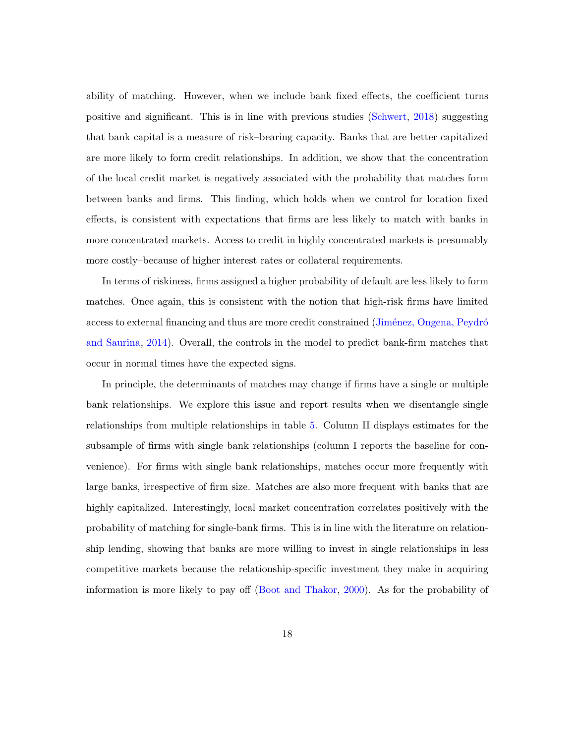ability of matching. However, when we include bank fixed effects, the coefficient turns positive and significant. This is in line with previous studies (Schwert, 2018) suggesting that bank capital is a measure of risk–bearing capacity. Banks that are better capitalized are more likely to form credit relationships. In addition, we show that the concentration of the local credit market is negatively associated with the probability that matches form between banks and firms. This finding, which holds when we control for location fixed effects, is consistent with expectations that firms are less likely to match with banks in more concentrated markets. Access to credit in highly concentrated markets is presumably more costly–because of higher interest rates or collateral requirements.

In terms of riskiness, firms assigned a higher probability of default are less likely to form matches. Once again, this is consistent with the notion that high-risk firms have limited access to external financing and thus are more credit constrained (Jiménez, Ongena, Peydró and Saurina, 2014). Overall, the controls in the model to predict bank-firm matches that occur in normal times have the expected signs.

In principle, the determinants of matches may change if firms have a single or multiple bank relationships. We explore this issue and report results when we disentangle single relationships from multiple relationships in table 5. Column II displays estimates for the subsample of firms with single bank relationships (column I reports the baseline for convenience). For firms with single bank relationships, matches occur more frequently with large banks, irrespective of firm size. Matches are also more frequent with banks that are highly capitalized. Interestingly, local market concentration correlates positively with the probability of matching for single-bank firms. This is in line with the literature on relationship lending, showing that banks are more willing to invest in single relationships in less competitive markets because the relationship-specific investment they make in acquiring information is more likely to pay off (Boot and Thakor, 2000). As for the probability of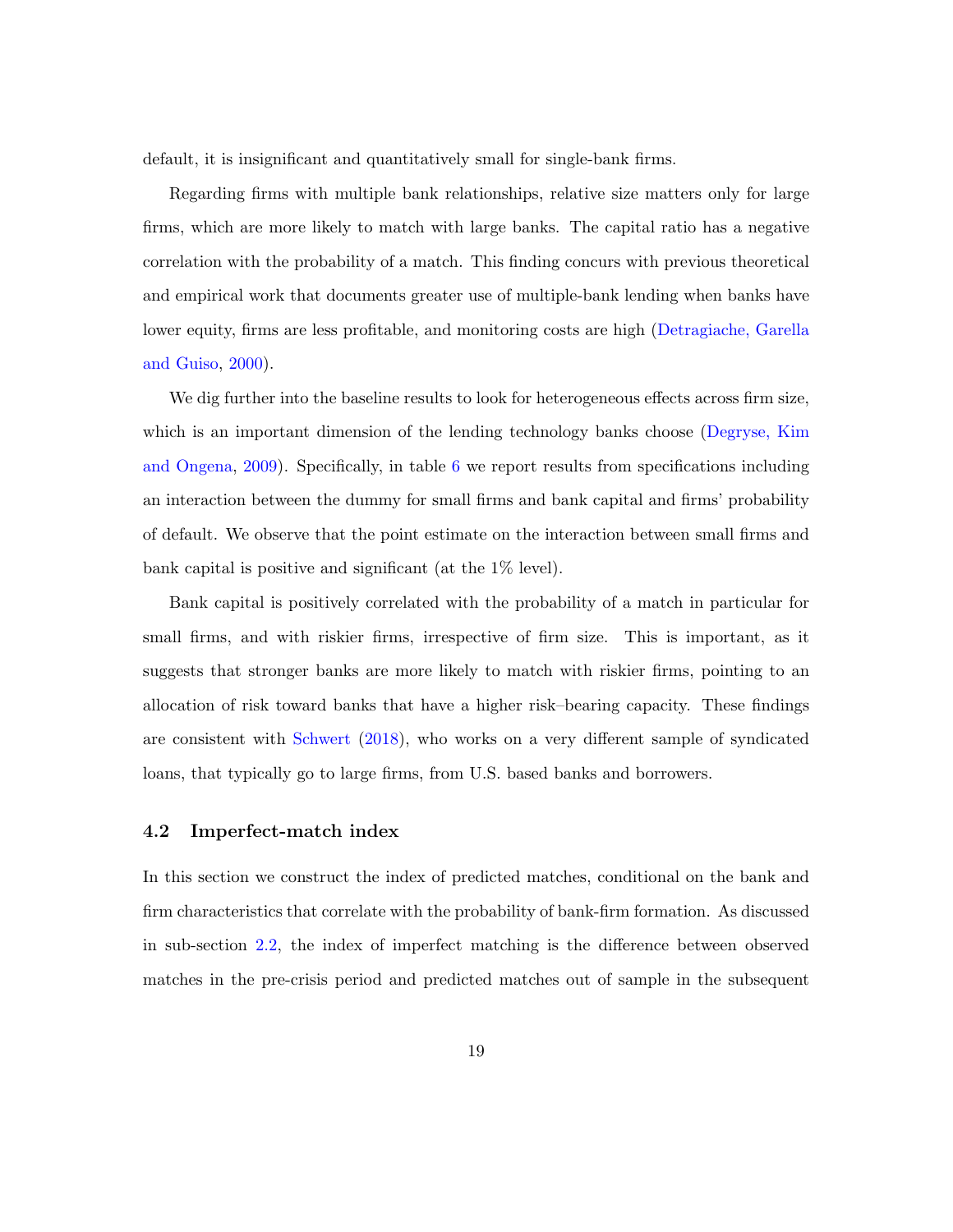default, it is insignificant and quantitatively small for single-bank firms.

Regarding firms with multiple bank relationships, relative size matters only for large firms, which are more likely to match with large banks. The capital ratio has a negative correlation with the probability of a match. This finding concurs with previous theoretical and empirical work that documents greater use of multiple-bank lending when banks have lower equity, firms are less profitable, and monitoring costs are high (Detragiache, Garella and Guiso, 2000).

We dig further into the baseline results to look for heterogeneous effects across firm size, which is an important dimension of the lending technology banks choose (Degryse, Kim and Ongena, 2009). Specifically, in table 6 we report results from specifications including an interaction between the dummy for small firms and bank capital and firms' probability of default. We observe that the point estimate on the interaction between small firms and bank capital is positive and significant (at the 1% level).

Bank capital is positively correlated with the probability of a match in particular for small firms, and with riskier firms, irrespective of firm size. This is important, as it suggests that stronger banks are more likely to match with riskier firms, pointing to an allocation of risk toward banks that have a higher risk–bearing capacity. These findings are consistent with Schwert (2018), who works on a very different sample of syndicated loans, that typically go to large firms, from U.S. based banks and borrowers.

### 4.2 Imperfect-match index

In this section we construct the index of predicted matches, conditional on the bank and firm characteristics that correlate with the probability of bank-firm formation. As discussed in sub-section 2.2, the index of imperfect matching is the difference between observed matches in the pre-crisis period and predicted matches out of sample in the subsequent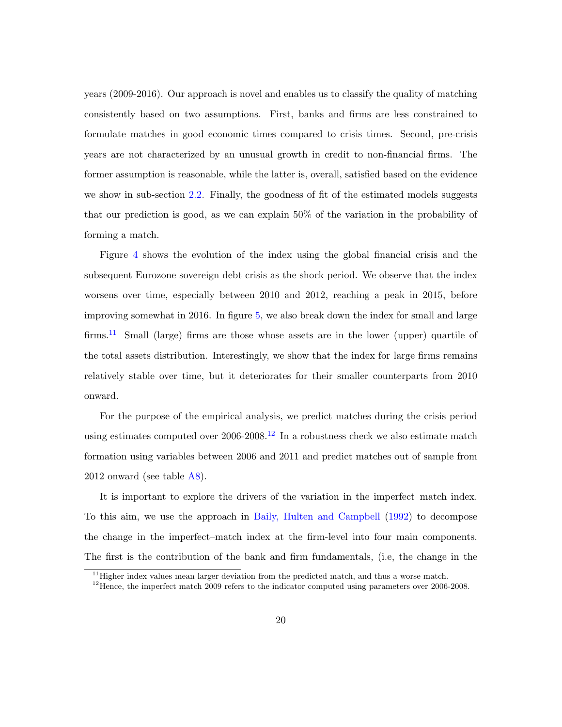years (2009-2016). Our approach is novel and enables us to classify the quality of matching consistently based on two assumptions. First, banks and firms are less constrained to formulate matches in good economic times compared to crisis times. Second, pre-crisis years are not characterized by an unusual growth in credit to non-financial firms. The former assumption is reasonable, while the latter is, overall, satisfied based on the evidence we show in sub-section 2.2. Finally, the goodness of fit of the estimated models suggests that our prediction is good, as we can explain 50% of the variation in the probability of forming a match.

Figure 4 shows the evolution of the index using the global financial crisis and the subsequent Eurozone sovereign debt crisis as the shock period. We observe that the index worsens over time, especially between 2010 and 2012, reaching a peak in 2015, before improving somewhat in 2016. In figure 5, we also break down the index for small and large firms.[11] Small (large) firms are those whose assets are in the lower (upper) quartile of the total assets distribution. Interestingly, we show that the index for large firms remains relatively stable over time, but it deteriorates for their smaller counterparts from 2010 onward.

For the purpose of the empirical analysis, we predict matches during the crisis period using estimates computed over 2006-2008.[12] In a robustness check we also estimate match formation using variables between 2006 and 2011 and predict matches out of sample from 2012 onward (see table A8).

It is important to explore the drivers of the variation in the imperfect–match index. To this aim, we use the approach in Baily, Hulten and Campbell (1992) to decompose the change in the imperfect–match index at the firm-level into four main components. The first is the contribution of the bank and firm fundamentals, (i.e, the change in the

[11] Higher index values mean larger deviation from the predicted match, and thus a worse match.

[12] Hence, the imperfect match 2009 refers to the indicator computed using parameters over 2006-2008.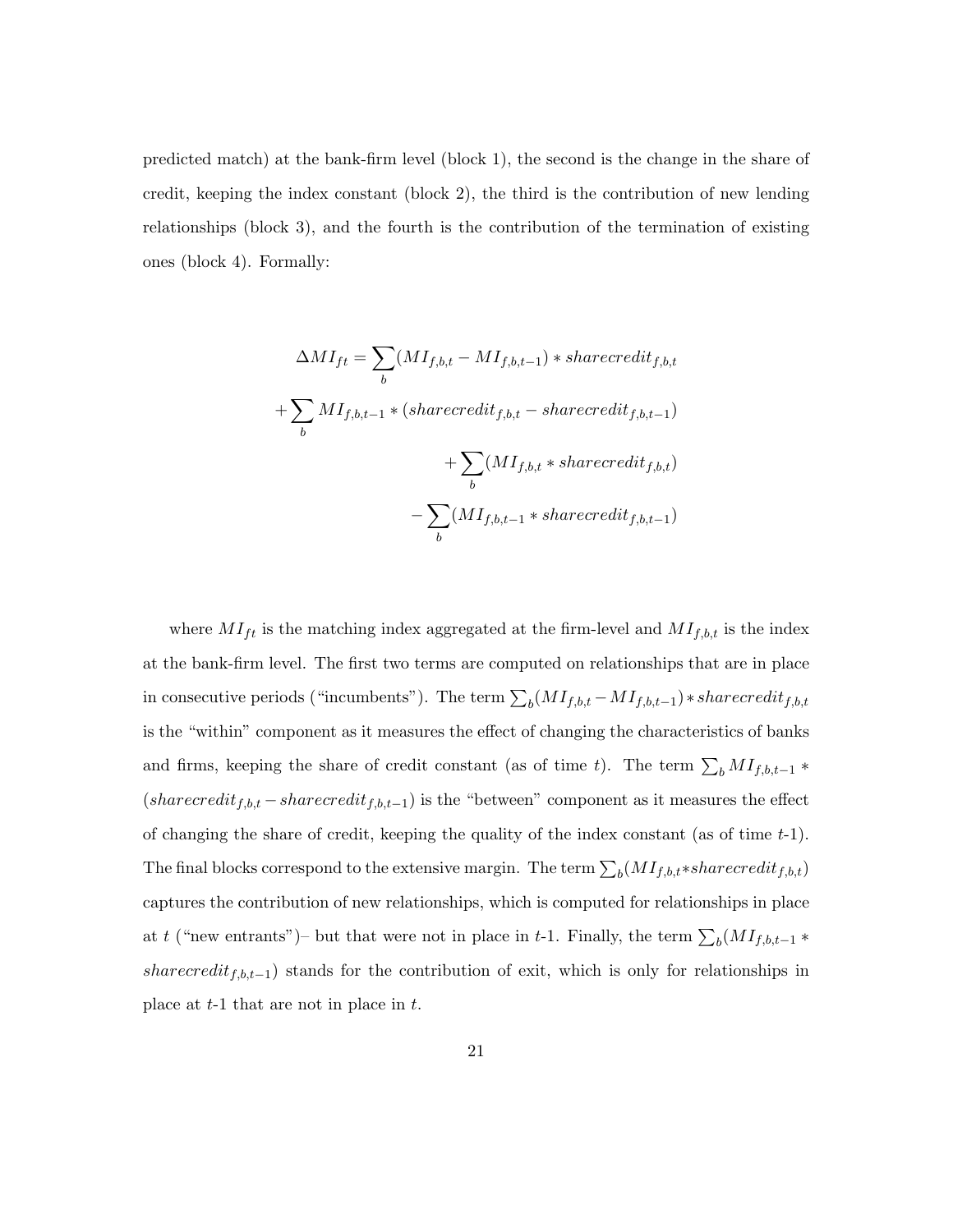predicted match) at the bank-firm level (block 1), the second is the change in the share of credit, keeping the index constant (block 2), the third is the contribution of new lending relationships (block 3), and the fourth is the contribution of the termination of existing ones (block 4). Formally:

$$
\begin{aligned}
\Delta MI_{ft} = \sum_{b}(MI_{f,b,t} - MI_{f,b,t-1}) * sharecredit_{f,b,t} \\
+ \sum_{b} MI_{f,b,t-1} * (sharecredit_{f,b,t} - sharecredit_{f,b,t-1}) \\
+ \sum_{b}(MI_{f,b,t} * sharecredit_{f,b,t}) \\
- \sum_{b}(MI_{f,b,t-1} * sharecredit_{f,b,t-1})
\end{aligned}
$$

where $MI_{ft}$ is the matching index aggregated at the firm-level and $MI_{f,b,t}$ is the index at the bank-firm level. The first two terms are computed on relationships that are in place in consecutive periods ("incumbents"). The term $\sum_{b}(MI_{f,b,t} - MI_{f,b,t-1}) * sharecredit_{f,b,t}$ is the "within" component as it measures the effect of changing the characteristics of banks and firms, keeping the share of credit constant (as of time $t$). The term $\sum_{b} MI_{f,b,t-1} * (sharecredit_{f,b,t} - sharecredit_{f,b,t-1})$ is the "between" component as it measures the effect of changing the share of credit, keeping the quality of the index constant (as of time $t$-1). The final blocks correspond to the extensive margin. The term $\sum_{b}(MI_{f,b,t} * sharecredit_{f,b,t})$ captures the contribution of new relationships, which is computed for relationships in place at $t$ ("new entrants")– but that were not in place in $t$-1. Finally, the term $\sum_{b}(MI_{f,b,t-1} * sharecredit_{f,b,t-1})$ stands for the contribution of exit, which is only for relationships in place at $t$-1 that are not in place in $t$.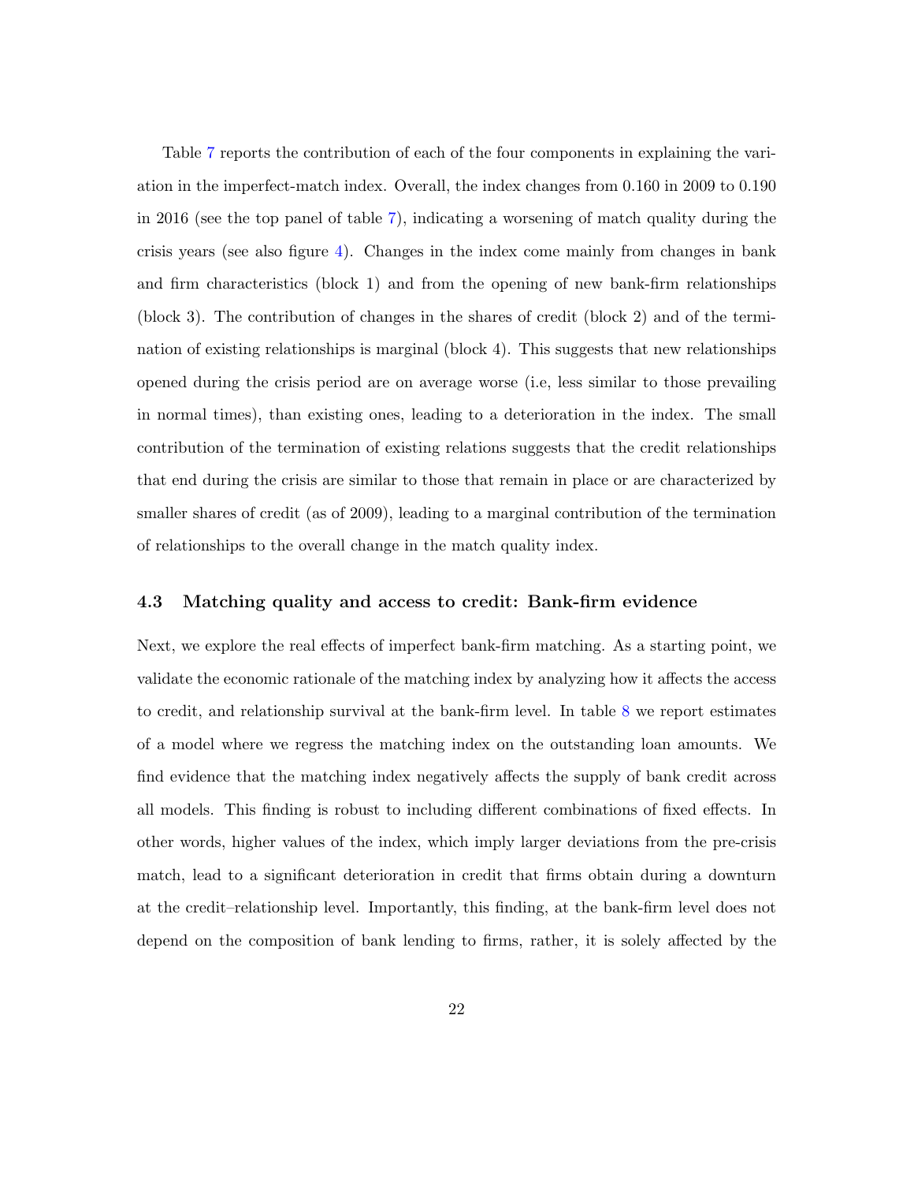Table 7 reports the contribution of each of the four components in explaining the variation in the imperfect-match index. Overall, the index changes from 0.160 in 2009 to 0.190 in 2016 (see the top panel of table 7), indicating a worsening of match quality during the crisis years (see also figure 4). Changes in the index come mainly from changes in bank and firm characteristics (block 1) and from the opening of new bank-firm relationships (block 3). The contribution of changes in the shares of credit (block 2) and of the termination of existing relationships is marginal (block 4). This suggests that new relationships opened during the crisis period are on average worse (i.e, less similar to those prevailing in normal times), than existing ones, leading to a deterioration in the index. The small contribution of the termination of existing relations suggests that the credit relationships that end during the crisis are similar to those that remain in place or are characterized by smaller shares of credit (as of 2009), leading to a marginal contribution of the termination of relationships to the overall change in the match quality index.

### 4.3 Matching quality and access to credit: Bank-firm evidence

Next, we explore the real effects of imperfect bank-firm matching. As a starting point, we validate the economic rationale of the matching index by analyzing how it affects the access to credit, and relationship survival at the bank-firm level. In table 8 we report estimates of a model where we regress the matching index on the outstanding loan amounts. We find evidence that the matching index negatively affects the supply of bank credit across all models. This finding is robust to including different combinations of fixed effects. In other words, higher values of the index, which imply larger deviations from the pre-crisis match, lead to a significant deterioration in credit that firms obtain during a downturn at the credit–relationship level. Importantly, this finding, at the bank-firm level does not depend on the composition of bank lending to firms, rather, it is solely affected by the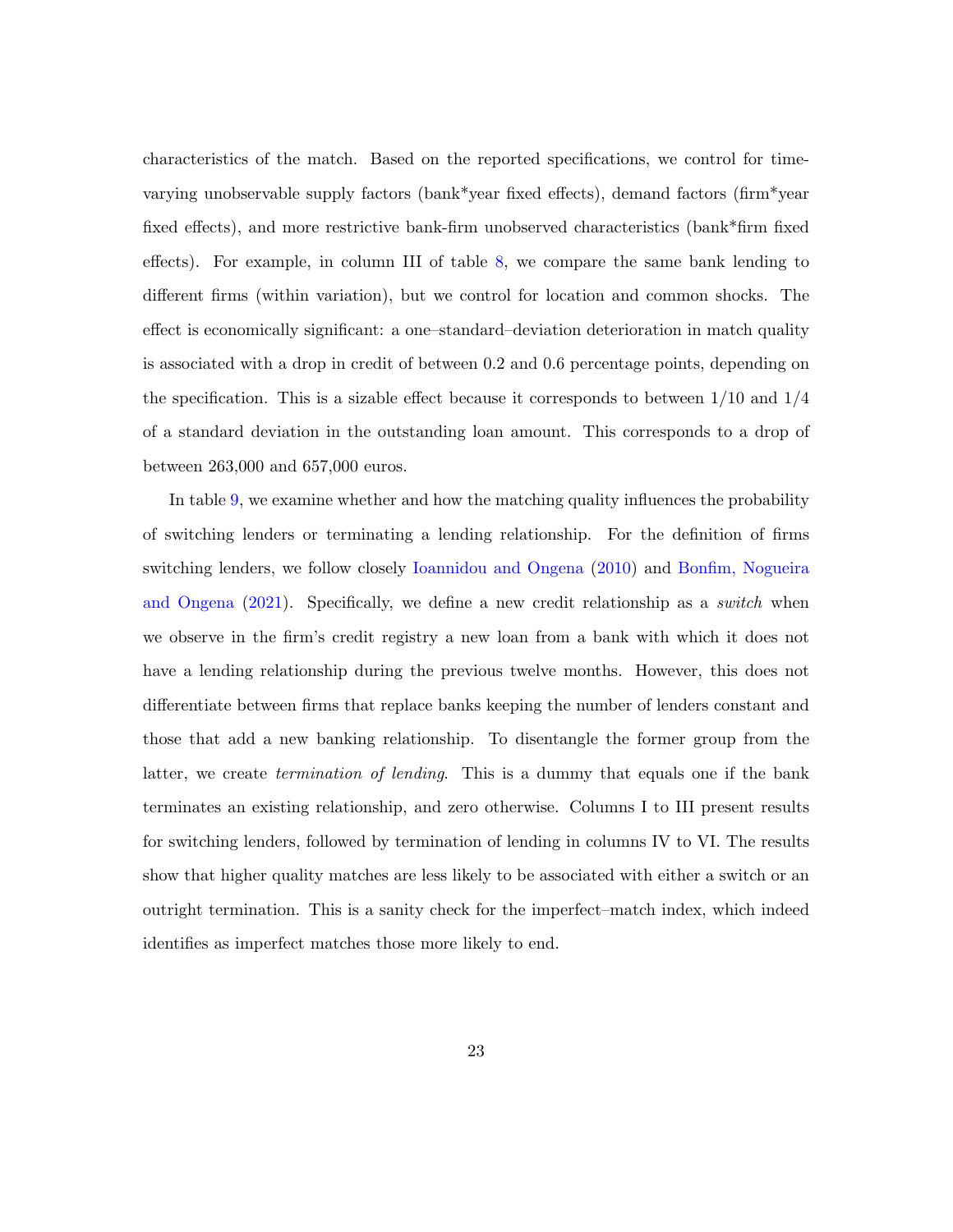characteristics of the match. Based on the reported specifications, we control for time-varying unobservable supply factors (bank*year fixed effects), demand factors (firm*year fixed effects), and more restrictive bank-firm unobserved characteristics (bank*firm fixed effects). For example, in column III of table 8, we compare the same bank lending to different firms (within variation), but we control for location and common shocks. The effect is economically significant: a one–standard–deviation deterioration in match quality is associated with a drop in credit of between 0.2 and 0.6 percentage points, depending on the specification. This is a sizable effect because it corresponds to between 1/10 and 1/4 of a standard deviation in the outstanding loan amount. This corresponds to a drop of between 263,000 and 657,000 euros.

In table 9, we examine whether and how the matching quality influences the probability of switching lenders or terminating a lending relationship. For the definition of firms switching lenders, we follow closely Ioannidou and Ongena (2010) and Bonfim, Nogueira and Ongena (2021). Specifically, we define a new credit relationship as a *switch* when we observe in the firm's credit registry a new loan from a bank with which it does not have a lending relationship during the previous twelve months. However, this does not differentiate between firms that replace banks keeping the number of lenders constant and those that add a new banking relationship. To disentangle the former group from the latter, we create *termination of lending*. This is a dummy that equals one if the bank terminates an existing relationship, and zero otherwise. Columns I to III present results for switching lenders, followed by termination of lending in columns IV to VI. The results show that higher quality matches are less likely to be associated with either a switch or an outright termination. This is a sanity check for the imperfect–match index, which indeed identifies as imperfect matches those more likely to end.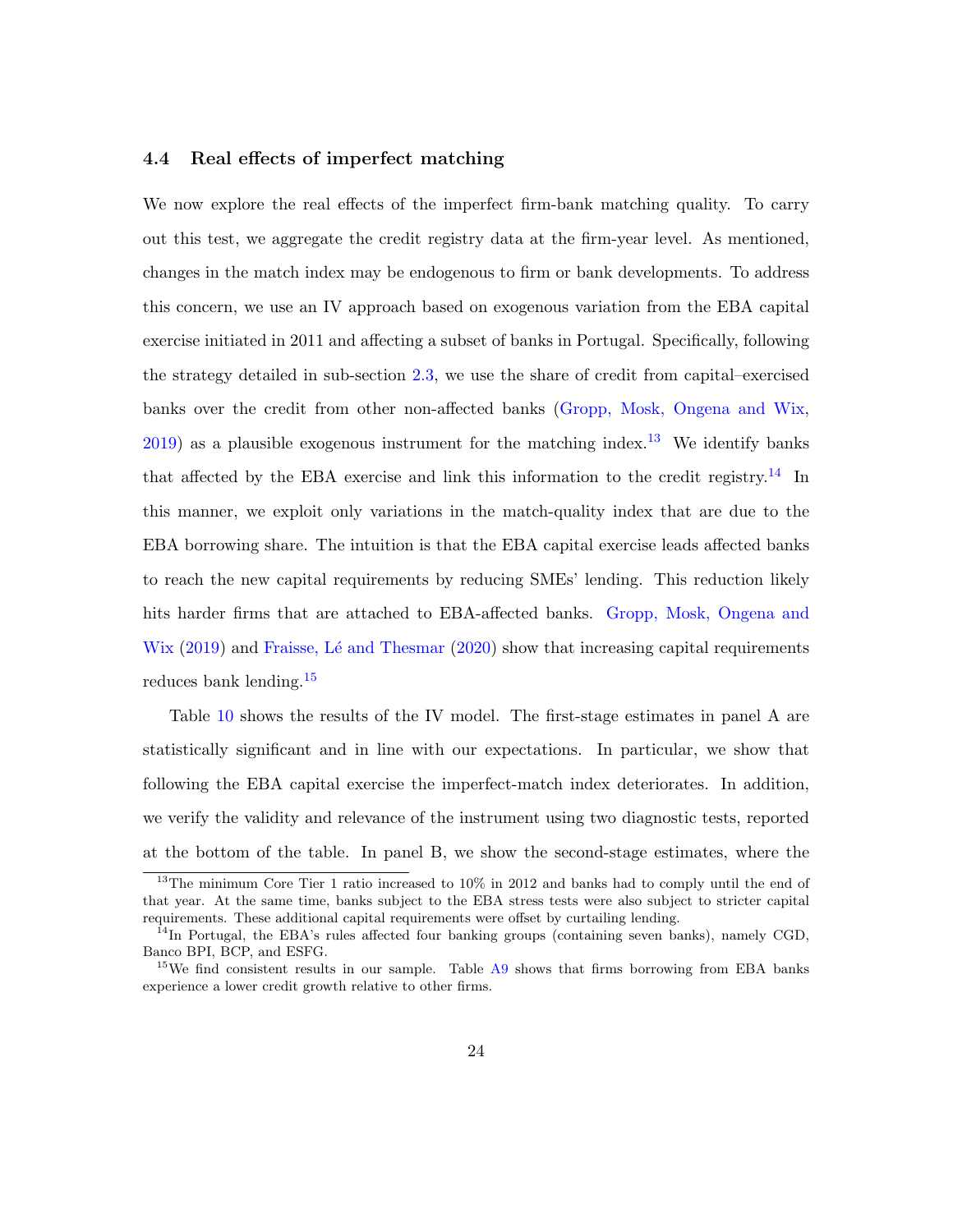### 4.4 Real effects of imperfect matching

We now explore the real effects of the imperfect firm-bank matching quality. To carry out this test, we aggregate the credit registry data at the firm-year level. As mentioned, changes in the match index may be endogenous to firm or bank developments. To address this concern, we use an IV approach based on exogenous variation from the EBA capital exercise initiated in 2011 and affecting a subset of banks in Portugal. Specifically, following the strategy detailed in sub-section 2.3, we use the share of credit from capital–exercised banks over the credit from other non-affected banks (Gropp, Mosk, Ongena and Wix, 2019) as a plausible exogenous instrument for the matching index.[13] We identify banks that affected by the EBA exercise and link this information to the credit registry.[14] In this manner, we exploit only variations in the match-quality index that are due to the EBA borrowing share. The intuition is that the EBA capital exercise leads affected banks to reach the new capital requirements by reducing SMEs' lending. This reduction likely hits harder firms that are attached to EBA-affected banks. Gropp, Mosk, Ongena and Wix (2019) and Fraisse, Lé and Thesmar (2020) show that increasing capital requirements reduces bank lending.[15]

Table 10 shows the results of the IV model. The first-stage estimates in panel A are statistically significant and in line with our expectations. In particular, we show that following the EBA capital exercise the imperfect-match index deteriorates. In addition, we verify the validity and relevance of the instrument using two diagnostic tests, reported at the bottom of the table. In panel B, we show the second-stage estimates, where the

[13] The minimum Core Tier 1 ratio increased to 10% in 2012 and banks had to comply until the end of that year. At the same time, banks subject to the EBA stress tests were also subject to stricter capital requirements. These additional capital requirements were offset by curtailing lending.

[14] In Portugal, the EBA's rules affected four banking groups (containing seven banks), namely CGD, Banco BPI, BCP, and ESFG.

[15] We find consistent results in our sample. Table A9 shows that firms borrowing from EBA banks experience a lower credit growth relative to other firms.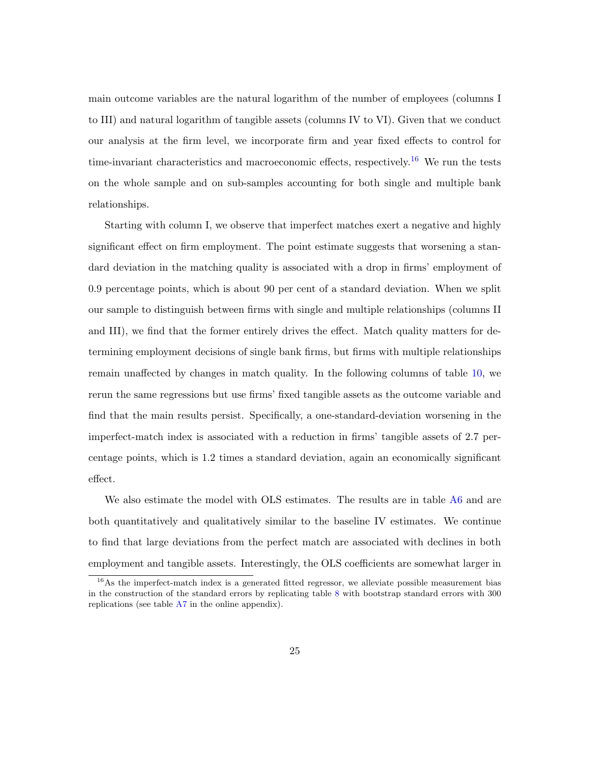main outcome variables are the natural logarithm of the number of employees (columns I to III) and natural logarithm of tangible assets (columns IV to VI). Given that we conduct our analysis at the firm level, we incorporate firm and year fixed effects to control for time-invariant characteristics and macroeconomic effects, respectively.[16] We run the tests on the whole sample and on sub-samples accounting for both single and multiple bank relationships.

Starting with column I, we observe that imperfect matches exert a negative and highly significant effect on firm employment. The point estimate suggests that worsening a standard deviation in the matching quality is associated with a drop in firms' employment of 0.9 percentage points, which is about 90 per cent of a standard deviation. When we split our sample to distinguish between firms with single and multiple relationships (columns II and III), we find that the former entirely drives the effect. Match quality matters for determining employment decisions of single bank firms, but firms with multiple relationships remain unaffected by changes in match quality. In the following columns of table 10, we rerun the same regressions but use firms' fixed tangible assets as the outcome variable and find that the main results persist. Specifically, a one-standard-deviation worsening in the imperfect-match index is associated with a reduction in firms' tangible assets of 2.7 percentage points, which is 1.2 times a standard deviation, again an economically significant effect.

We also estimate the model with OLS estimates. The results are in table A6 and are both quantitatively and qualitatively similar to the baseline IV estimates. We continue to find that large deviations from the perfect match are associated with declines in both employment and tangible assets. Interestingly, the OLS coefficients are somewhat larger in

[16] As the imperfect-match index is a generated fitted regressor, we alleviate possible measurement bias in the construction of the standard errors by replicating table 8 with bootstrap standard errors with 300 replications (see table A7 in the online appendix).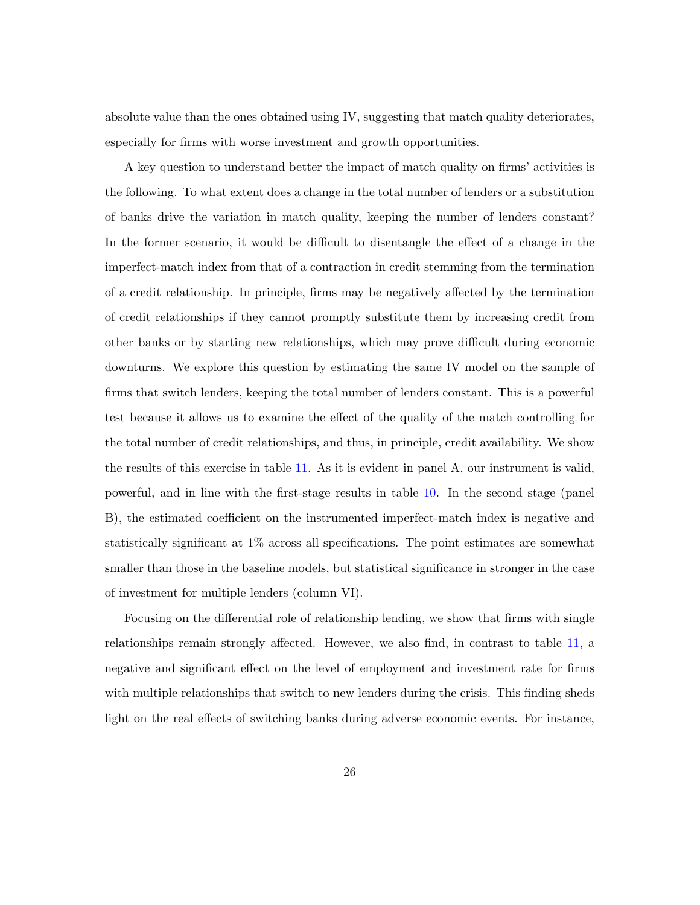absolute value than the ones obtained using IV, suggesting that match quality deteriorates, especially for firms with worse investment and growth opportunities.

A key question to understand better the impact of match quality on firms' activities is the following. To what extent does a change in the total number of lenders or a substitution of banks drive the variation in match quality, keeping the number of lenders constant? In the former scenario, it would be difficult to disentangle the effect of a change in the imperfect-match index from that of a contraction in credit stemming from the termination of a credit relationship. In principle, firms may be negatively affected by the termination of credit relationships if they cannot promptly substitute them by increasing credit from other banks or by starting new relationships, which may prove difficult during economic downturns. We explore this question by estimating the same IV model on the sample of firms that switch lenders, keeping the total number of lenders constant. This is a powerful test because it allows us to examine the effect of the quality of the match controlling for the total number of credit relationships, and thus, in principle, credit availability. We show the results of this exercise in table 11. As it is evident in panel A, our instrument is valid, powerful, and in line with the first-stage results in table 10. In the second stage (panel B), the estimated coefficient on the instrumented imperfect-match index is negative and statistically significant at 1% across all specifications. The point estimates are somewhat smaller than those in the baseline models, but statistical significance in stronger in the case of investment for multiple lenders (column VI).

Focusing on the differential role of relationship lending, we show that firms with single relationships remain strongly affected. However, we also find, in contrast to table 11, a negative and significant effect on the level of employment and investment rate for firms with multiple relationships that switch to new lenders during the crisis. This finding sheds light on the real effects of switching banks during adverse economic events. For instance,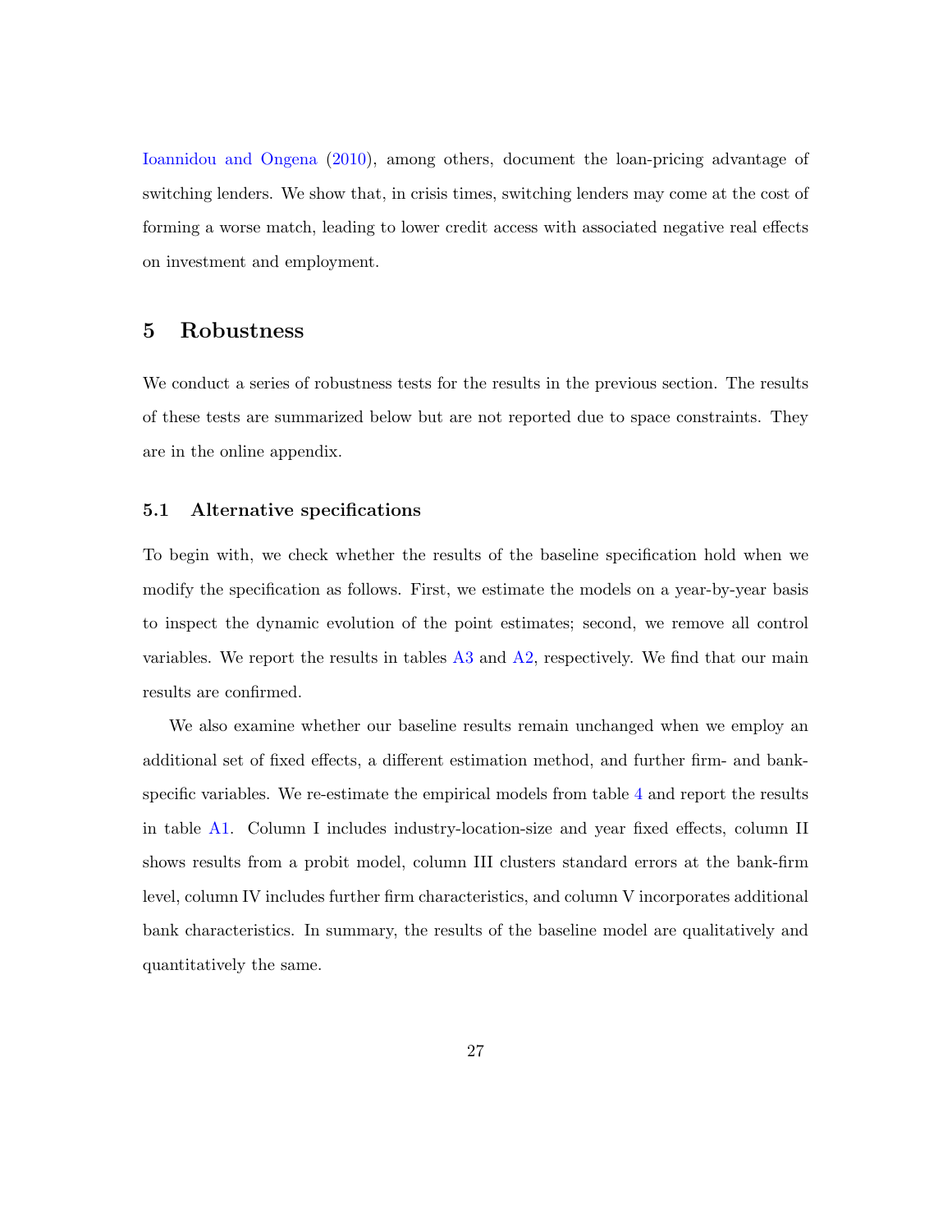Ioannidou and Ongena (2010), among others, document the loan-pricing advantage of switching lenders. We show that, in crisis times, switching lenders may come at the cost of forming a worse match, leading to lower credit access with associated negative real effects on investment and employment.

## 5 Robustness

We conduct a series of robustness tests for the results in the previous section. The results of these tests are summarized below but are not reported due to space constraints. They are in the online appendix.

### 5.1 Alternative specifications

To begin with, we check whether the results of the baseline specification hold when we modify the specification as follows. First, we estimate the models on a year-by-year basis to inspect the dynamic evolution of the point estimates; second, we remove all control variables. We report the results in tables A3 and A2, respectively. We find that our main results are confirmed.

We also examine whether our baseline results remain unchanged when we employ an additional set of fixed effects, a different estimation method, and further firm- and bank-specific variables. We re-estimate the empirical models from table 4 and report the results in table A1. Column I includes industry-location-size and year fixed effects, column II shows results from a probit model, column III clusters standard errors at the bank-firm level, column IV includes further firm characteristics, and column V incorporates additional bank characteristics. In summary, the results of the baseline model are qualitatively and quantitatively the same.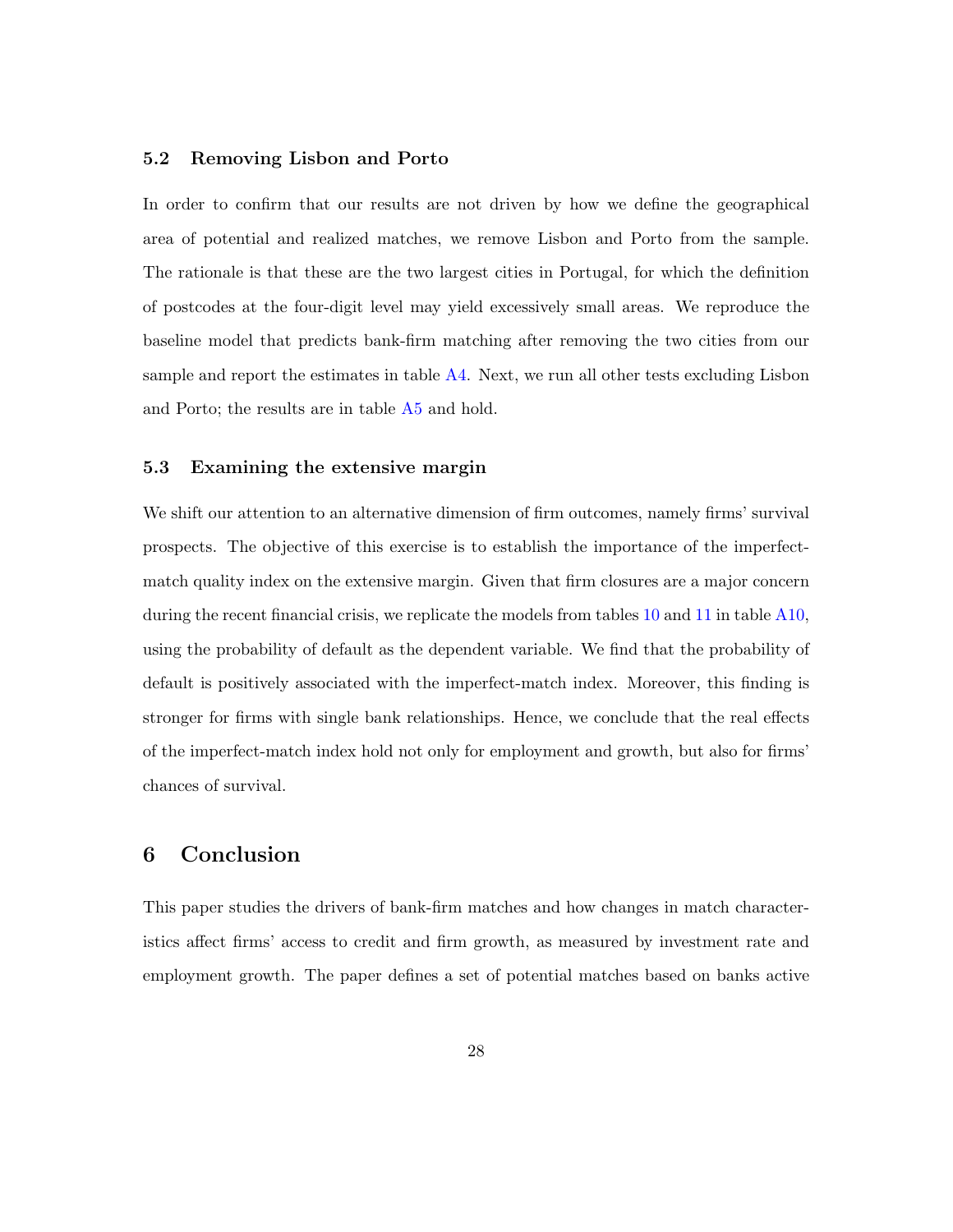### 5.2 Removing Lisbon and Porto

In order to confirm that our results are not driven by how we define the geographical area of potential and realized matches, we remove Lisbon and Porto from the sample. The rationale is that these are the two largest cities in Portugal, for which the definition of postcodes at the four-digit level may yield excessively small areas. We reproduce the baseline model that predicts bank-firm matching after removing the two cities from our sample and report the estimates in table A4. Next, we run all other tests excluding Lisbon and Porto; the results are in table A5 and hold.

### 5.3 Examining the extensive margin

We shift our attention to an alternative dimension of firm outcomes, namely firms' survival prospects. The objective of this exercise is to establish the importance of the imperfect-match quality index on the extensive margin. Given that firm closures are a major concern during the recent financial crisis, we replicate the models from tables 10 and 11 in table A10, using the probability of default as the dependent variable. We find that the probability of default is positively associated with the imperfect-match index. Moreover, this finding is stronger for firms with single bank relationships. Hence, we conclude that the real effects of the imperfect-match index hold not only for employment and growth, but also for firms' chances of survival.

## 6 Conclusion

This paper studies the drivers of bank-firm matches and how changes in match characteristics affect firms' access to credit and firm growth, as measured by investment rate and employment growth. The paper defines a set of potential matches based on banks active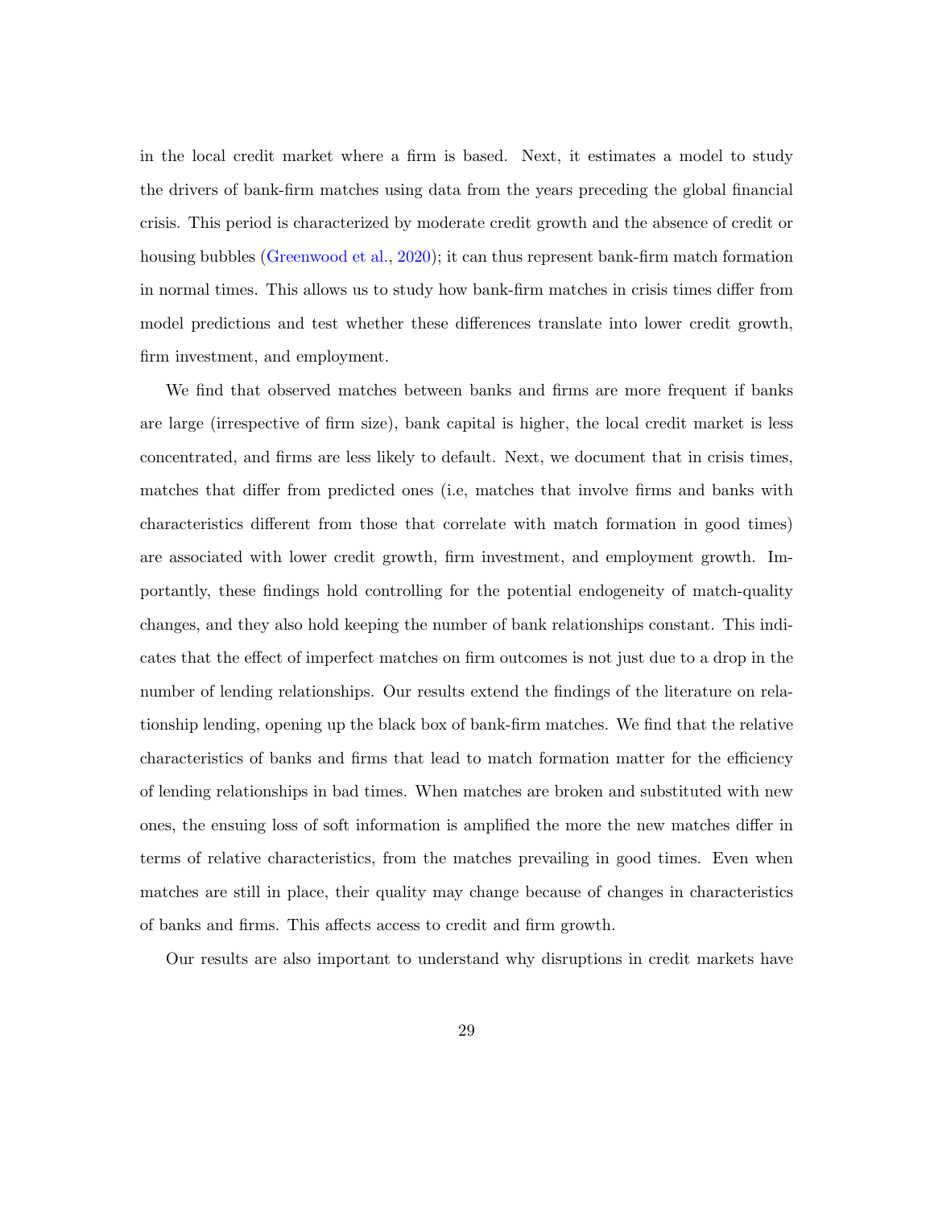in the local credit market where a firm is based. Next, it estimates a model to study the drivers of bank-firm matches using data from the years preceding the global financial crisis. This period is characterized by moderate credit growth and the absence of credit or housing bubbles (Greenwood et al., 2020); it can thus represent bank-firm match formation in normal times. This allows us to study how bank-firm matches in crisis times differ from model predictions and test whether these differences translate into lower credit growth, firm investment, and employment.

We find that observed matches between banks and firms are more frequent if banks are large (irrespective of firm size), bank capital is higher, the local credit market is less concentrated, and firms are less likely to default. Next, we document that in crisis times, matches that differ from predicted ones (i.e, matches that involve firms and banks with characteristics different from those that correlate with match formation in good times) are associated with lower credit growth, firm investment, and employment growth. Importantly, these findings hold controlling for the potential endogeneity of match-quality changes, and they also hold keeping the number of bank relationships constant. This indicates that the effect of imperfect matches on firm outcomes is not just due to a drop in the number of lending relationships. Our results extend the findings of the literature on relationship lending, opening up the black box of bank-firm matches. We find that the relative characteristics of banks and firms that lead to match formation matter for the efficiency of lending relationships in bad times. When matches are broken and substituted with new ones, the ensuing loss of soft information is amplified the more the new matches differ in terms of relative characteristics, from the matches prevailing in good times. Even when matches are still in place, their quality may change because of changes in characteristics of banks and firms. This affects access to credit and firm growth.

Our results are also important to understand why disruptions in credit markets have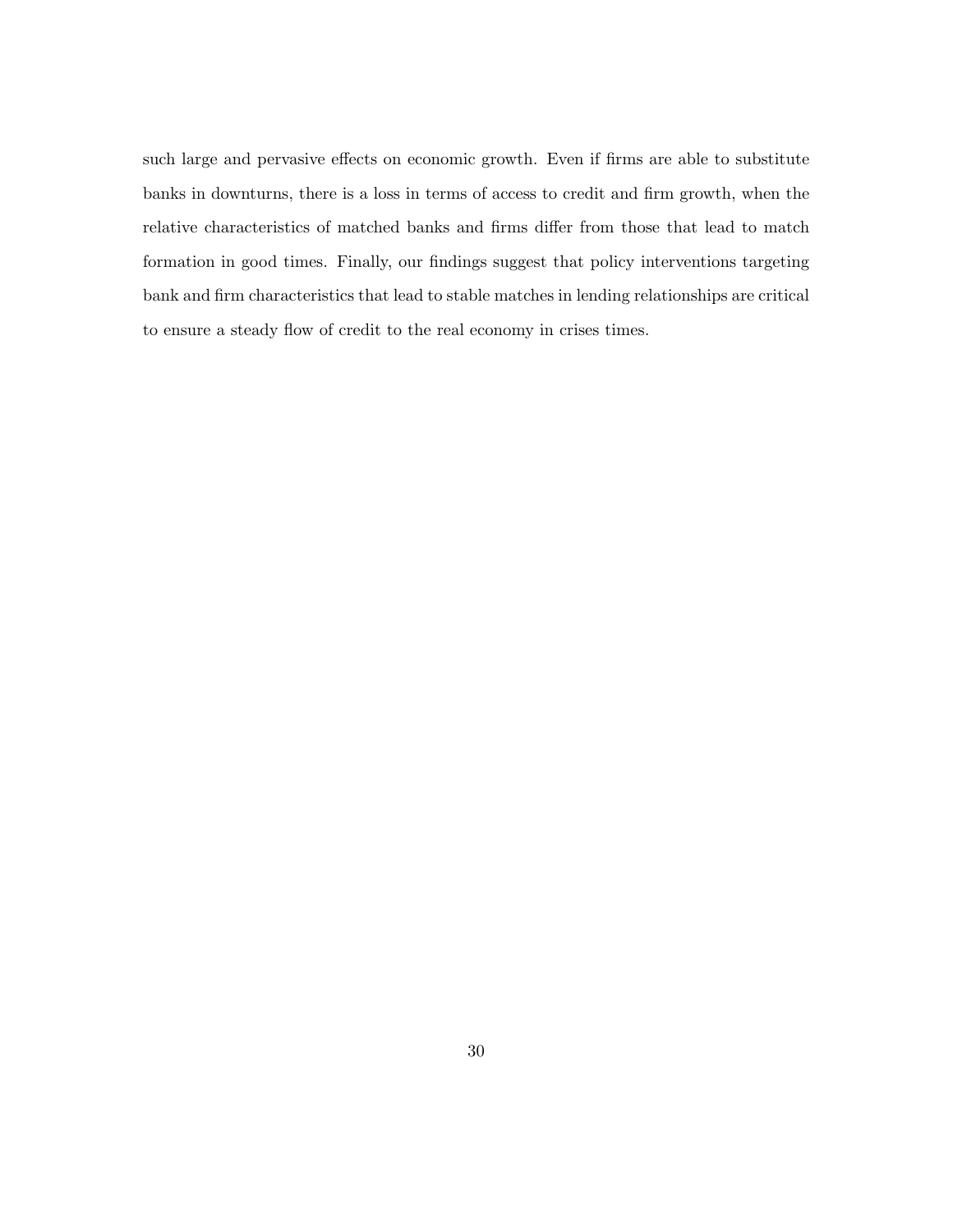such large and pervasive effects on economic growth. Even if firms are able to substitute banks in downturns, there is a loss in terms of access to credit and firm growth, when the relative characteristics of matched banks and firms differ from those that lead to match formation in good times. Finally, our findings suggest that policy interventions targeting bank and firm characteristics that lead to stable matches in lending relationships are critical to ensure a steady flow of credit to the real economy in crises times.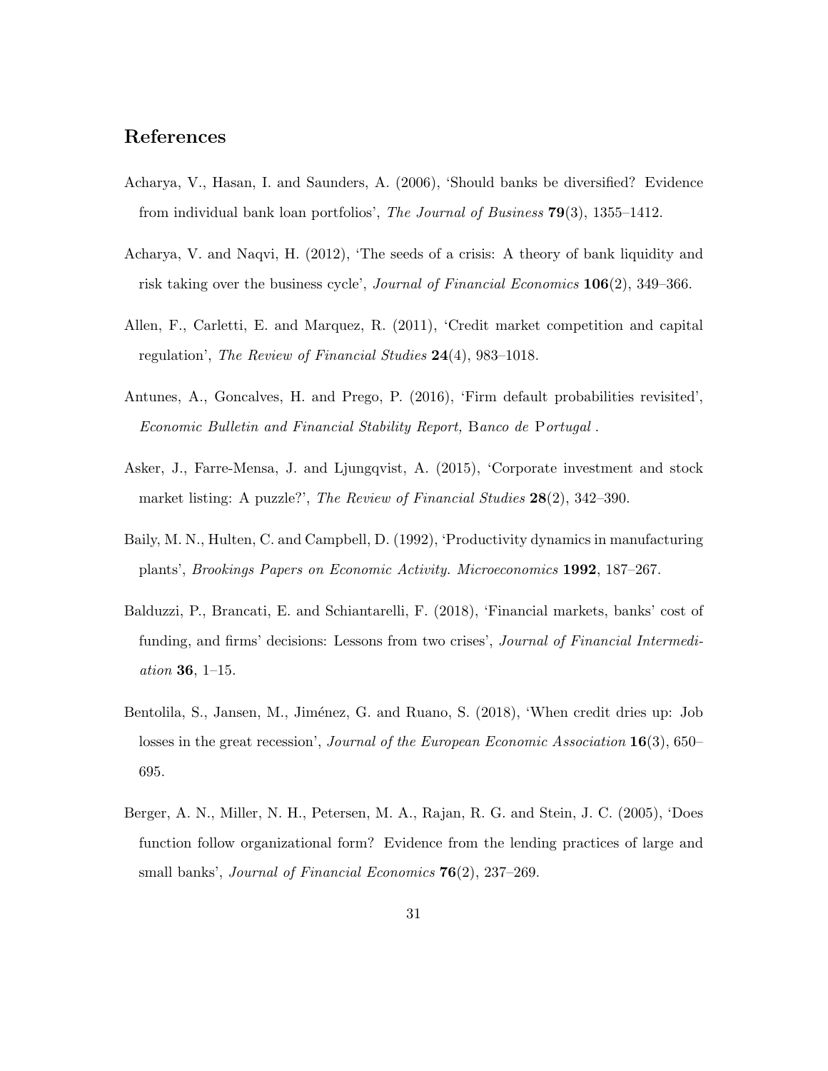## References

Acharya, V., Hasan, I. and Saunders, A. (2006), 'Should banks be diversified? Evidence from individual bank loan portfolios', *The Journal of Business* **79**(3), 1355–1412.

Acharya, V. and Naqvi, H. (2012), 'The seeds of a crisis: A theory of bank liquidity and risk taking over the business cycle', *Journal of Financial Economics* **106**(2), 349–366.

Allen, F., Carletti, E. and Marquez, R. (2011), 'Credit market competition and capital regulation', *The Review of Financial Studies* **24**(4), 983–1018.

Antunes, A., Goncalves, H. and Prego, P. (2016), 'Firm default probabilities revisited', *Economic Bulletin and Financial Stability Report, Banco de Portugal* .

Asker, J., Farre-Mensa, J. and Ljungqvist, A. (2015), 'Corporate investment and stock market listing: A puzzle?', *The Review of Financial Studies* **28**(2), 342–390.

Baily, M. N., Hulten, C. and Campbell, D. (1992), 'Productivity dynamics in manufacturing plants', *Brookings Papers on Economic Activity. Microeconomics* **1992**, 187–267.

Balduzzi, P., Brancati, E. and Schiantarelli, F. (2018), 'Financial markets, banks' cost of funding, and firms' decisions: Lessons from two crises', *Journal of Financial Intermediation* **36**, 1–15.

Bentolila, S., Jansen, M., Jiménez, G. and Ruano, S. (2018), 'When credit dries up: Job losses in the great recession', *Journal of the European Economic Association* **16**(3), 650–695.

Berger, A. N., Miller, N. H., Petersen, M. A., Rajan, R. G. and Stein, J. C. (2005), 'Does function follow organizational form? Evidence from the lending practices of large and small banks', *Journal of Financial Economics* **76**(2), 237–269.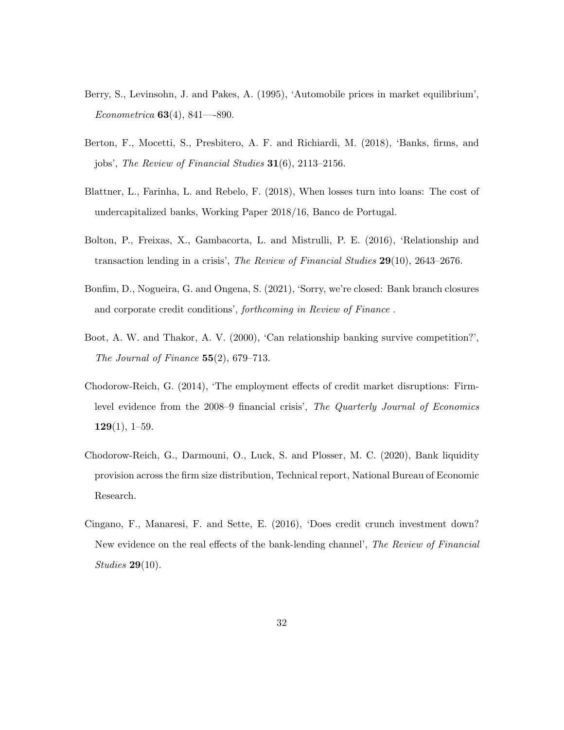Berry, S., Levinsohn, J. and Pakes, A. (1995), 'Automobile prices in market equilibrium', *Econometrica* **63**(4), 841—-890.

Berton, F., Mocetti, S., Presbitero, A. F. and Richiardi, M. (2018), 'Banks, firms, and jobs', *The Review of Financial Studies* **31**(6), 2113–2156.

Blattner, L., Farinha, L. and Rebelo, F. (2018), When losses turn into loans: The cost of undercapitalized banks, Working Paper 2018/16, Banco de Portugal.

Bolton, P., Freixas, X., Gambacorta, L. and Mistrulli, P. E. (2016), 'Relationship and transaction lending in a crisis', *The Review of Financial Studies* **29**(10), 2643–2676.

Bonfim, D., Nogueira, G. and Ongena, S. (2021), 'Sorry, we're closed: Bank branch closures and corporate credit conditions', *forthcoming in Review of Finance* .

Boot, A. W. and Thakor, A. V. (2000), 'Can relationship banking survive competition?', *The Journal of Finance* **55**(2), 679–713.

Chodorow-Reich, G. (2014), 'The employment effects of credit market disruptions: Firm-level evidence from the 2008–9 financial crisis', *The Quarterly Journal of Economics* **129**(1), 1–59.

Chodorow-Reich, G., Darmouni, O., Luck, S. and Plosser, M. C. (2020), Bank liquidity provision across the firm size distribution, Technical report, National Bureau of Economic Research.

Cingano, F., Manaresi, F. and Sette, E. (2016), 'Does credit crunch investment down? New evidence on the real effects of the bank-lending channel', *The Review of Financial Studies* **29**(10).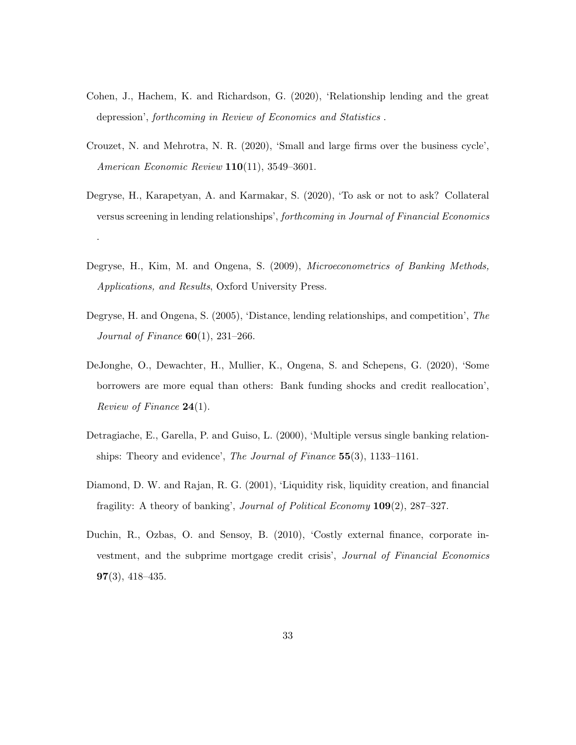Cohen, J., Hachem, K. and Richardson, G. (2020), 'Relationship lending and the great depression', *forthcoming in Review of Economics and Statistics* .

Crouzet, N. and Mehrotra, N. R. (2020), 'Small and large firms over the business cycle', *American Economic Review* **110**(11), 3549–3601.

Degryse, H., Karapetyan, A. and Karmakar, S. (2020), 'To ask or not to ask? Collateral versus screening in lending relationships', *forthcoming in Journal of Financial Economics* .

Degryse, H., Kim, M. and Ongena, S. (2009), *Microeconometrics of Banking Methods, Applications, and Results*, Oxford University Press.

Degryse, H. and Ongena, S. (2005), 'Distance, lending relationships, and competition', *The Journal of Finance* **60**(1), 231–266.

DeJonghe, O., Dewachter, H., Mullier, K., Ongena, S. and Schepens, G. (2020), 'Some borrowers are more equal than others: Bank funding shocks and credit reallocation', *Review of Finance* **24**(1).

Detragiache, E., Garella, P. and Guiso, L. (2000), 'Multiple versus single banking relationships: Theory and evidence', *The Journal of Finance* **55**(3), 1133–1161.

Diamond, D. W. and Rajan, R. G. (2001), 'Liquidity risk, liquidity creation, and financial fragility: A theory of banking', *Journal of Political Economy* **109**(2), 287–327.

Duchin, R., Ozbas, O. and Sensoy, B. (2010), 'Costly external finance, corporate investment, and the subprime mortgage credit crisis', *Journal of Financial Economics* **97**(3), 418–435.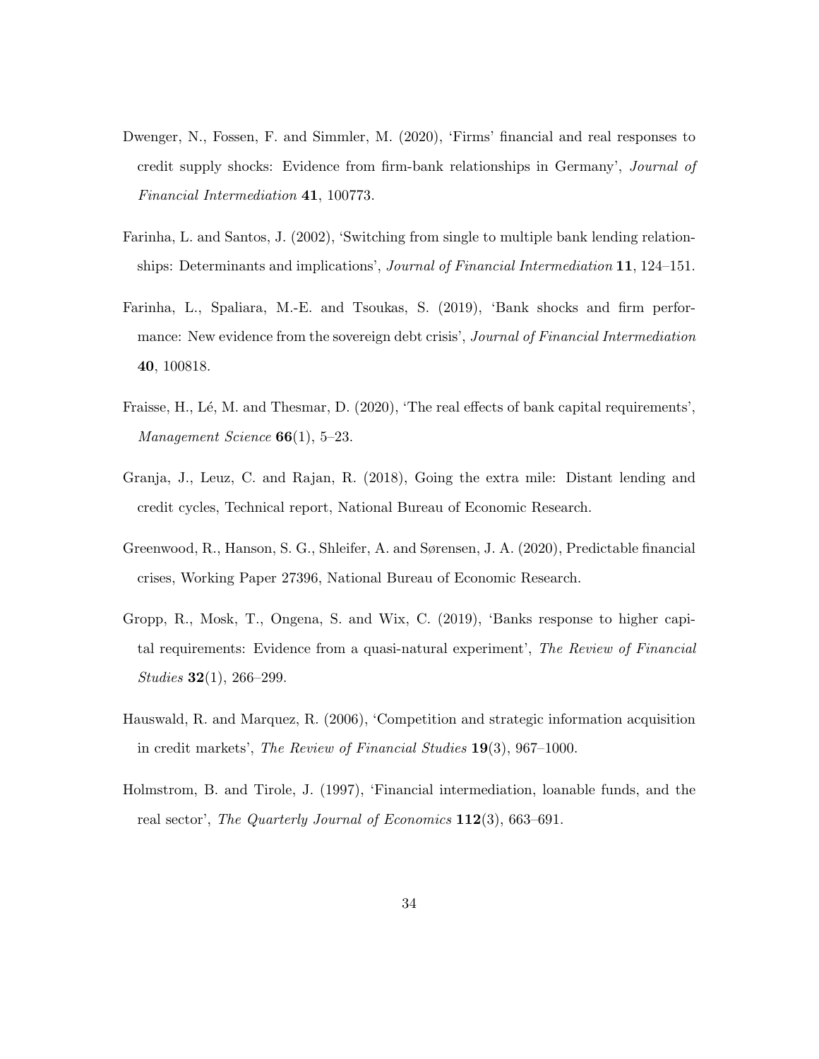Dwenger, N., Fossen, F. and Simmler, M. (2020), 'Firms' financial and real responses to credit supply shocks: Evidence from firm-bank relationships in Germany', *Journal of Financial Intermediation* **41**, 100773.

Farinha, L. and Santos, J. (2002), 'Switching from single to multiple bank lending relationships: Determinants and implications', *Journal of Financial Intermediation* **11**, 124–151.

Farinha, L., Spaliara, M.-E. and Tsoukas, S. (2019), 'Bank shocks and firm performance: New evidence from the sovereign debt crisis', *Journal of Financial Intermediation* **40**, 100818.

Fraisse, H., Lé, M. and Thesmar, D. (2020), 'The real effects of bank capital requirements', *Management Science* **66**(1), 5–23.

Granja, J., Leuz, C. and Rajan, R. (2018), Going the extra mile: Distant lending and credit cycles, Technical report, National Bureau of Economic Research.

Greenwood, R., Hanson, S. G., Shleifer, A. and Sørensen, J. A. (2020), Predictable financial crises, Working Paper 27396, National Bureau of Economic Research.

Gropp, R., Mosk, T., Ongena, S. and Wix, C. (2019), 'Banks response to higher capital requirements: Evidence from a quasi-natural experiment', *The Review of Financial Studies* **32**(1), 266–299.

Hauswald, R. and Marquez, R. (2006), 'Competition and strategic information acquisition in credit markets', *The Review of Financial Studies* **19**(3), 967–1000.

Holmstrom, B. and Tirole, J. (1997), 'Financial intermediation, loanable funds, and the real sector', *The Quarterly Journal of Economics* **112**(3), 663–691.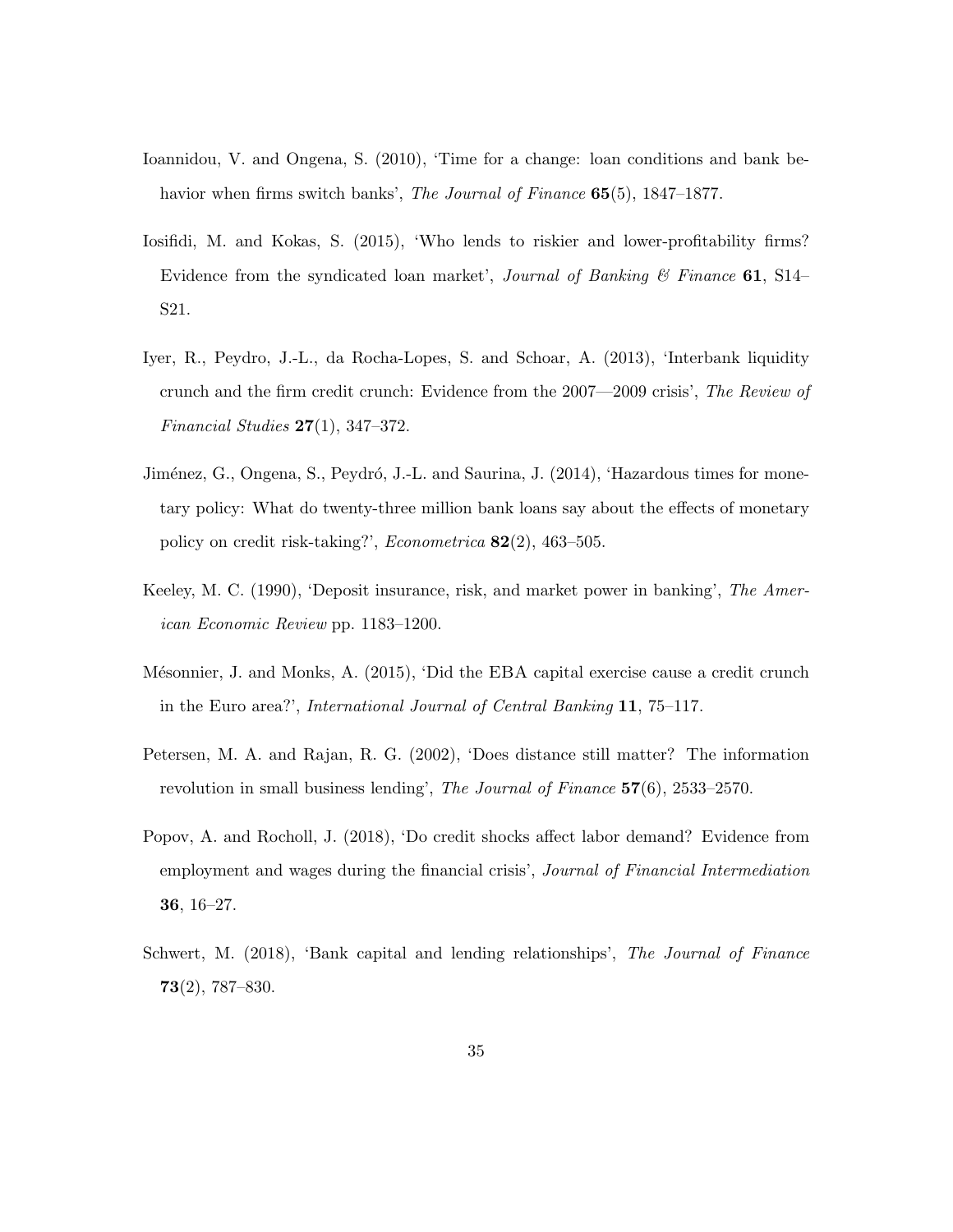Ioannidou, V. and Ongena, S. (2010), 'Time for a change: loan conditions and bank behavior when firms switch banks', *The Journal of Finance* **65**(5), 1847–1877.

Iosifidi, M. and Kokas, S. (2015), 'Who lends to riskier and lower-profitability firms? Evidence from the syndicated loan market', *Journal of Banking & Finance* **61**, S14–S21.

Iyer, R., Peydro, J.-L., da Rocha-Lopes, S. and Schoar, A. (2013), 'Interbank liquidity crunch and the firm credit crunch: Evidence from the 2007—2009 crisis', *The Review of Financial Studies* **27**(1), 347–372.

Jiménez, G., Ongena, S., Peydró, J.-L. and Saurina, J. (2014), 'Hazardous times for monetary policy: What do twenty-three million bank loans say about the effects of monetary policy on credit risk-taking?', *Econometrica* **82**(2), 463–505.

Keeley, M. C. (1990), 'Deposit insurance, risk, and market power in banking', *The American Economic Review* pp. 1183–1200.

Mésonnier, J. and Monks, A. (2015), 'Did the EBA capital exercise cause a credit crunch in the Euro area?', *International Journal of Central Banking* **11**, 75–117.

Petersen, M. A. and Rajan, R. G. (2002), 'Does distance still matter? The information revolution in small business lending', *The Journal of Finance* **57**(6), 2533–2570.

Popov, A. and Rocholl, J. (2018), 'Do credit shocks affect labor demand? Evidence from employment and wages during the financial crisis', *Journal of Financial Intermediation* **36**, 16–27.

Schwert, M. (2018), 'Bank capital and lending relationships', *The Journal of Finance* **73**(2), 787–830.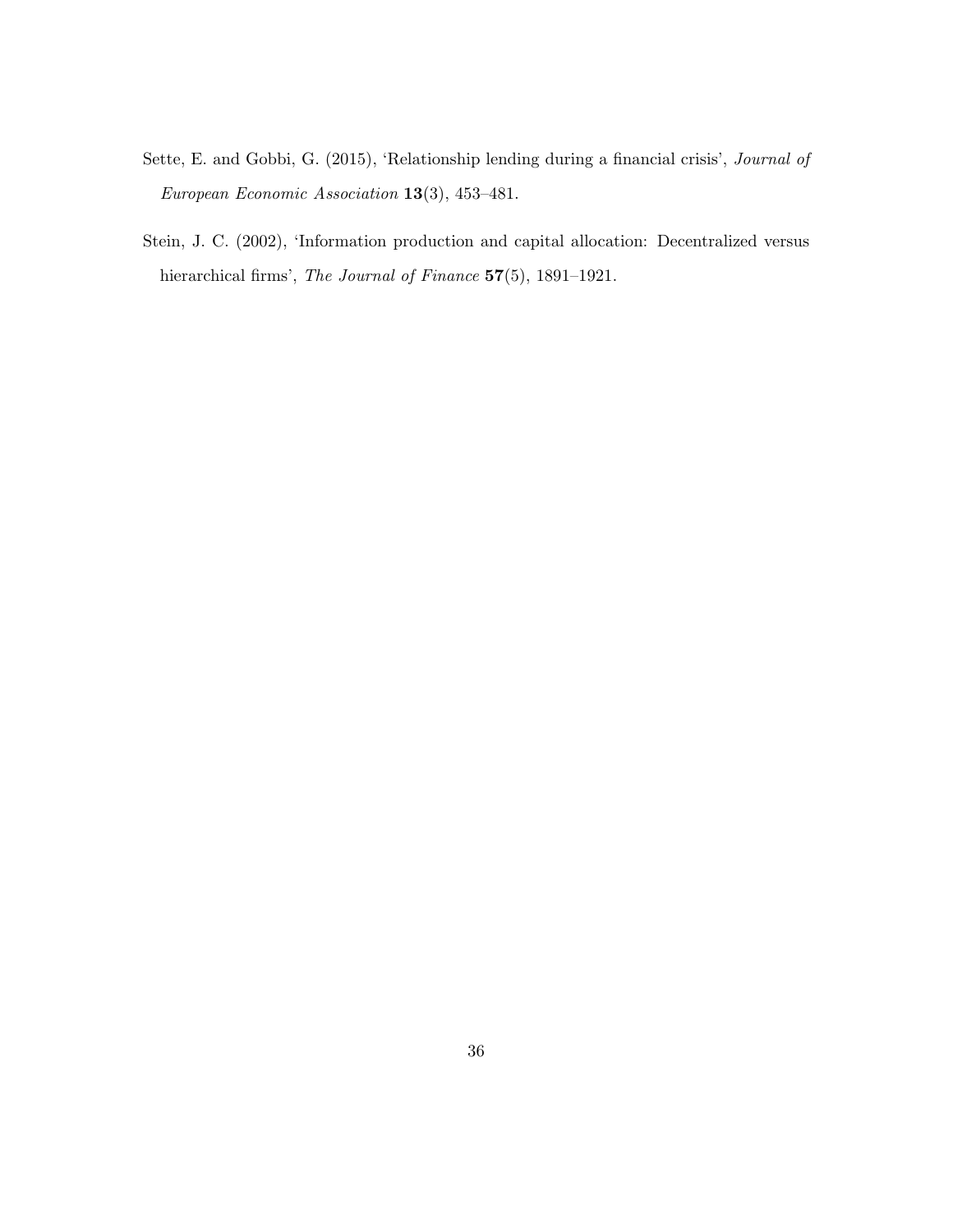Sette, E. and Gobbi, G. (2015), 'Relationship lending during a financial crisis', *Journal of European Economic Association* **13**(3), 453–481.

Stein, J. C. (2002), 'Information production and capital allocation: Decentralized versus hierarchical firms', *The Journal of Finance* **57**(5), 1891–1921.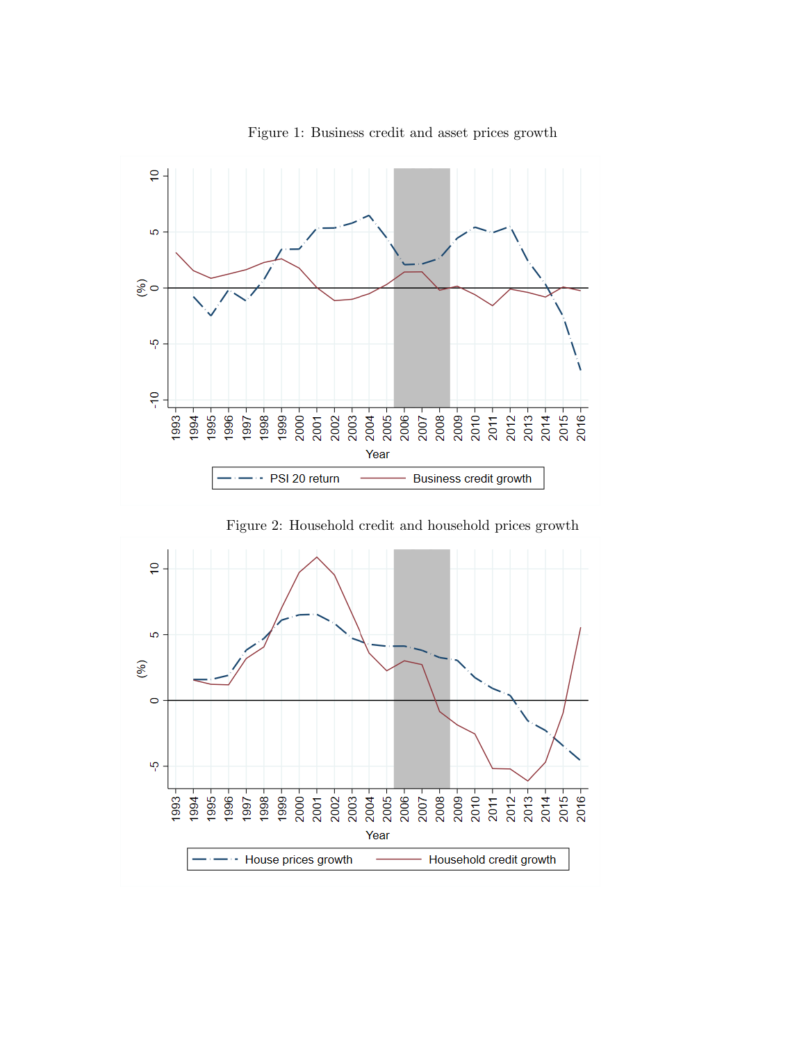Figure 1: Business credit and asset prices growth

Figure 2: Household credit and household prices growth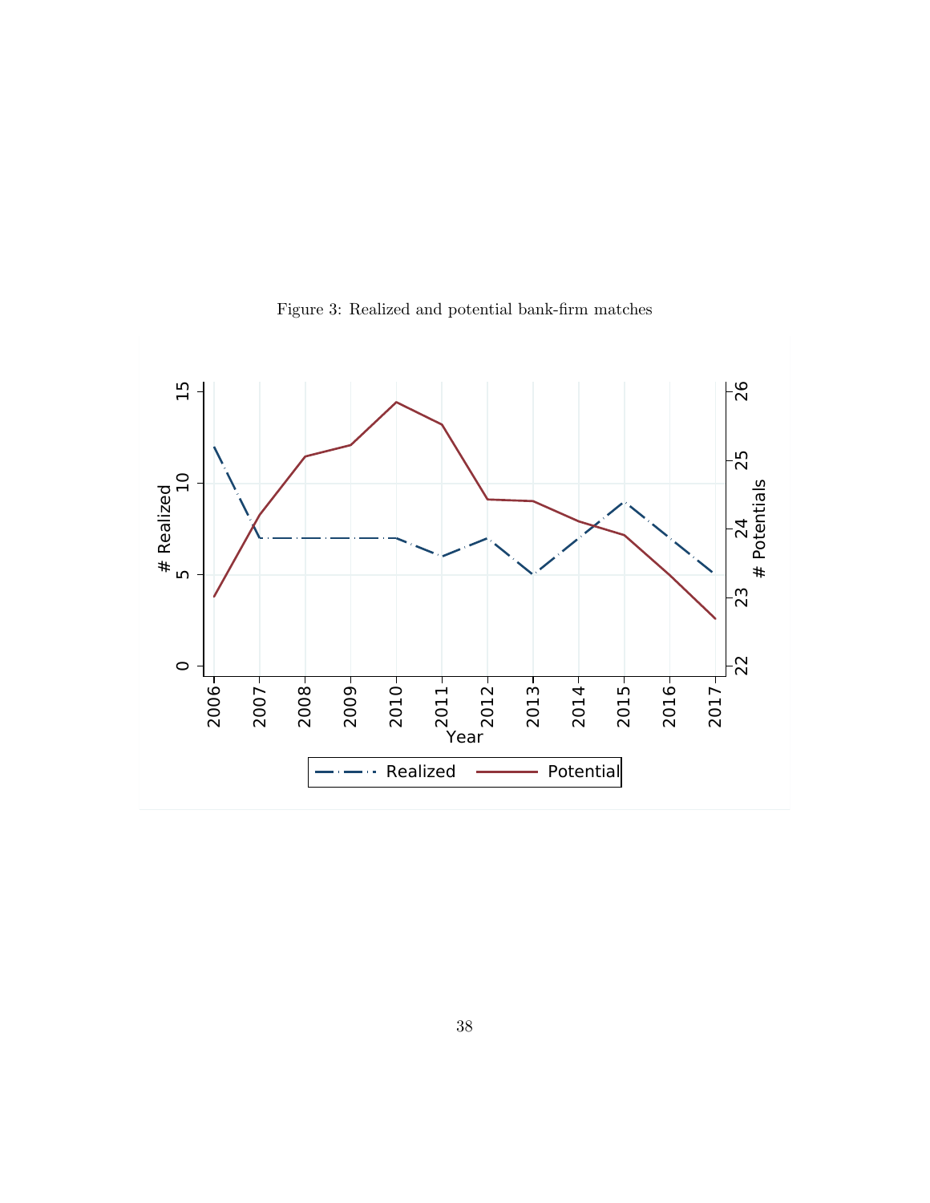Figure 3: Realized and potential bank-firm matches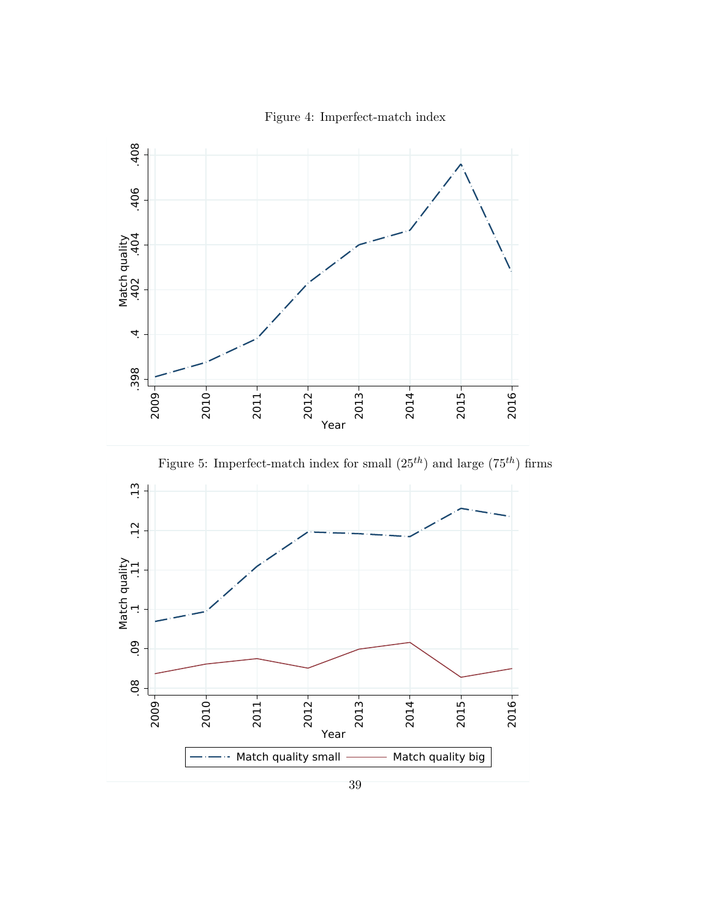Figure 4: Imperfect-match index

Figure 5: Imperfect-match index for small ($25^{th}$) and large ($75^{th}$) firms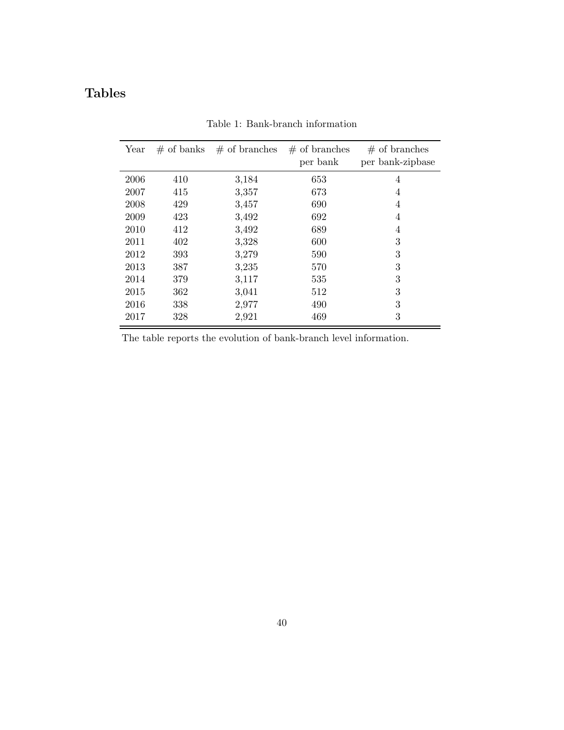# Tables

Table 1: Bank-branch information

| Year | # of banks | # of branches | # of branches per bank | # of branches per bank-zipbase |
|---|---|---|---|---|
| 2006 | 410 | 3,184 | 653 | 4 |
| 2007 | 415 | 3,357 | 673 | 4 |
| 2008 | 429 | 3,457 | 690 | 4 |
| 2009 | 423 | 3,492 | 692 | 4 |
| 2010 | 412 | 3,492 | 689 | 4 |
| 2011 | 402 | 3,328 | 600 | 3 |
| 2012 | 393 | 3,279 | 590 | 3 |
| 2013 | 387 | 3,235 | 570 | 3 |
| 2014 | 379 | 3,117 | 535 | 3 |
| 2015 | 362 | 3,041 | 512 | 3 |
| 2016 | 338 | 2,977 | 490 | 3 |
| 2017 | 328 | 2,921 | 469 | 3 |

The table reports the evolution of bank-branch level information.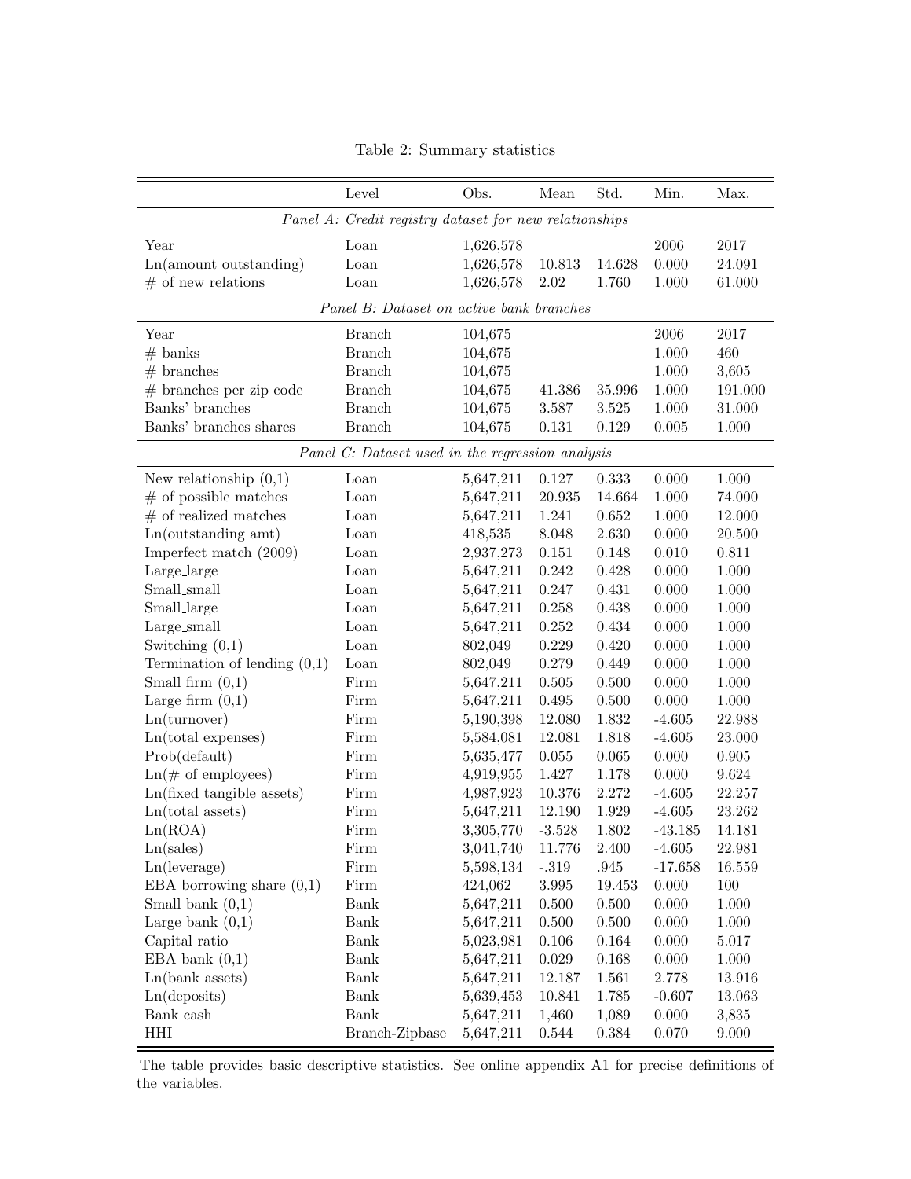Table 2: Summary statistics

| | Level | Obs. | Mean | Std. | Min. | Max. |
|---|---|---|---|---|---|---|
| *Panel A: Credit registry dataset for new relationships* | | | | | | |
| Year | Loan | 1,626,578 | | | 2006 | 2017 |
| Ln(amount outstanding) | Loan | 1,626,578 | 10.813 | 14.628 | 0.000 | 24.091 |
| # of new relations | Loan | 1,626,578 | 2.02 | 1.760 | 1.000 | 61.000 |
| *Panel B: Dataset on active bank branches* | | | | | | |
| Year | Branch | 104,675 | | | 2006 | 2017 |
| # banks | Branch | 104,675 | | | 1.000 | 460 |
| # branches | Branch | 104,675 | | | 1.000 | 3,605 |
| # branches per zip code | Branch | 104,675 | 41.386 | 35.996 | 1.000 | 191.000 |
| Banks' branches | Branch | 104,675 | 3.587 | 3.525 | 1.000 | 31.000 |
| Banks' branches shares | Branch | 104,675 | 0.131 | 0.129 | 0.005 | 1.000 |
| *Panel C: Dataset used in the regression analysis* | | | | | | |
| New relationship (0,1) | Loan | 5,647,211 | 0.127 | 0.333 | 0.000 | 1.000 |
| # of possible matches | Loan | 5,647,211 | 20.935 | 14.664 | 1.000 | 74.000 |
| # of realized matches | Loan | 5,647,211 | 1.241 | 0.652 | 1.000 | 12.000 |
| Ln(outstanding amt) | Loan | 418,535 | 8.048 | 2.630 | 0.000 | 20.500 |
| Imperfect match (2009) | Loan | 2,937,273 | 0.151 | 0.148 | 0.010 | 0.811 |
| Large_large | Loan | 5,647,211 | 0.242 | 0.428 | 0.000 | 1.000 |
| Small_small | Loan | 5,647,211 | 0.247 | 0.431 | 0.000 | 1.000 |
| Small_large | Loan | 5,647,211 | 0.258 | 0.438 | 0.000 | 1.000 |
| Large_small | Loan | 5,647,211 | 0.252 | 0.434 | 0.000 | 1.000 |
| Switching (0,1) | Loan | 802,049 | 0.229 | 0.420 | 0.000 | 1.000 |
| Termination of lending (0,1) | Loan | 802,049 | 0.279 | 0.449 | 0.000 | 1.000 |
| Small firm (0,1) | Firm | 5,647,211 | 0.505 | 0.500 | 0.000 | 1.000 |
| Large firm (0,1) | Firm | 5,647,211 | 0.495 | 0.500 | 0.000 | 1.000 |
| Ln(turnover) | Firm | 5,190,398 | 12.080 | 1.832 | -4.605 | 22.988 |
| Ln(total expenses) | Firm | 5,584,081 | 12.081 | 1.818 | -4.605 | 23.000 |
| Prob(default) | Firm | 5,635,477 | 0.055 | 0.065 | 0.000 | 0.905 |
| Ln(# of employees) | Firm | 4,919,955 | 1.427 | 1.178 | 0.000 | 9.624 |
| Ln(fixed tangible assets) | Firm | 4,987,923 | 10.376 | 2.272 | -4.605 | 22.257 |
| Ln(total assets) | Firm | 5,647,211 | 12.190 | 1.929 | -4.605 | 23.262 |
| Ln(ROA) | Firm | 3,305,770 | -3.528 | 1.802 | -43.185 | 14.181 |
| Ln(sales) | Firm | 3,041,740 | 11.776 | 2.400 | -4.605 | 22.981 |
| Ln(leverage) | Firm | 5,598,134 | -.319 | .945 | -17.658 | 16.559 |
| EBA borrowing share (0,1) | Firm | 424,062 | 3.995 | 19.453 | 0.000 | 100 |
| Small bank (0,1) | Bank | 5,647,211 | 0.500 | 0.500 | 0.000 | 1.000 |
| Large bank (0,1) | Bank | 5,647,211 | 0.500 | 0.500 | 0.000 | 1.000 |
| Capital ratio | Bank | 5,023,981 | 0.106 | 0.164 | 0.000 | 5.017 |
| EBA bank (0,1) | Bank | 5,647,211 | 0.029 | 0.168 | 0.000 | 1.000 |
| Ln(bank assets) | Bank | 5,647,211 | 12.187 | 1.561 | 2.778 | 13.916 |
| Ln(deposits) | Bank | 5,639,453 | 10.841 | 1.785 | -0.607 | 13.063 |
| Bank cash | Bank | 5,647,211 | 1,460 | 1,089 | 0.000 | 3,835 |
| HHI | Branch-Zipbase | 5,647,211 | 0.544 | 0.384 | 0.070 | 9.000 |

The table provides basic descriptive statistics. See online appendix A1 for precise definitions of the variables.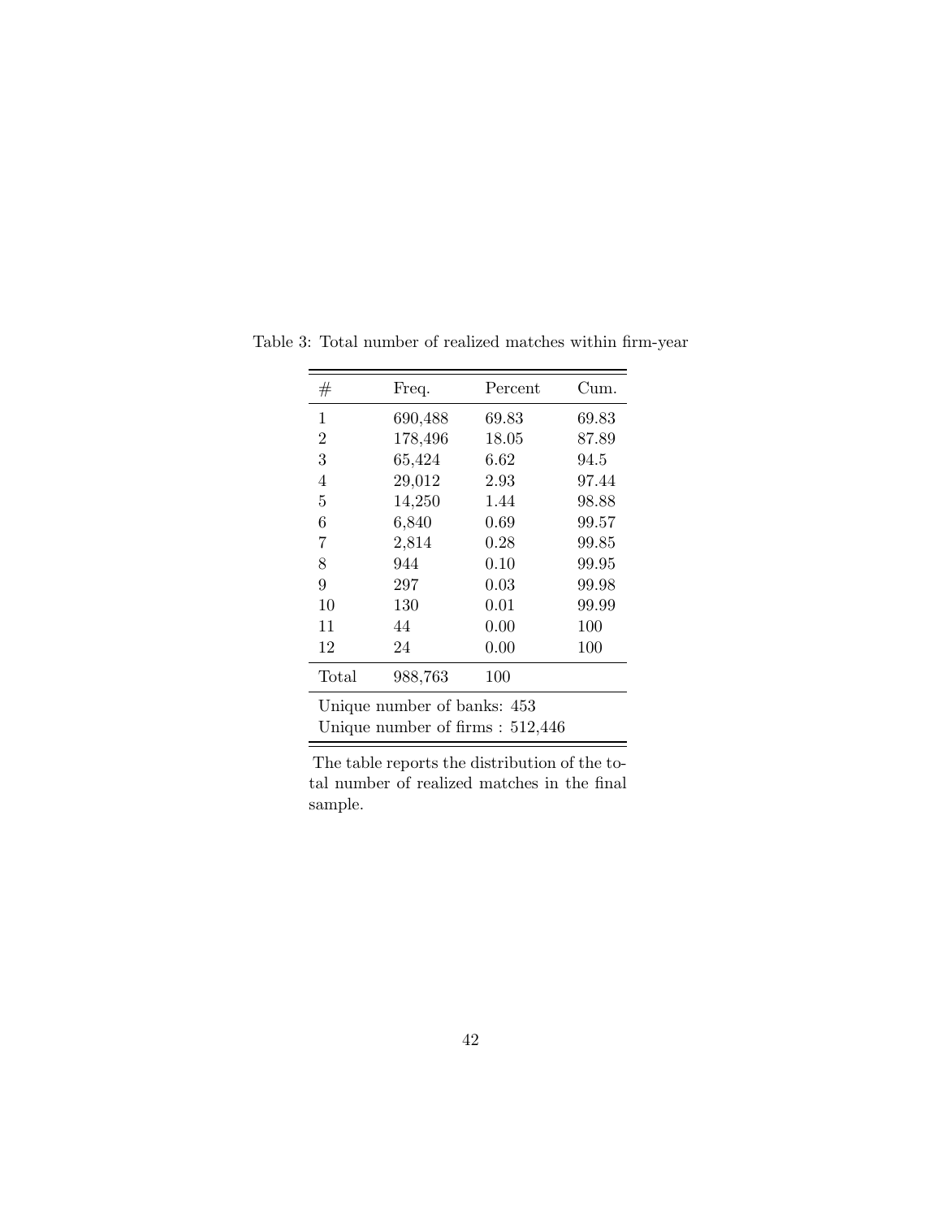Table 3: Total number of realized matches within firm-year

| # | Freq. | Percent | Cum. |
|---|---|---|---|
| 1 | 690,488 | 69.83 | 69.83 |
| 2 | 178,496 | 18.05 | 87.89 |
| 3 | 65,424 | 6.62 | 94.5 |
| 4 | 29,012 | 2.93 | 97.44 |
| 5 | 14,250 | 1.44 | 98.88 |
| 6 | 6,840 | 0.69 | 99.57 |
| 7 | 2,814 | 0.28 | 99.85 |
| 8 | 944 | 0.10 | 99.95 |
| 9 | 297 | 0.03 | 99.98 |
| 10 | 130 | 0.01 | 99.99 |
| 11 | 44 | 0.00 | 100 |
| 12 | 24 | 0.00 | 100 |
| Total | 988,763 | 100 | |

Unique number of banks: 453

Unique number of firms : 512,446

The table reports the distribution of the total number of realized matches in the final sample.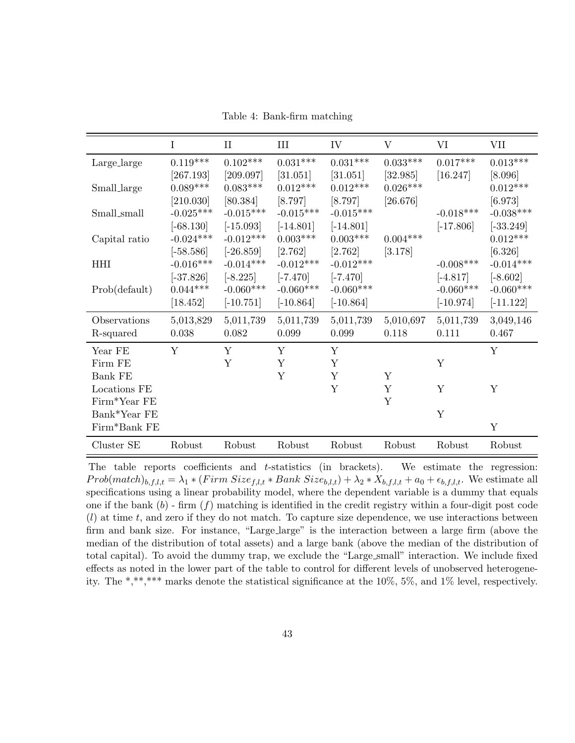Table 4: Bank-firm matching

| | I | II | III | IV | V | VI | VII |
|---|---|---|---|---|---|---|---|
| Large_large | 0.119*** | 0.102*** | 0.031*** | 0.031*** | 0.033*** | 0.017*** | 0.013*** |
| | [267.193] | [209.097] | [31.051] | [31.051] | [32.985] | [16.247] | [8.096] |
| Small_large | 0.089*** | 0.083*** | 0.012*** | 0.012*** | 0.026*** | | 0.012*** |
| | [210.030] | [80.384] | [8.797] | [8.797] | [26.676] | | [6.973] |
| Small_small | -0.025*** | -0.015*** | -0.015*** | -0.015*** | | -0.018*** | -0.038*** |
| | [-68.130] | [-15.093] | [-14.801] | [-14.801] | | [-17.806] | [-33.249] |
| Capital ratio | -0.024*** | -0.012*** | 0.003*** | 0.003*** | 0.004*** | | 0.012*** |
| | [-58.586] | [-26.859] | [2.762] | [2.762] | [3.178] | | [6.326] |
| HHI | -0.016*** | -0.014*** | -0.012*** | -0.012*** | | -0.008*** | -0.014*** |
| | [-37.826] | [-8.225] | [-7.470] | [-7.470] | | [-4.817] | [-8.602] |
| Prob(default) | 0.044*** | -0.060*** | -0.060*** | -0.060*** | | -0.060*** | -0.060*** |
| | [18.452] | [-10.751] | [-10.864] | [-10.864] | | [-10.974] | [-11.122] |
| Observations | 5,013,829 | 5,011,739 | 5,011,739 | 5,011,739 | 5,010,697 | 5,011,739 | 3,049,146 |
| R-squared | 0.038 | 0.082 | 0.099 | 0.099 | 0.118 | 0.111 | 0.467 |
| Year FE | Y | Y | Y | Y | | | Y |
| Firm FE | | Y | Y | Y | | Y | |
| Bank FE | | | Y | Y | Y | | |
| Locations FE | | | | Y | Y | Y | Y |
| Firm*Year FE | | | | | Y | | |
| Bank*Year FE | | | | | | Y | |
| Firm*Bank FE | | | | | | | Y |
| Cluster SE | Robust | Robust | Robust | Robust | Robust | Robust | Robust |

The table reports coefficients and $t$-statistics (in brackets). We estimate the regression: $Prob(match)_{b,f,l,t} = \lambda_1 * (Firm\ Size_{f,l,t} * Bank\ Size_{b,l,t}) + \lambda_2 * X_{b,f,l,t} + a_0 + \epsilon_{b,f,l,t}$. We estimate all specifications using a linear probability model, where the dependent variable is a dummy that equals one if the bank ($b$) - firm ($f$) matching is identified in the credit registry within a four-digit post code ($l$) at time $t$, and zero if they do not match. To capture size dependence, we use interactions between firm and bank size. For instance, "Large_large" is the interaction between a large firm (above the median of the distribution of total assets) and a large bank (above the median of the distribution of total capital). To avoid the dummy trap, we exclude the "Large_small" interaction. We include fixed effects as noted in the lower part of the table to control for different levels of unobserved heterogeneity. The *,**,*** marks denote the statistical significance at the 10%, 5%, and 1% level, respectively.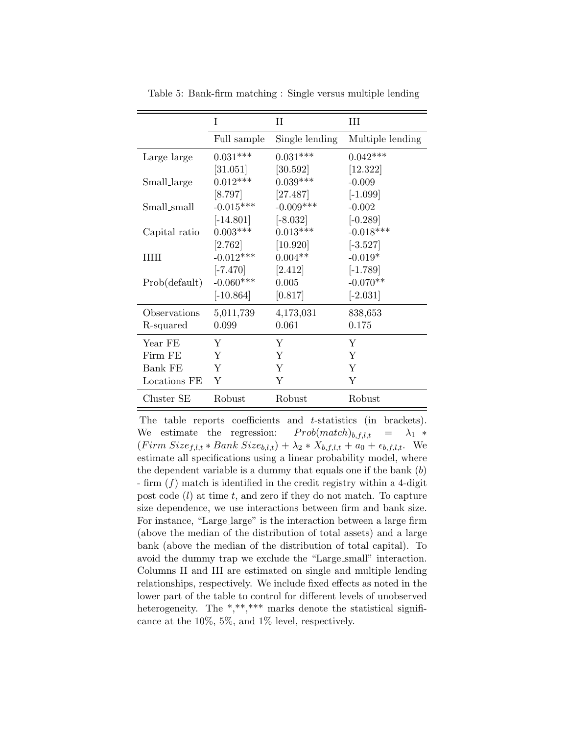Table 5: Bank-firm matching : Single versus multiple lending

| | I | II | III |
|---|---|---|---|
| | Full sample | Single lending | Multiple lending |
| Large_large | 0.031*** | 0.031*** | 0.042*** |
| | [31.051] | [30.592] | [12.322] |
| Small_large | 0.012*** | 0.039*** | -0.009 |
| | [8.797] | [27.487] | [-1.099] |
| Small_small | -0.015*** | -0.009*** | -0.002 |
| | [-14.801] | [-8.032] | [-0.289] |
| Capital ratio | 0.003*** | 0.013*** | -0.018*** |
| | [2.762] | [10.920] | [-3.527] |
| HHI | -0.012*** | 0.004** | -0.019* |
| | [-7.470] | [2.412] | [-1.789] |
| Prob(default) | -0.060*** | 0.005 | -0.070** |
| | [-10.864] | [0.817] | [-2.031] |
| Observations | 5,011,739 | 4,173,031 | 838,653 |
| R-squared | 0.099 | 0.061 | 0.175 |
| Year FE | Y | Y | Y |
| Firm FE | Y | Y | Y |
| Bank FE | Y | Y | Y |
| Locations FE | Y | Y | Y |
| Cluster SE | Robust | Robust | Robust |

The table reports coefficients and $t$-statistics (in brackets). We estimate the regression: $Prob(match)_{b,f,l,t} = \lambda_1 * (Firm\ Size_{f,l,t} * Bank\ Size_{b,l,t}) + \lambda_2 * X_{b,f,l,t} + a_0 + \epsilon_{b,f,l,t}$. We estimate all specifications using a linear probability model, where the dependent variable is a dummy that equals one if the bank ($b$) - firm ($f$) match is identified in the credit registry within a 4-digit post code ($l$) at time $t$, and zero if they do not match. To capture size dependence, we use interactions between firm and bank size. For instance, "Large_large" is the interaction between a large firm (above the median of the distribution of total assets) and a large bank (above the median of the distribution of total capital). To avoid the dummy trap we exclude the "Large_small" interaction. Columns II and III are estimated on single and multiple lending relationships, respectively. We include fixed effects as noted in the lower part of the table to control for different levels of unobserved heterogeneity. The *,**,*** marks denote the statistical significance at the 10%, 5%, and 1% level, respectively.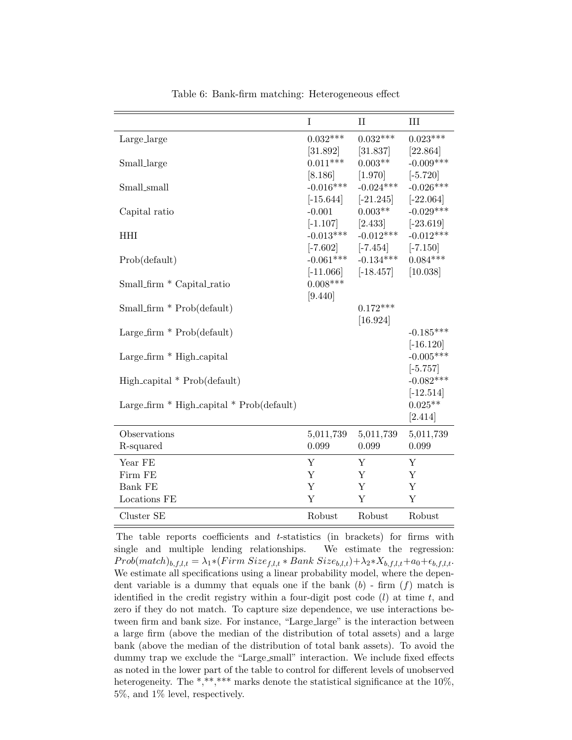Table 6: Bank-firm matching: Heterogeneous effect

| | I | II | III |
|---|---|---|---|
| Large_large | 0.032*** | 0.032*** | 0.023*** |
| | [31.892] | [31.837] | [22.864] |
| Small_large | 0.011*** | 0.003** | -0.009*** |
| | [8.186] | [1.970] | [-5.720] |
| Small_small | -0.016*** | -0.024*** | -0.026*** |
| | [-15.644] | [-21.245] | [-22.064] |
| Capital ratio | -0.001 | 0.003** | -0.029*** |
| | [-1.107] | [2.433] | [-23.619] |
| HHI | -0.013*** | -0.012*** | -0.012*** |
| | [-7.602] | [-7.454] | [-7.150] |
| Prob(default) | -0.061*** | -0.134*** | 0.084*** |
| | [-11.066] | [-18.457] | [10.038] |
| Small_firm * Capital_ratio | 0.008*** | | |
| | [9.440] | | |
| Small_firm * Prob(default) | | 0.172*** | |
| | | [16.924] | |
| Large_firm * Prob(default) | | | -0.185*** |
| | | | [-16.120] |
| Large_firm * High_capital | | | -0.005*** |
| | | | [-5.757] |
| High_capital * Prob(default) | | | -0.082*** |
| | | | [-12.514] |
| Large_firm * High_capital * Prob(default) | | | 0.025** |
| | | | [2.414] |
| Observations | 5,011,739 | 5,011,739 | 5,011,739 |
| R-squared | 0.099 | 0.099 | 0.099 |
| Year FE | Y | Y | Y |
| Firm FE | Y | Y | Y |
| Bank FE | Y | Y | Y |
| Locations FE | Y | Y | Y |
| Cluster SE | Robust | Robust | Robust |

The table reports coefficients and $t$-statistics (in brackets) for firms with single and multiple lending relationships. We estimate the regression: $Prob(match)_{b,f,l,t} = \lambda_1 * (Firm\ Size_{f,l,t} * Bank\ Size_{b,l,t}) + \lambda_2 * X_{b,f,l,t} + a_0 + \epsilon_{b,f,l,t}$. We estimate all specifications using a linear probability model, where the dependent variable is a dummy that equals one if the bank ($b$) - firm ($f$) match is identified in the credit registry within a four-digit post code ($l$) at time $t$, and zero if they do not match. To capture size dependence, we use interactions between firm and bank size. For instance, "Large_large" is the interaction between a large firm (above the median of the distribution of total assets) and a large bank (above the median of the distribution of total bank assets). To avoid the dummy trap we exclude the "Large_small" interaction. We include fixed effects as noted in the lower part of the table to control for different levels of unobserved heterogeneity. The *,**,*** marks denote the statistical significance at the 10%, 5%, and 1% level, respectively.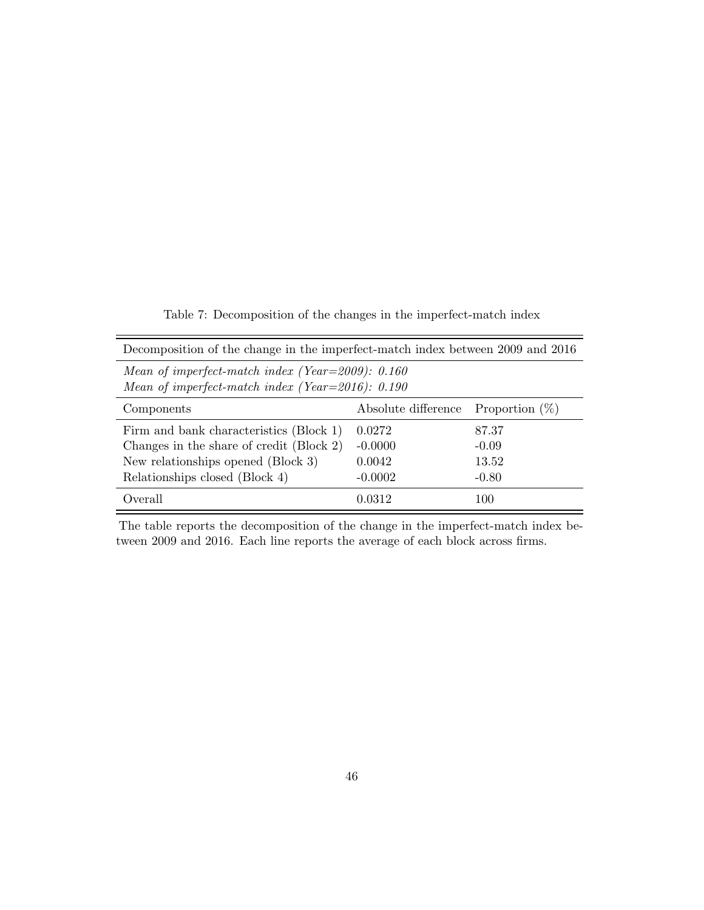Table 7: Decomposition of the changes in the imperfect-match index

| Decomposition of the change in the imperfect-match index between 2009 and 2016 | | |
|---|---|---|
| *Mean of imperfect-match index (Year=2009): 0.160* | | |
| *Mean of imperfect-match index (Year=2016): 0.190* | | |
| Components | Absolute difference | Proportion (%) |
| Firm and bank characteristics (Block 1) | 0.0272 | 87.37 |
| Changes in the share of credit (Block 2) | -0.0000 | -0.09 |
| New relationships opened (Block 3) | 0.0042 | 13.52 |
| Relationships closed (Block 4) | -0.0002 | -0.80 |
| Overall | 0.0312 | 100 |

The table reports the decomposition of the change in the imperfect-match index between 2009 and 2016. Each line reports the average of each block across firms.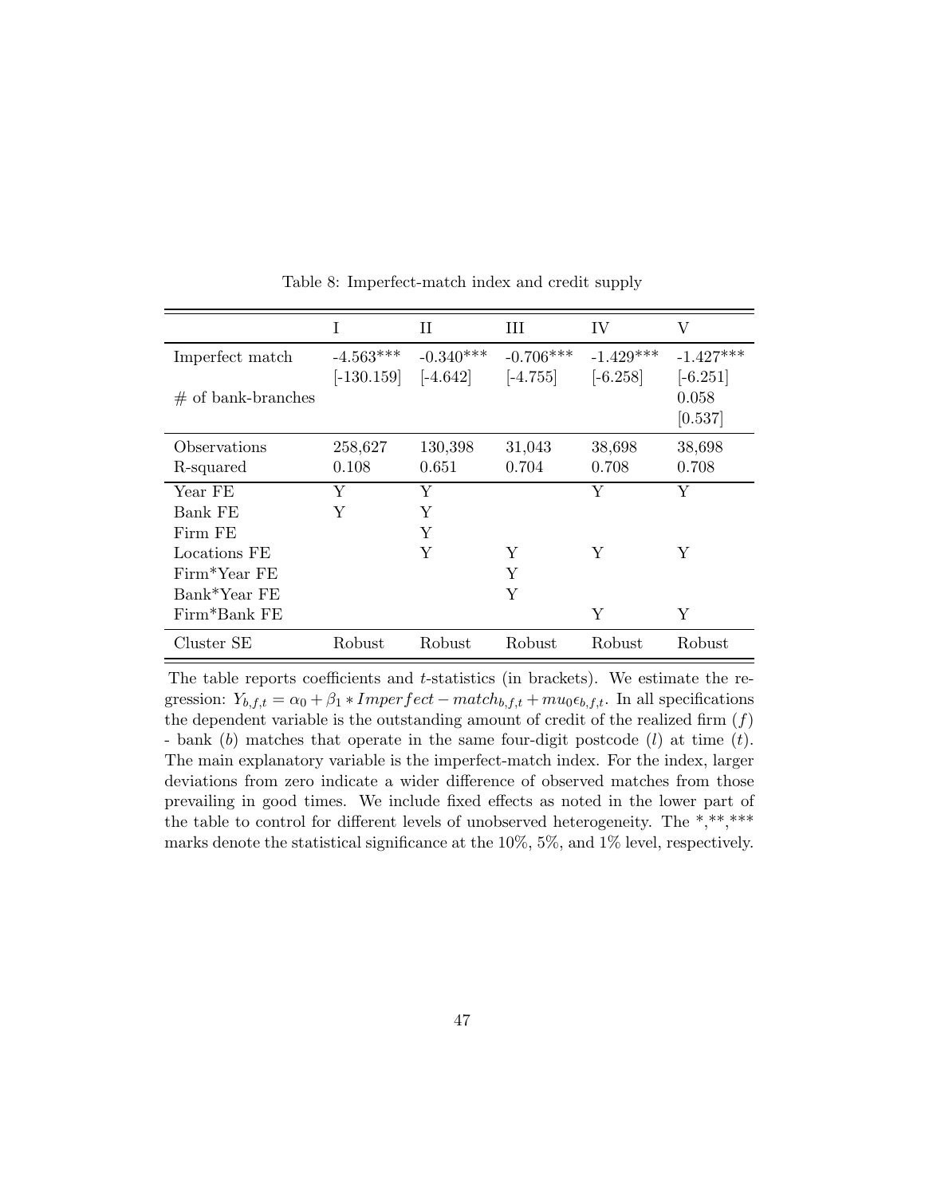Table 8: Imperfect-match index and credit supply

| | I | II | III | IV | V |
|---|---|---|---|---|---|
| Imperfect match | -4.563*** | -0.340*** | -0.706*** | -1.429*** | -1.427*** |
| | [-130.159] | [-4.642] | [-4.755] | [-6.258] | [-6.251] |
| # of bank-branches | | | | | 0.058 |
| | | | | | [0.537] |
| Observations | 258,627 | 130,398 | 31,043 | 38,698 | 38,698 |
| R-squared | 0.108 | 0.651 | 0.704 | 0.708 | 0.708 |
| Year FE | Y | Y | | Y | Y |
| Bank FE | Y | Y | | | |
| Firm FE | | Y | | | |
| Locations FE | | Y | Y | Y | Y |
| Firm*Year FE | | | Y | | |
| Bank*Year FE | | | Y | | |
| Firm*Bank FE | | | | Y | Y |
| Cluster SE | Robust | Robust | Robust | Robust | Robust |

The table reports coefficients and $t$-statistics (in brackets). We estimate the regression: $Y_{b,f,t} = \alpha_0 + \beta_1 * Imperfect - match_{b,f,t} + mu_0 \epsilon_{b,f,t}$. In all specifications the dependent variable is the outstanding amount of credit of the realized firm ($f$) - bank ($b$) matches that operate in the same four-digit postcode ($l$) at time ($t$). The main explanatory variable is the imperfect-match index. For the index, larger deviations from zero indicate a wider difference of observed matches from those prevailing in good times. We include fixed effects as noted in the lower part of the table to control for different levels of unobserved heterogeneity. The *,**,*** marks denote the statistical significance at the 10%, 5%, and 1% level, respectively.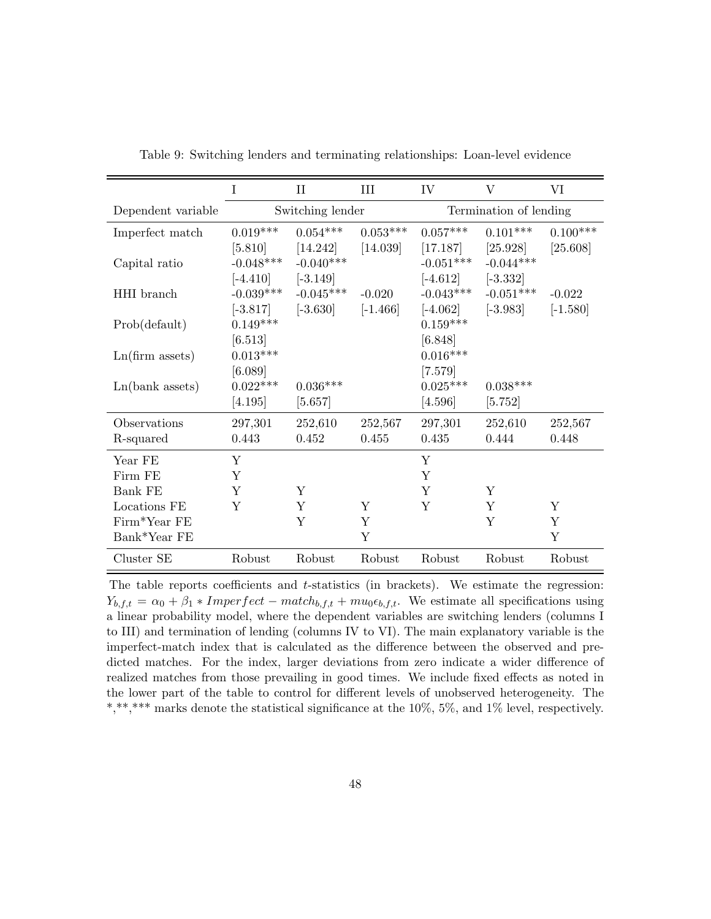Table 9: Switching lenders and terminating relationships: Loan-level evidence

| | I | II | III | IV | V | VI |
|---|---|---|---|---|---|---|
| Dependent variable | Switching lender | | | Termination of lending | | |
| Imperfect match | 0.019*** | 0.054*** | 0.053*** | 0.057*** | 0.101*** | 0.100*** |
| | [5.810] | [14.242] | [14.039] | [17.187] | [25.928] | [25.608] |
| Capital ratio | -0.048*** | -0.040*** | | -0.051*** | -0.044*** | |
| | [-4.410] | [-3.149] | | [-4.612] | [-3.332] | |
| HHI branch | -0.039*** | -0.045*** | -0.020 | -0.043*** | -0.051*** | -0.022 |
| | [-3.817] | [-3.630] | [-1.466] | [-4.062] | [-3.983] | [-1.580] |
| Prob(default) | 0.149*** | | | 0.159*** | | |
| | [6.513] | | | [6.848] | | |
| Ln(firm assets) | 0.013*** | | | 0.016*** | | |
| | [6.089] | | | [7.579] | | |
| Ln(bank assets) | 0.022*** | 0.036*** | | 0.025*** | 0.038*** | |
| | [4.195] | [5.657] | | [4.596] | [5.752] | |
| Observations | 297,301 | 252,610 | 252,567 | 297,301 | 252,610 | 252,567 |
| R-squared | 0.443 | 0.452 | 0.455 | 0.435 | 0.444 | 0.448 |
| Year FE | Y | | | Y | | |
| Firm FE | Y | | | Y | | |
| Bank FE | Y | Y | | Y | Y | |
| Locations FE | Y | Y | Y | Y | Y | Y |
| Firm*Year FE | | Y | Y | | Y | Y |
| Bank*Year FE | | | Y | | | Y |
| Cluster SE | Robust | Robust | Robust | Robust | Robust | Robust |

The table reports coefficients and $t$-statistics (in brackets). We estimate the regression: $Y_{b,f,t} = \alpha_0 + \beta_1 * Imperfect - match_{b,f,t} + mu_0\epsilon_{b,f,t}$. We estimate all specifications using a linear probability model, where the dependent variables are switching lenders (columns I to III) and termination of lending (columns IV to VI). The main explanatory variable is the imperfect-match index that is calculated as the difference between the observed and predicted matches. For the index, larger deviations from zero indicate a wider difference of realized matches from those prevailing in good times. We include fixed effects as noted in the lower part of the table to control for different levels of unobserved heterogeneity. The *,**,*** marks denote the statistical significance at the 10%, 5%, and 1% level, respectively.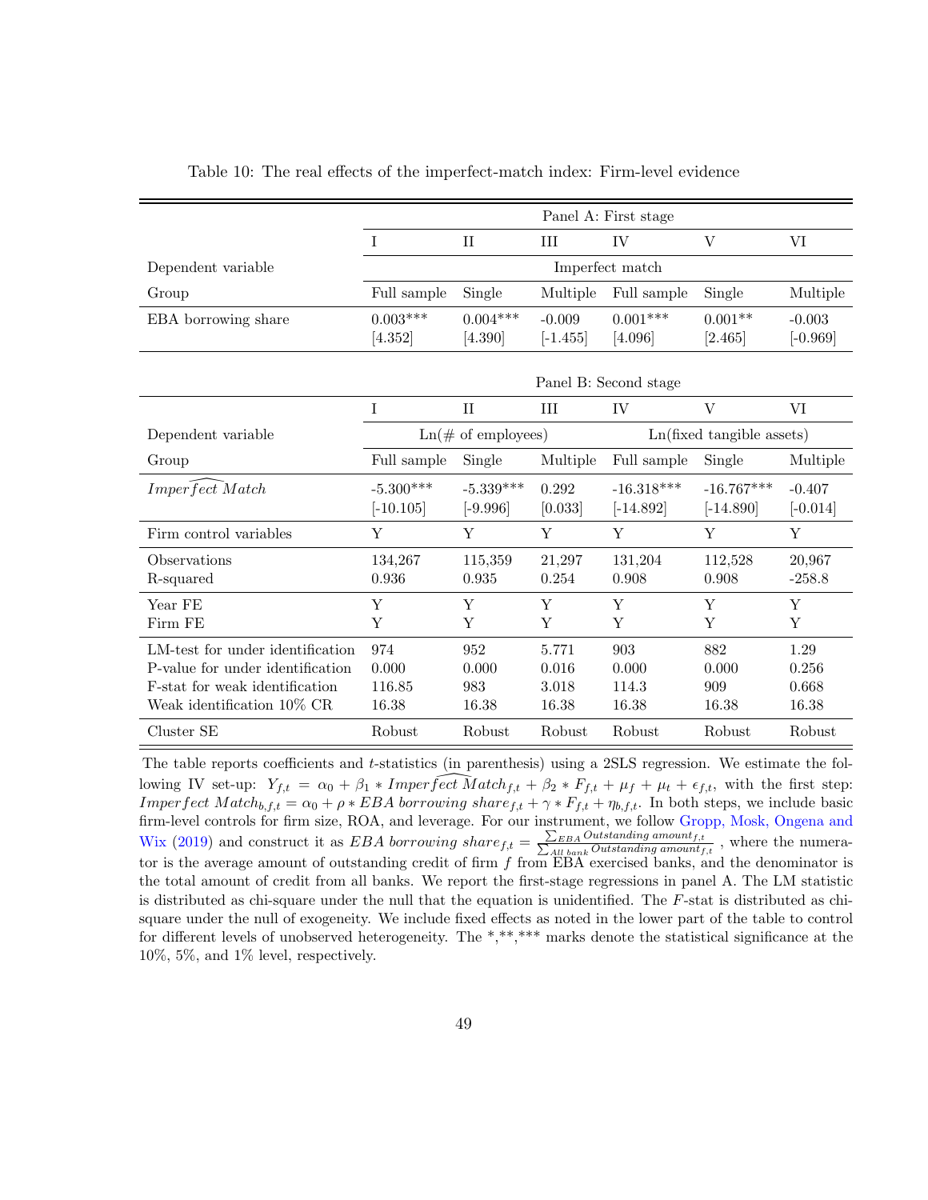Table 10: The real effects of the imperfect-match index: Firm-level evidence

| | Panel A: First stage | | | | | |
|---|---|---|---|---|---|---|
| | I | II | III | IV | V | VI |
| Dependent variable | Imperfect match | | | | | |
| Group | Full sample | Single | Multiple | Full sample | Single | Multiple |
| EBA borrowing share | 0.003*** | 0.004*** | -0.009 | 0.001*** | 0.001** | -0.003 |
| | [4.352] | [4.390] | [-1.455] | [4.096] | [2.465] | [-0.969] |

| | Panel B: Second stage | | | | | |
|---|---|---|---|---|---|---|
| | I | II | III | IV | V | VI |
| Dependent variable | Ln(# of employees) | | | Ln(fixed tangible assets) | | |
| Group | Full sample | Single | Multiple | Full sample | Single | Multiple |
| $\widehat{Imperfect\ Match}$ | -5.300*** | -5.339*** | 0.292 | -16.318*** | -16.767*** | -0.407 |
| | [-10.105] | [-9.996] | [0.033] | [-14.892] | [-14.890] | [-0.014] |
| Firm control variables | Y | Y | Y | Y | Y | Y |
| Observations | 134,267 | 115,359 | 21,297 | 131,204 | 112,528 | 20,967 |
| R-squared | 0.936 | 0.935 | 0.254 | 0.908 | 0.908 | -258.8 |
| Year FE | Y | Y | Y | Y | Y | Y |
| Firm FE | Y | Y | Y | Y | Y | Y |
| LM-test for under identification | 974 | 952 | 5.771 | 903 | 882 | 1.29 |
| P-value for under identification | 0.000 | 0.000 | 0.016 | 0.000 | 0.000 | 0.256 |
| F-stat for weak identification | 116.85 | 983 | 3.018 | 114.3 | 909 | 0.668 |
| Weak identification 10% CR | 16.38 | 16.38 | 16.38 | 16.38 | 16.38 | 16.38 |
| Cluster SE | Robust | Robust | Robust | Robust | Robust | Robust |

The table reports coefficients and $t$-statistics (in parenthesis) using a 2SLS regression. We estimate the following IV set-up: $Y_{f,t} = \alpha_0 + \beta_1 * \widehat{Imperfect\ Match}_{f,t} + \beta_2 * F_{f,t} + \mu_f + \mu_t + \epsilon_{f,t}$, with the first step: $Imperfect\ Match_{b,f,t} = \alpha_0 + \rho * EBA\ borrowing\ share_{f,t} + \gamma * F_{f,t} + \eta_{b,f,t}$. In both steps, we include basic firm-level controls for firm size, ROA, and leverage. For our instrument, we follow Gropp, Mosk, Ongena and Wix (2019) and construct it as $EBA\ borrowing\ share_{f,t} = \frac{\sum_{EBA} Outstanding\ amount_{f,t}}{\sum_{All\ bank} Outstanding\ amount_{f,t}}$, where the numerator is the average amount of outstanding credit of firm $f$ from EBA exercised banks, and the denominator is the total amount of credit from all banks. We report the first-stage regressions in panel A. The LM statistic is distributed as chi-square under the null that the equation is unidentified. The $F$-stat is distributed as chi-square under the null of exogeneity. We include fixed effects as noted in the lower part of the table to control for different levels of unobserved heterogeneity. The *,**,*** marks denote the statistical significance at the 10%, 5%, and 1% level, respectively.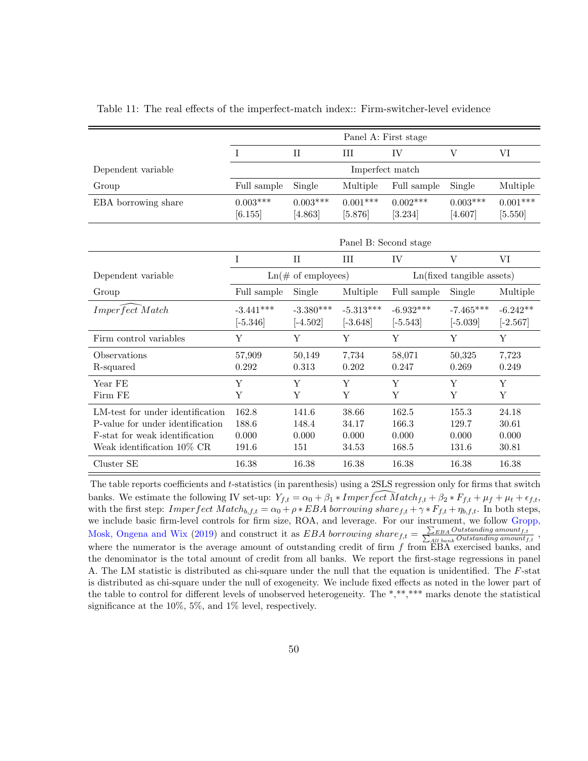Table 11: The real effects of the imperfect-match index:: Firm-switcher-level evidence

| | Panel A: First stage | | | | | |
|---|---|---|---|---|---|---|
| | I | II | III | IV | V | VI |
| Dependent variable | Imperfect match | | | | | |
| Group | Full sample | Single | Multiple | Full sample | Single | Multiple |
| EBA borrowing share | 0.003*** | 0.003*** | 0.001*** | 0.002*** | 0.003*** | 0.001*** |
| | [6.155] | [4.863] | [5.876] | [3.234] | [4.607] | [5.550] |

| | Panel B: Second stage | | | | | |
|---|---|---|---|---|---|---|
| | I | II | III | IV | V | VI |
| Dependent variable | Ln(# of employees) | | | Ln(fixed tangible assets) | | |
| Group | Full sample | Single | Multiple | Full sample | Single | Multiple |
| $\widehat{Imperfect\ Match}$ | -3.441*** | -3.380*** | -5.313*** | -6.932*** | -7.465*** | -6.242** |
| | [-5.346] | [-4.502] | [-3.648] | [-5.543] | [-5.039] | [-2.567] |
| Firm control variables | Y | Y | Y | Y | Y | Y |
| Observations | 57,909 | 50,149 | 7,734 | 58,071 | 50,325 | 7,723 |
| R-squared | 0.292 | 0.313 | 0.202 | 0.247 | 0.269 | 0.249 |
| Year FE | Y | Y | Y | Y | Y | Y |
| Firm FE | Y | Y | Y | Y | Y | Y |
| LM-test for under identification | 162.8 | 141.6 | 38.66 | 162.5 | 155.3 | 24.18 |
| P-value for under identification | 188.6 | 148.4 | 34.17 | 166.3 | 129.7 | 30.61 |
| F-stat for weak identification | 0.000 | 0.000 | 0.000 | 0.000 | 0.000 | 0.000 |
| Weak identification 10% CR | 191.6 | 151 | 34.53 | 168.5 | 131.6 | 30.81 |
| Cluster SE | 16.38 | 16.38 | 16.38 | 16.38 | 16.38 | 16.38 |

The table reports coefficients and $t$-statistics (in parenthesis) using a 2SLS regression only for firms that switch banks. We estimate the following IV set-up: $Y_{f,t} = \alpha_0 + \beta_1 * \widehat{Imperfect\ Match}_{f,t} + \beta_2 * F_{f,t} + \mu_f + \mu_t + \epsilon_{f,t}$, with the first step: $Imperfect\ Match_{b,f,t} = \alpha_0 + \rho * EBA\ borrowing\ share_{f,t} + \gamma * F_{f,t} + \eta_{b,f,t}$. In both steps, we include basic firm-level controls for firm size, ROA, and leverage. For our instrument, we follow Gropp, Mosk, Ongena and Wix (2019) and construct it as $EBA\ borrowing\ share_{f,t} = \frac{\sum_{EBA} Outstanding\ amount_{f,t}}{\sum_{All\ bank} Outstanding\ amount_{f,t}}$, where the numerator is the average amount of outstanding credit of firm $f$ from EBA exercised banks, and the denominator is the total amount of credit from all banks. We report the first-stage regressions in panel A. The LM statistic is distributed as chi-square under the null that the equation is unidentified. The $F$-stat is distributed as chi-square under the null of exogeneity. We include fixed effects as noted in the lower part of the table to control for different levels of unobserved heterogeneity. The *,**,*** marks denote the statistical significance at the 10%, 5%, and 1% level, respectively.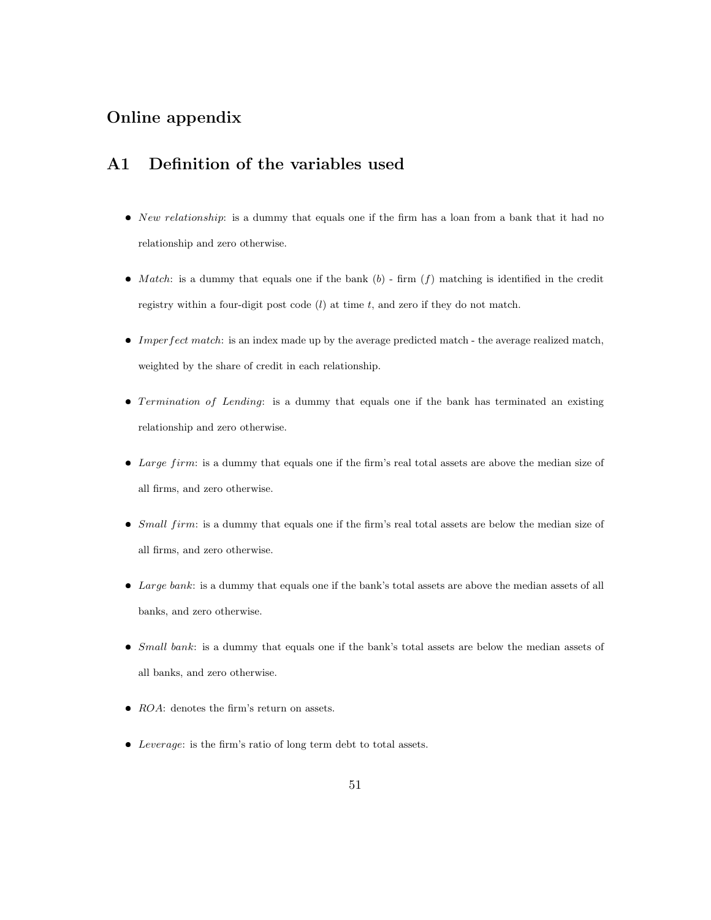# Online appendix

## A1 Definition of the variables used

- *New relationship*: is a dummy that equals one if the firm has a loan from a bank that it had no relationship and zero otherwise.
- *Match*: is a dummy that equals one if the bank ($b$) - firm ($f$) matching is identified in the credit registry within a four-digit post code ($l$) at time $t$, and zero if they do not match.
- *Imperfect match*: is an index made up by the average predicted match - the average realized match, weighted by the share of credit in each relationship.
- *Termination of Lending*: is a dummy that equals one if the bank has terminated an existing relationship and zero otherwise.
- *Large firm*: is a dummy that equals one if the firm's real total assets are above the median size of all firms, and zero otherwise.
- *Small firm*: is a dummy that equals one if the firm's real total assets are below the median size of all firms, and zero otherwise.
- *Large bank*: is a dummy that equals one if the bank's total assets are above the median assets of all banks, and zero otherwise.
- *Small bank*: is a dummy that equals one if the bank's total assets are below the median assets of all banks, and zero otherwise.
- *ROA*: denotes the firm's return on assets.
- *Leverage*: is the firm's ratio of long term debt to total assets.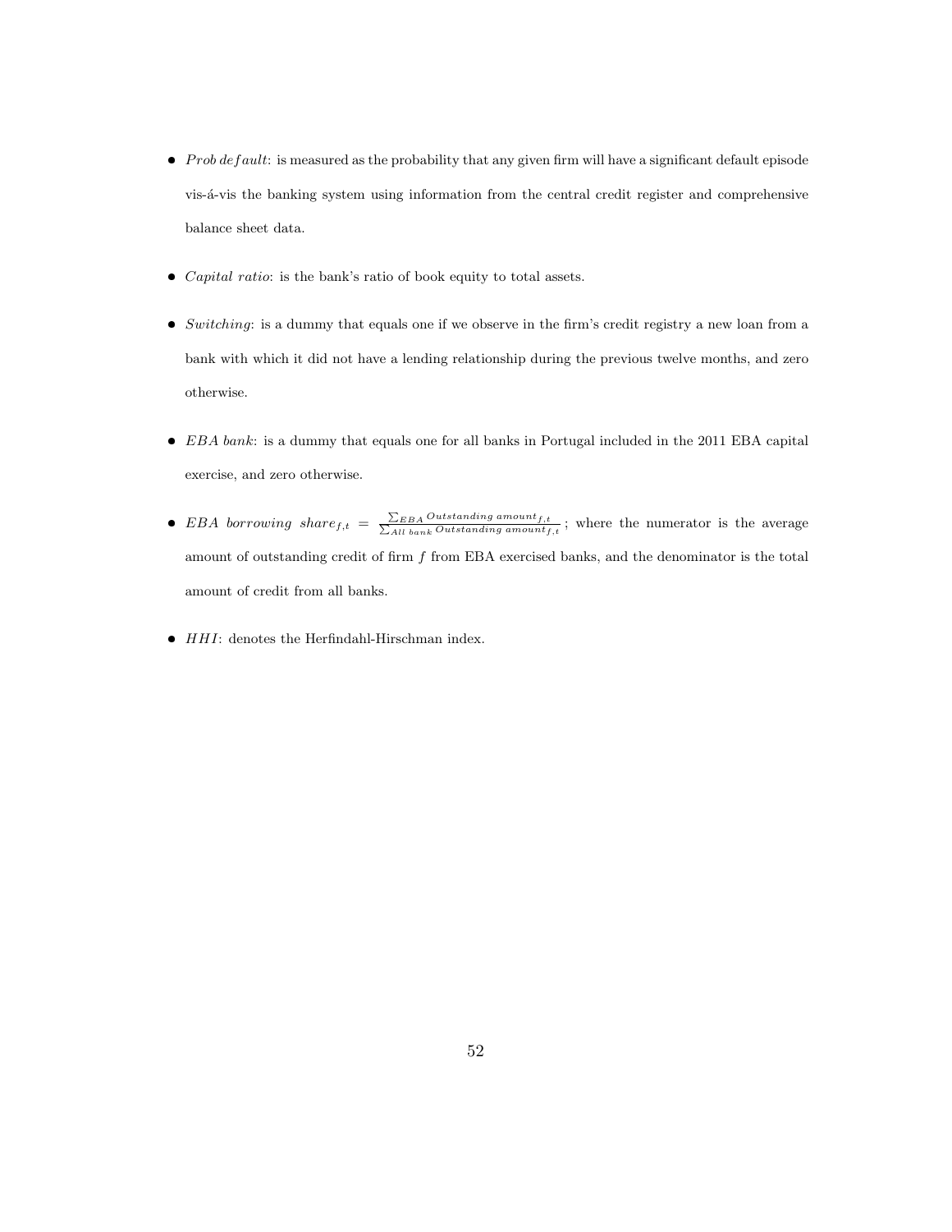- *Prob default*: is measured as the probability that any given firm will have a significant default episode vis-á-vis the banking system using information from the central credit register and comprehensive balance sheet data.

- *Capital ratio*: is the bank's ratio of book equity to total assets.

- *Switching*: is a dummy that equals one if we observe in the firm's credit registry a new loan from a bank with which it did not have a lending relationship during the previous twelve months, and zero otherwise.

- *EBA bank*: is a dummy that equals one for all banks in Portugal included in the 2011 EBA capital exercise, and zero otherwise.

- $EBA\ borrowing\ share_{f,t} = \frac{\sum_{EBA} Outstanding\ amount_{f,t}}{\sum_{All\ bank} Outstanding\ amount_{f,t}}$ ; where the numerator is the average amount of outstanding credit of firm $f$ from EBA exercised banks, and the denominator is the total amount of credit from all banks.

- $HHI$: denotes the Herfindahl-Hirschman index.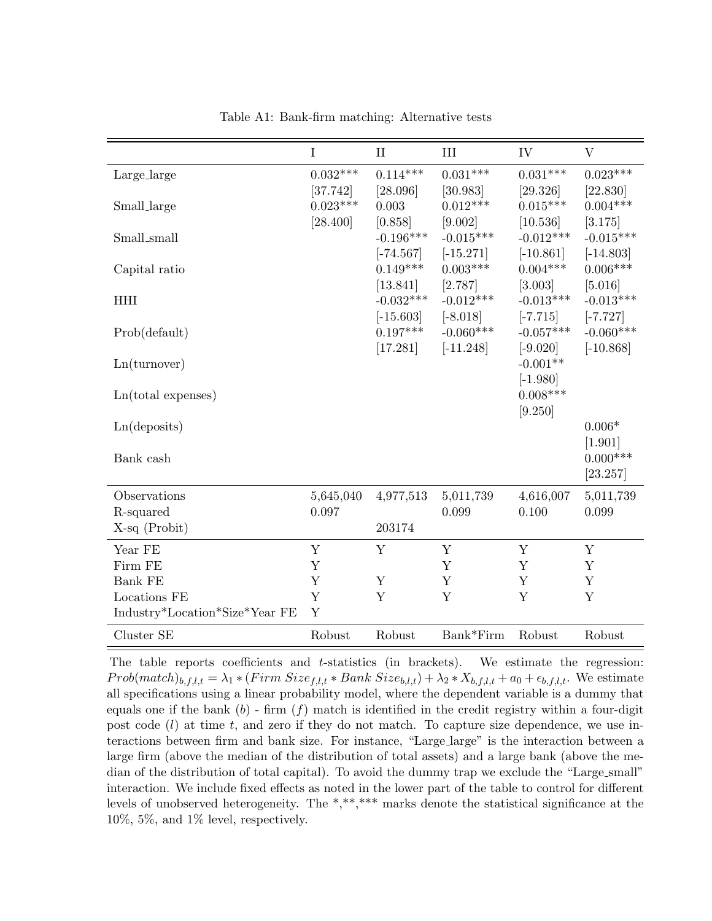Table A1: Bank-firm matching: Alternative tests

| | I | II | III | IV | V |
|---|---|---|---|---|---|
| Large_large | 0.032*** | 0.114*** | 0.031*** | 0.031*** | 0.023*** |
| | [37.742] | [28.096] | [30.983] | [29.326] | [22.830] |
| Small_large | 0.023*** | 0.003 | 0.012*** | 0.015*** | 0.004*** |
| | [28.400] | [0.858] | [9.002] | [10.536] | [3.175] |
| Small_small | | -0.196*** | -0.015*** | -0.012*** | -0.015*** |
| | | [-74.567] | [-15.271] | [-10.861] | [-14.803] |
| Capital ratio | | 0.149*** | 0.003*** | 0.004*** | 0.006*** |
| | | [13.841] | [2.787] | [3.003] | [5.016] |
| HHI | | -0.032*** | -0.012*** | -0.013*** | -0.013*** |
| | | [-15.603] | [-8.018] | [-7.715] | [-7.727] |
| Prob(default) | | 0.197*** | -0.060*** | -0.057*** | -0.060*** |
| | | [17.281] | [-11.248] | [-9.020] | [-10.868] |
| Ln(turnover) | | | | -0.001** | |
| | | | | [-1.980] | |
| Ln(total expenses) | | | | 0.008*** | |
| | | | | [9.250] | |
| Ln(deposits) | | | | | 0.006* |
| | | | | | [1.901] |
| Bank cash | | | | | 0.000*** |
| | | | | | [23.257] |
| Observations | 5,645,040 | 4,977,513 | 5,011,739 | 4,616,007 | 5,011,739 |
| R-squared | 0.097 | | 0.099 | 0.100 | 0.099 |
| X-sq (Probit) | | 203174 | | | |
| Year FE | Y | Y | Y | Y | Y |
| Firm FE | Y | | Y | Y | Y |
| Bank FE | Y | Y | Y | Y | Y |
| Locations FE | Y | Y | Y | Y | Y |
| Industry*Location*Size*Year FE | Y | | | | |
| Cluster SE | Robust | Robust | Bank*Firm | Robust | Robust |

The table reports coefficients and $t$-statistics (in brackets). We estimate the regression: $Prob(match)_{b,f,l,t} = \lambda_1 * (Firm\ Size_{f,l,t} * Bank\ Size_{b,l,t}) + \lambda_2 * X_{b,f,l,t} + a_0 + \epsilon_{b,f,l,t}$. We estimate all specifications using a linear probability model, where the dependent variable is a dummy that equals one if the bank ($b$) - firm ($f$) match is identified in the credit registry within a four-digit post code ($l$) at time $t$, and zero if they do not match. To capture size dependence, we use interactions between firm and bank size. For instance, "Large_large" is the interaction between a large firm (above the median of the distribution of total assets) and a large bank (above the median of the distribution of total capital). To avoid the dummy trap we exclude the "Large_small" interaction. We include fixed effects as noted in the lower part of the table to control for different levels of unobserved heterogeneity. The *,**,*** marks denote the statistical significance at the 10%, 5%, and 1% level, respectively.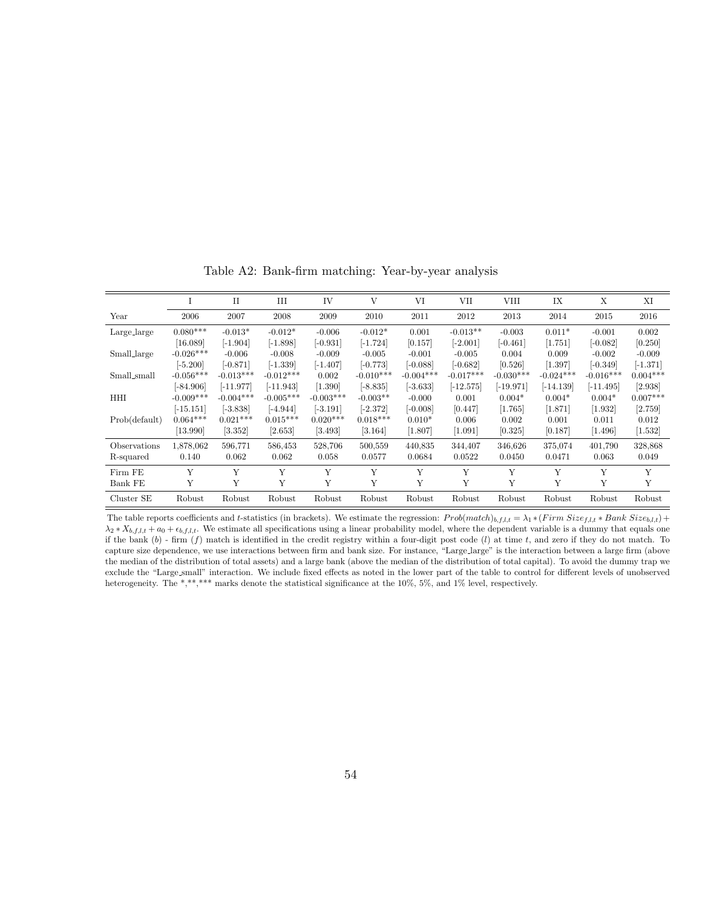Table A2: Bank-firm matching: Year-by-year analysis

| | I | II | III | IV | V | VI | VII | VIII | IX | X | XI |
|---|---|---|---|---|---|---|---|---|---|---|---|
| Year | 2006 | 2007 | 2008 | 2009 | 2010 | 2011 | 2012 | 2013 | 2014 | 2015 | 2016 |
| Large_large | 0.080*** | -0.013* | -0.012* | -0.006 | -0.012* | 0.001 | -0.013** | -0.003 | 0.011* | -0.001 | 0.002 |
| | [16.089] | [-1.904] | [-1.898] | [-0.931] | [-1.724] | [0.157] | [-2.001] | [-0.461] | [1.751] | [-0.082] | [0.250] |
| Small_large | -0.026*** | -0.006 | -0.008 | -0.009 | -0.005 | -0.001 | -0.005 | 0.004 | 0.009 | -0.002 | -0.009 |
| | [-5.200] | [-0.871] | [-1.339] | [-1.407] | [-0.773] | [-0.088] | [-0.682] | [0.526] | [1.397] | [-0.349] | [-1.371] |
| Small_small | -0.056*** | -0.013*** | -0.012*** | 0.002 | -0.010*** | -0.004*** | -0.017*** | -0.030*** | -0.024*** | -0.016*** | 0.004*** |
| | [-84.906] | [-11.977] | [-11.943] | [1.390] | [-8.835] | [-3.633] | [-12.575] | [-19.971] | [-14.139] | [-11.495] | [2.938] |
| HHI | -0.009*** | -0.004*** | -0.005*** | -0.003*** | -0.003** | -0.000 | 0.001 | 0.004* | 0.004* | 0.004* | 0.007*** |
| | [-15.151] | [-3.838] | [-4.944] | [-3.191] | [-2.372] | [-0.008] | [0.447] | [1.765] | [1.871] | [1.932] | [2.759] |
| Prob(default) | 0.064*** | 0.021*** | 0.015*** | 0.020*** | 0.018*** | 0.010* | 0.006 | 0.002 | 0.001 | 0.011 | 0.012 |
| | [13.990] | [3.352] | [2.653] | [3.493] | [3.164] | [1.807] | [1.091] | [0.325] | [0.187] | [1.496] | [1.532] |
| Observations | 1,878,062 | 596,771 | 586,453 | 528,706 | 500,559 | 440,835 | 344,407 | 346,626 | 375,074 | 401,790 | 328,868 |
| R-squared | 0.140 | 0.062 | 0.062 | 0.058 | 0.0577 | 0.0684 | 0.0522 | 0.0450 | 0.0471 | 0.063 | 0.049 |
| Firm FE | Y | Y | Y | Y | Y | Y | Y | Y | Y | Y | Y |
| Bank FE | Y | Y | Y | Y | Y | Y | Y | Y | Y | Y | Y |
| Cluster SE | Robust | Robust | Robust | Robust | Robust | Robust | Robust | Robust | Robust | Robust | Robust |

The table reports coefficients and $t$-statistics (in brackets). We estimate the regression: $Prob(match)_{b,f,l,t} = \lambda_1 * (Firm\ Size_{f,l,t} * Bank\ Size_{b,l,t}) + \lambda_2 * X_{b,f,l,t} + a_0 + \epsilon_{b,f,l,t}$. We estimate all specifications using a linear probability model, where the dependent variable is a dummy that equals one if the bank ($b$) - firm ($f$) match is identified in the credit registry within a four-digit post code ($l$) at time $t$, and zero if they do not match. To capture size dependence, we use interactions between firm and bank size. For instance, "Large_large" is the interaction between a large firm (above the median of the distribution of total assets) and a large bank (above the median of the distribution of total capital). To avoid the dummy trap we exclude the "Large_small" interaction. We include fixed effects as noted in the lower part of the table to control for different levels of unobserved heterogeneity. The *,**,*** marks denote the statistical significance at the 10%, 5%, and 1% level, respectively.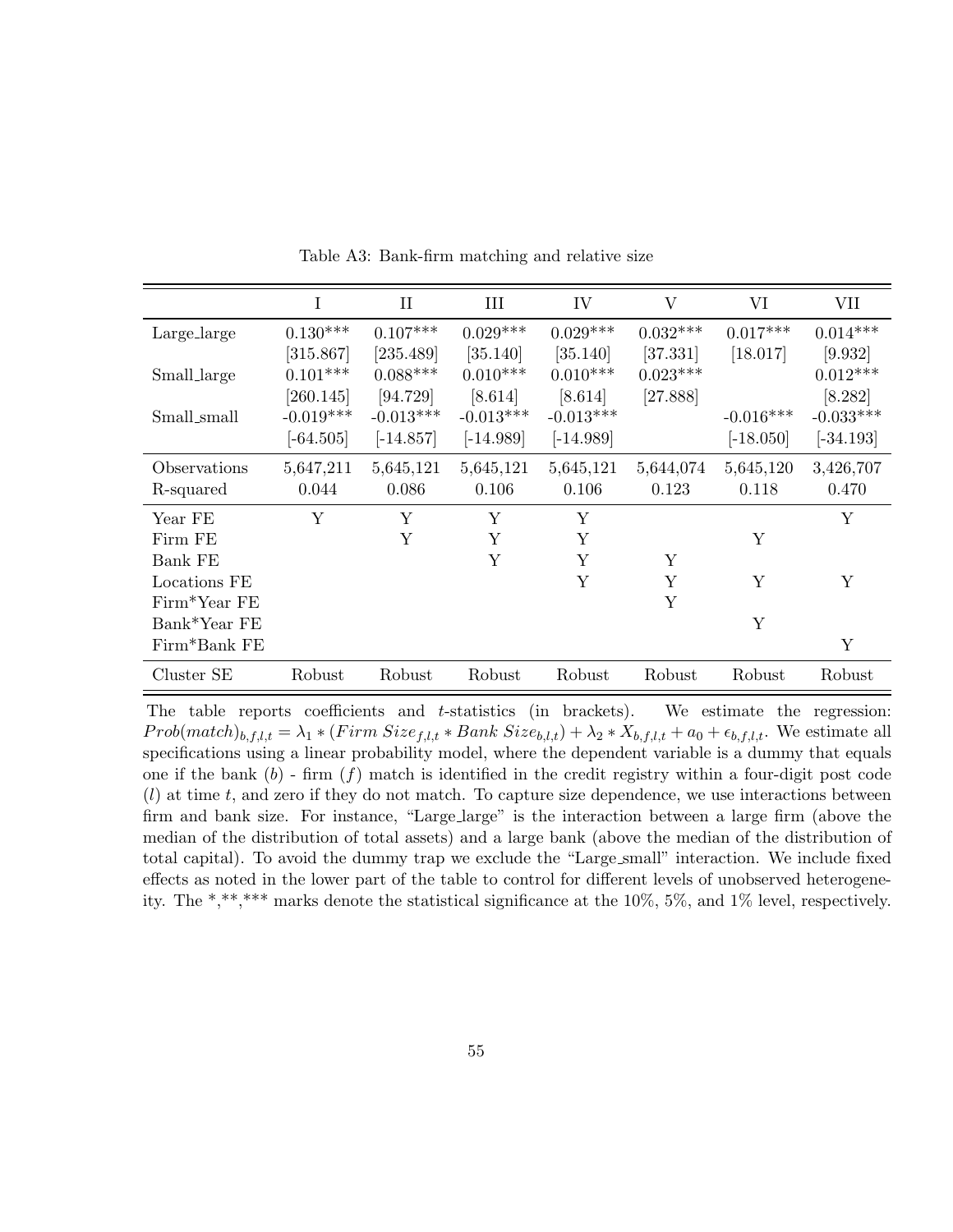Table A3: Bank-firm matching and relative size

| | I | II | III | IV | V | VI | VII |
|---|---|---|---|---|---|---|---|
| Large_large | 0.130*** | 0.107*** | 0.029*** | 0.029*** | 0.032*** | 0.017*** | 0.014*** |
| | [315.867] | [235.489] | [35.140] | [35.140] | [37.331] | [18.017] | [9.932] |
| Small_large | 0.101*** | 0.088*** | 0.010*** | 0.010*** | 0.023*** | | 0.012*** |
| | [260.145] | [94.729] | [8.614] | [8.614] | [27.888] | | [8.282] |
| Small_small | -0.019*** | -0.013*** | -0.013*** | -0.013*** | | -0.016*** | -0.033*** |
| | [-64.505] | [-14.857] | [-14.989] | [-14.989] | | [-18.050] | [-34.193] |
| Observations | 5,647,211 | 5,645,121 | 5,645,121 | 5,645,121 | 5,644,074 | 5,645,120 | 3,426,707 |
| R-squared | 0.044 | 0.086 | 0.106 | 0.106 | 0.123 | 0.118 | 0.470 |
| Year FE | Y | Y | Y | Y | | | Y |
| Firm FE | | Y | Y | Y | | Y | |
| Bank FE | | | Y | Y | Y | | |
| Locations FE | | | | Y | Y | Y | Y |
| Firm*Year FE | | | | | Y | | |
| Bank*Year FE | | | | | | Y | |
| Firm*Bank FE | | | | | | | Y |
| Cluster SE | Robust | Robust | Robust | Robust | Robust | Robust | Robust |

The table reports coefficients and $t$-statistics (in brackets). We estimate the regression: $Prob(match)_{b,f,l,t} = \lambda_1 * (Firm\ Size_{f,l,t} * Bank\ Size_{b,l,t}) + \lambda_2 * X_{b,f,l,t} + a_0 + \epsilon_{b,f,l,t}$. We estimate all specifications using a linear probability model, where the dependent variable is a dummy that equals one if the bank ($b$) - firm ($f$) match is identified in the credit registry within a four-digit post code ($l$) at time $t$, and zero if they do not match. To capture size dependence, we use interactions between firm and bank size. For instance, "Large_large" is the interaction between a large firm (above the median of the distribution of total assets) and a large bank (above the median of the distribution of total capital). To avoid the dummy trap we exclude the "Large_small" interaction. We include fixed effects as noted in the lower part of the table to control for different levels of unobserved heterogeneity. The *,**,*** marks denote the statistical significance at the 10%, 5%, and 1% level, respectively.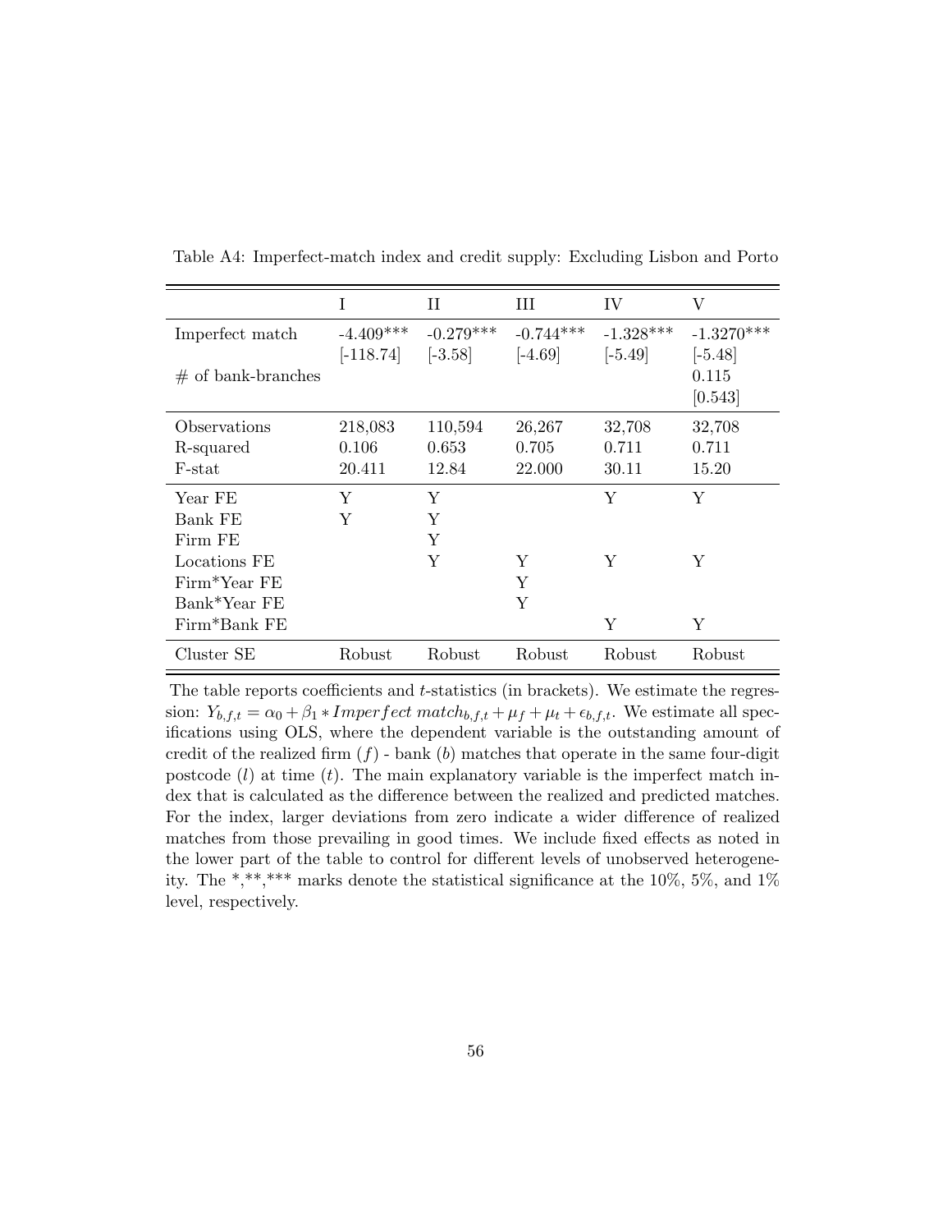Table A4: Imperfect-match index and credit supply: Excluding Lisbon and Porto

| | I | II | III | IV | V |
|---|---|---|---|---|---|
| Imperfect match | -4.409*** | -0.279*** | -0.744*** | -1.328*** | -1.3270*** |
| | [-118.74] | [-3.58] | [-4.69] | [-5.49] | [-5.48] |
| # of bank-branches | | | | | 0.115 |
| | | | | | [0.543] |
| Observations | 218,083 | 110,594 | 26,267 | 32,708 | 32,708 |
| R-squared | 0.106 | 0.653 | 0.705 | 0.711 | 0.711 |
| F-stat | 20.411 | 12.84 | 22.000 | 30.11 | 15.20 |
| Year FE | Y | Y | | Y | Y |
| Bank FE | Y | Y | | | |
| Firm FE | | Y | | | |
| Locations FE | | Y | Y | Y | Y |
| Firm*Year FE | | | Y | | |
| Bank*Year FE | | | Y | | |
| Firm*Bank FE | | | | Y | Y |
| Cluster SE | Robust | Robust | Robust | Robust | Robust |

The table reports coefficients and $t$-statistics (in brackets). We estimate the regression: $Y_{b,f,t} = \alpha_0 + \beta_1 * Imperfect\ match_{b,f,t} + \mu_f + \mu_t + \epsilon_{b,f,t}$. We estimate all specifications using OLS, where the dependent variable is the outstanding amount of credit of the realized firm ($f$) - bank ($b$) matches that operate in the same four-digit postcode ($l$) at time ($t$). The main explanatory variable is the imperfect match index that is calculated as the difference between the realized and predicted matches. For the index, larger deviations from zero indicate a wider difference of realized matches from those prevailing in good times. We include fixed effects as noted in the lower part of the table to control for different levels of unobserved heterogeneity. The *,**,*** marks denote the statistical significance at the 10%, 5%, and 1% level, respectively.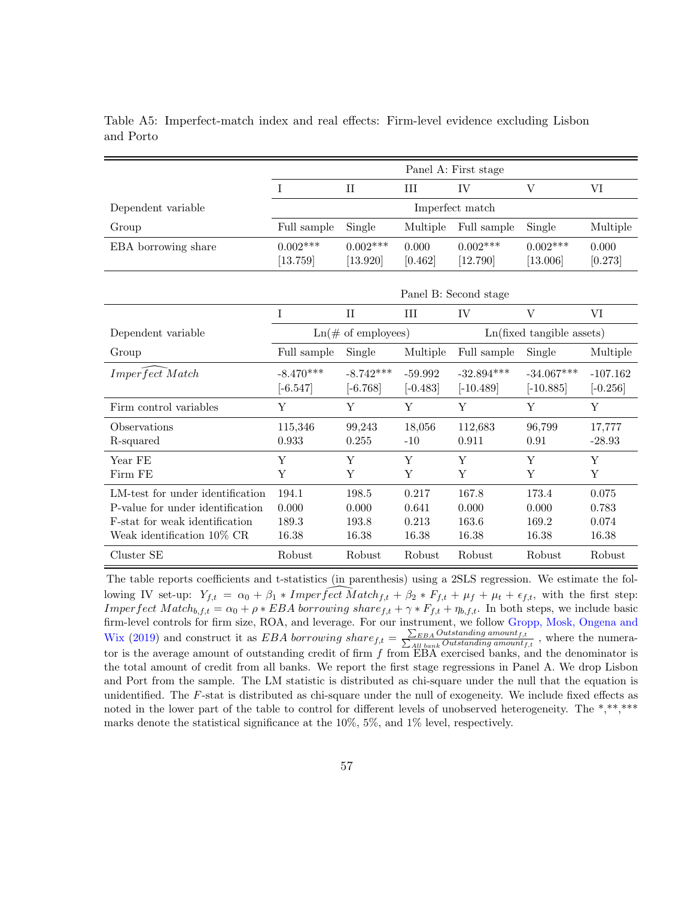Table A5: Imperfect-match index and real effects: Firm-level evidence excluding Lisbon and Porto

| | Panel A: First stage | | | | | |
|---|---|---|---|---|---|---|
| | I | II | III | IV | V | VI |
| Dependent variable | Imperfect match | | | | | |
| Group | Full sample | Single | Multiple | Full sample | Single | Multiple |
| EBA borrowing share | 0.002*** | 0.002*** | 0.000 | 0.002*** | 0.002*** | 0.000 |
| | [13.759] | [13.920] | [0.462] | [12.790] | [13.006] | [0.273] |

| | Panel B: Second stage | | | | | |
|---|---|---|---|---|---|---|
| | I | II | III | IV | V | VI |
| Dependent variable | Ln(# of employees) | | | Ln(fixed tangible assets) | | |
| Group | Full sample | Single | Multiple | Full sample | Single | Multiple |
| $\widehat{Imperfect\ Match}$ | -8.470*** | -8.742*** | -59.992 | -32.894*** | -34.067*** | -107.162 |
| | [-6.547] | [-6.768] | [-0.483] | [-10.489] | [-10.885] | [-0.256] |
| Firm control variables | Y | Y | Y | Y | Y | Y |
| Observations | 115,346 | 99,243 | 18,056 | 112,683 | 96,799 | 17,777 |
| R-squared | 0.933 | 0.255 | -10 | 0.911 | 0.91 | -28.93 |
| Year FE | Y | Y | Y | Y | Y | Y |
| Firm FE | Y | Y | Y | Y | Y | Y |
| LM-test for under identification | 194.1 | 198.5 | 0.217 | 167.8 | 173.4 | 0.075 |
| P-value for under identification | 0.000 | 0.000 | 0.641 | 0.000 | 0.000 | 0.783 |
| F-stat for weak identification | 189.3 | 193.8 | 0.213 | 163.6 | 169.2 | 0.074 |
| Weak identification 10% CR | 16.38 | 16.38 | 16.38 | 16.38 | 16.38 | 16.38 |
| Cluster SE | Robust | Robust | Robust | Robust | Robust | Robust |

The table reports coefficients and t-statistics (in parenthesis) using a 2SLS regression. We estimate the following IV set-up: $Y_{f,t} = \alpha_0 + \beta_1 * \widehat{Imperfect\ Match}_{f,t} + \beta_2 * F_{f,t} + \mu_f + \mu_t + \epsilon_{f,t}$, with the first step: $Imperfect\ Match_{b,f,t} = \alpha_0 + \rho * EBA\ borrowing\ share_{f,t} + \gamma * F_{f,t} + \eta_{b,f,t}$. In both steps, we include basic firm-level controls for firm size, ROA, and leverage. For our instrument, we follow Gropp, Mosk, Ongena and Wix (2019) and construct it as $EBA\ borrowing\ share_{f,t} = \frac{\sum_{EBA} Outstanding\ amount_{f,t}}{\sum_{All\ bank} Outstanding\ amount_{f,t}}$ , where the numerator is the average amount of outstanding credit of firm $f$ from EBA exercised banks, and the denominator is the total amount of credit from all banks. We report the first stage regressions in Panel A. We drop Lisbon and Port from the sample. The LM statistic is distributed as chi-square under the null that the equation is unidentified. The $F$-stat is distributed as chi-square under the null of exogeneity. We include fixed effects as noted in the lower part of the table to control for different levels of unobserved heterogeneity. The *,**,*** marks denote the statistical significance at the 10%, 5%, and 1% level, respectively.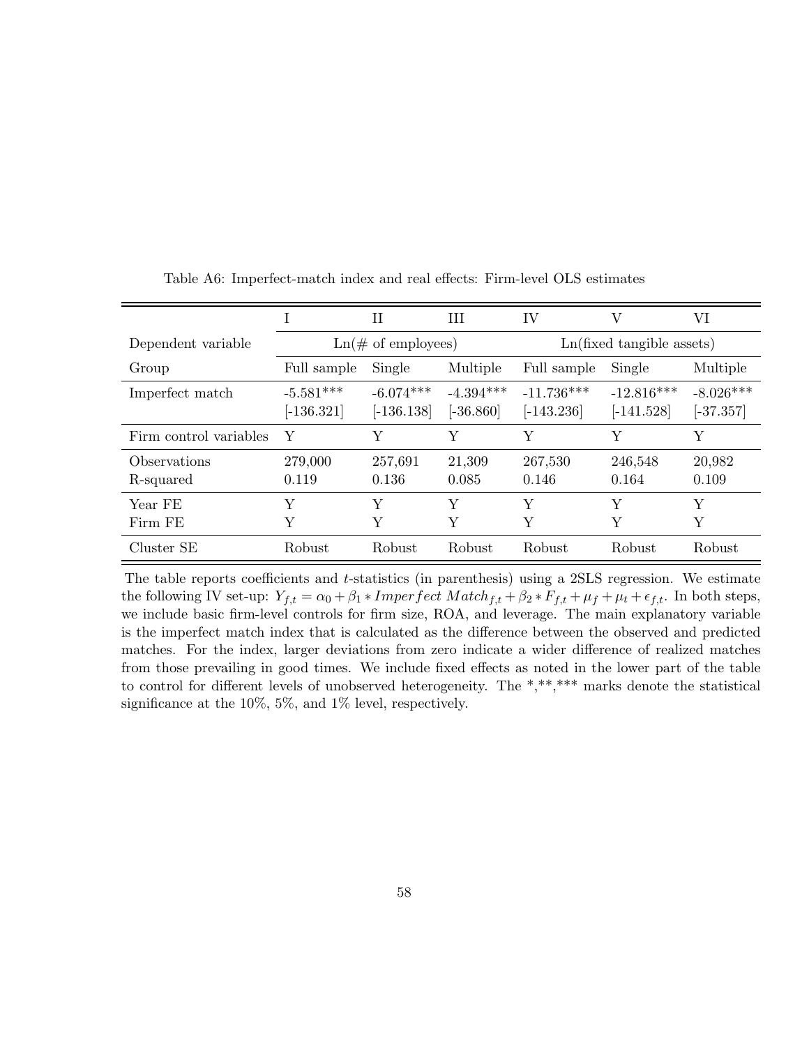Table A6: Imperfect-match index and real effects: Firm-level OLS estimates

| | I | II | III | IV | V | VI |
|---|---|---|---|---|---|---|
| Dependent variable | Ln(# of employees) | | | Ln(fixed tangible assets) | | |
| Group | Full sample | Single | Multiple | Full sample | Single | Multiple |
| Imperfect match | -5.581*** | -6.074*** | -4.394*** | -11.736*** | -12.816*** | -8.026*** |
| | [-136.321] | [-136.138] | [-36.860] | [-143.236] | [-141.528] | [-37.357] |
| Firm control variables | Y | Y | Y | Y | Y | Y |
| Observations | 279,000 | 257,691 | 21,309 | 267,530 | 246,548 | 20,982 |
| R-squared | 0.119 | 0.136 | 0.085 | 0.146 | 0.164 | 0.109 |
| Year FE | Y | Y | Y | Y | Y | Y |
| Firm FE | Y | Y | Y | Y | Y | Y |
| Cluster SE | Robust | Robust | Robust | Robust | Robust | Robust |

The table reports coefficients and $t$-statistics (in parenthesis) using a 2SLS regression. We estimate the following IV set-up: $Y_{f,t} = \alpha_0 + \beta_1 * Imperfect\ Match_{f,t} + \beta_2 * F_{f,t} + \mu_f + \mu_t + \epsilon_{f,t}$. In both steps, we include basic firm-level controls for firm size, ROA, and leverage. The main explanatory variable is the imperfect match index that is calculated as the difference between the observed and predicted matches. For the index, larger deviations from zero indicate a wider difference of realized matches from those prevailing in good times. We include fixed effects as noted in the lower part of the table to control for different levels of unobserved heterogeneity. The *,**,*** marks denote the statistical significance at the 10%, 5%, and 1% level, respectively.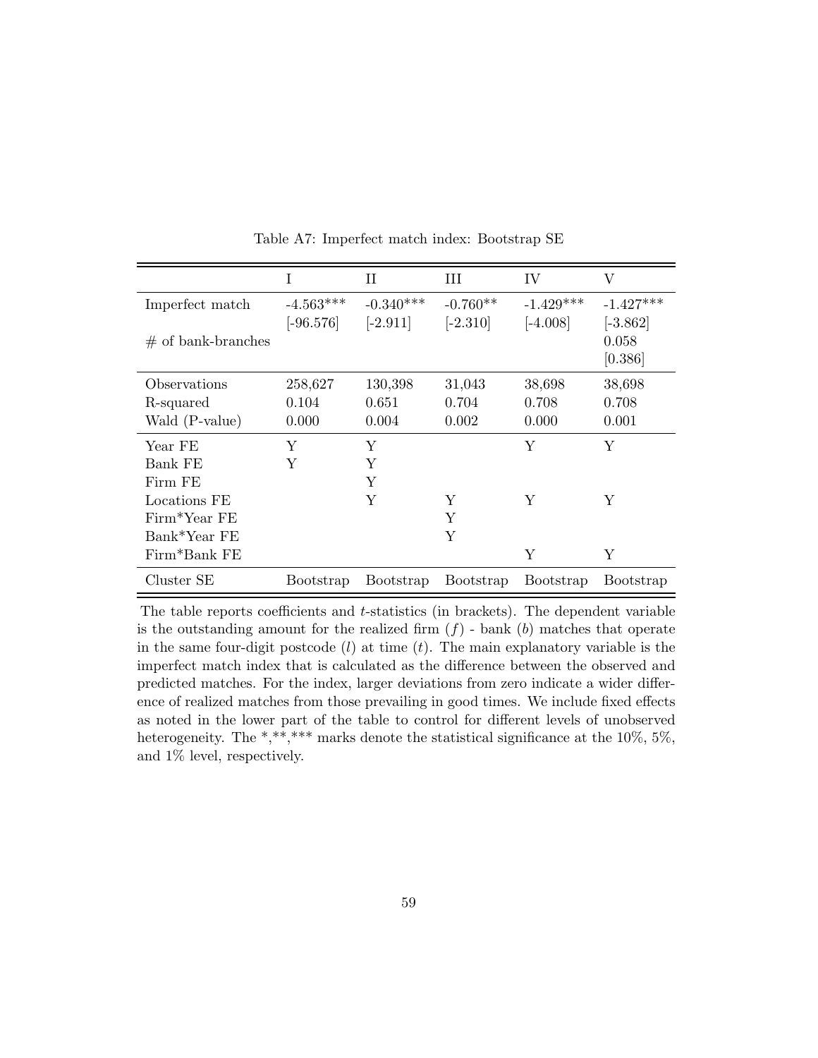Table A7: Imperfect match index: Bootstrap SE

| | I | II | III | IV | V |
|---|---|---|---|---|---|
| Imperfect match | -4.563*** | -0.340*** | -0.760** | -1.429*** | -1.427*** |
| | [-96.576] | [-2.911] | [-2.310] | [-4.008] | [-3.862] |
| # of bank-branches | | | | | 0.058 |
| | | | | | [0.386] |
| Observations | 258,627 | 130,398 | 31,043 | 38,698 | 38,698 |
| R-squared | 0.104 | 0.651 | 0.704 | 0.708 | 0.708 |
| Wald (P-value) | 0.000 | 0.004 | 0.002 | 0.000 | 0.001 |
| Year FE | Y | Y | | Y | Y |
| Bank FE | Y | Y | | | |
| Firm FE | | Y | | | |
| Locations FE | | Y | Y | Y | Y |
| Firm*Year FE | | | Y | | |
| Bank*Year FE | | | Y | | |
| Firm*Bank FE | | | | Y | Y |
| Cluster SE | Bootstrap | Bootstrap | Bootstrap | Bootstrap | Bootstrap |

The table reports coefficients and $t$-statistics (in brackets). The dependent variable is the outstanding amount for the realized firm ($f$) - bank ($b$) matches that operate in the same four-digit postcode ($l$) at time ($t$). The main explanatory variable is the imperfect match index that is calculated as the difference between the observed and predicted matches. For the index, larger deviations from zero indicate a wider difference of realized matches from those prevailing in good times. We include fixed effects as noted in the lower part of the table to control for different levels of unobserved heterogeneity. The *,**,*** marks denote the statistical significance at the 10%, 5%, and 1% level, respectively.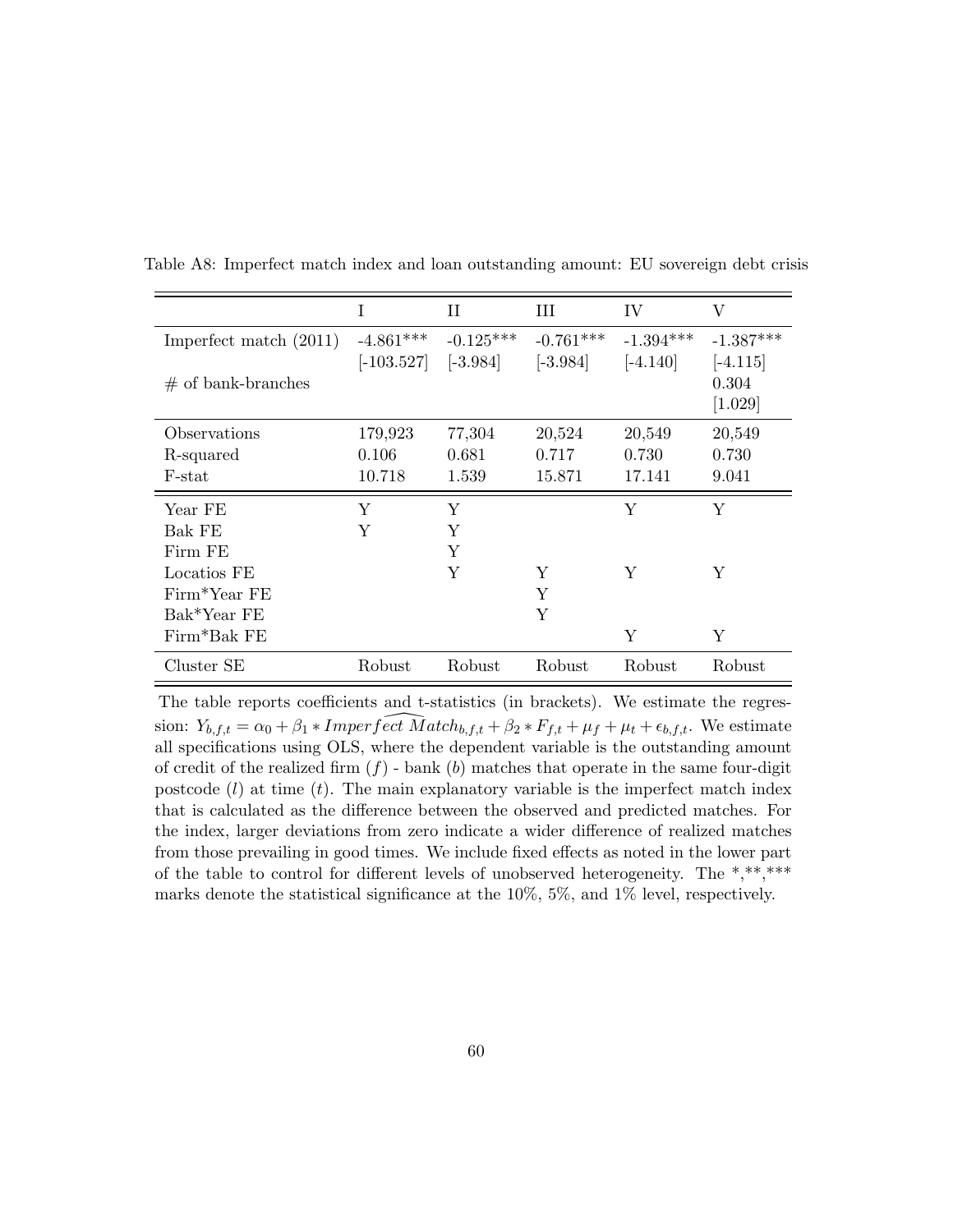Table A8: Imperfect match index and loan outstanding amount: EU sovereign debt crisis

| | I | II | III | IV | V |
|---|---|---|---|---|---|
| Imperfect match (2011) | -4.861*** | -0.125*** | -0.761*** | -1.394*** | -1.387*** |
| | [-103.527] | [-3.984] | [-3.984] | [-4.140] | [-4.115] |
| # of bank-branches | | | | | 0.304 |
| | | | | | [1.029] |
| Observations | 179,923 | 77,304 | 20,524 | 20,549 | 20,549 |
| R-squared | 0.106 | 0.681 | 0.717 | 0.730 | 0.730 |
| F-stat | 10.718 | 1.539 | 15.871 | 17.141 | 9.041 |
| Year FE | Y | Y | | Y | Y |
| Bak FE | Y | Y | | | |
| Firm FE | | Y | | | |
| Locatios FE | | Y | Y | Y | Y |
| Firm*Year FE | | | Y | | |
| Bak*Year FE | | | Y | | |
| Firm*Bak FE | | | | Y | Y |
| Cluster SE | Robust | Robust | Robust | Robust | Robust |

The table reports coefficients and t-statistics (in brackets). We estimate the regression: $Y_{b,f,t} = \alpha_0 + \beta_1 * \widehat{Imperfect\ Match}_{b,f,t} + \beta_2 * F_{f,t} + \mu_f + \mu_t + \epsilon_{b,f,t}$. We estimate all specifications using OLS, where the dependent variable is the outstanding amount of credit of the realized firm ($f$) - bank ($b$) matches that operate in the same four-digit postcode ($l$) at time ($t$). The main explanatory variable is the imperfect match index that is calculated as the difference between the observed and predicted matches. For the index, larger deviations from zero indicate a wider difference of realized matches from those prevailing in good times. We include fixed effects as noted in the lower part of the table to control for different levels of unobserved heterogeneity. The *,**,*** marks denote the statistical significance at the 10%, 5%, and 1% level, respectively.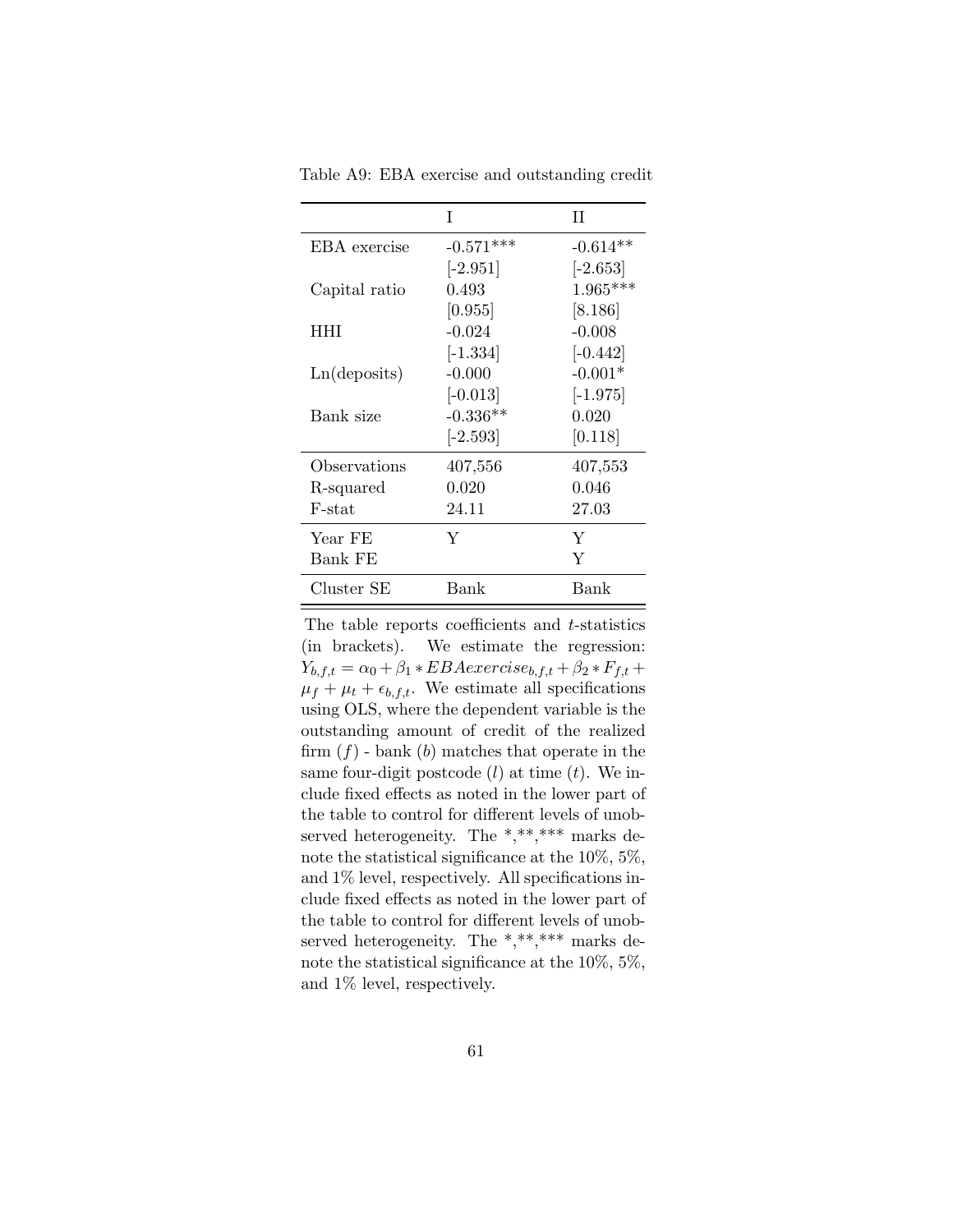Table A9: EBA exercise and outstanding credit

| | I | II |
|---|---|---|
| EBA exercise | -0.571*** | -0.614** |
| | [-2.951] | [-2.653] |
| Capital ratio | 0.493 | 1.965*** |
| | [0.955] | [8.186] |
| HHI | -0.024 | -0.008 |
| | [-1.334] | [-0.442] |
| Ln(deposits) | -0.000 | -0.001* |
| | [-0.013] | [-1.975] |
| Bank size | -0.336** | 0.020 |
| | [-2.593] | [0.118] |
| Observations | 407,556 | 407,553 |
| R-squared | 0.020 | 0.046 |
| F-stat | 24.11 | 27.03 |
| Year FE | Y | Y |
| Bank FE | | Y |
| Cluster SE | Bank | Bank |

The table reports coefficients and $t$-statistics (in brackets). We estimate the regression: $Y_{b,f,t} = \alpha_0 + \beta_1 * EBAexercise_{b,f,t} + \beta_2 * F_{f,t} + \mu_f + \mu_t + \epsilon_{b,f,t}$. We estimate all specifications using OLS, where the dependent variable is the outstanding amount of credit of the realized firm ($f$) - bank ($b$) matches that operate in the same four-digit postcode ($l$) at time ($t$). We include fixed effects as noted in the lower part of the table to control for different levels of unobserved heterogeneity. The *,**,*** marks denote the statistical significance at the 10%, 5%, and 1% level, respectively. All specifications include fixed effects as noted in the lower part of the table to control for different levels of unobserved heterogeneity. The *,**,*** marks denote the statistical significance at the 10%, 5%, and 1% level, respectively.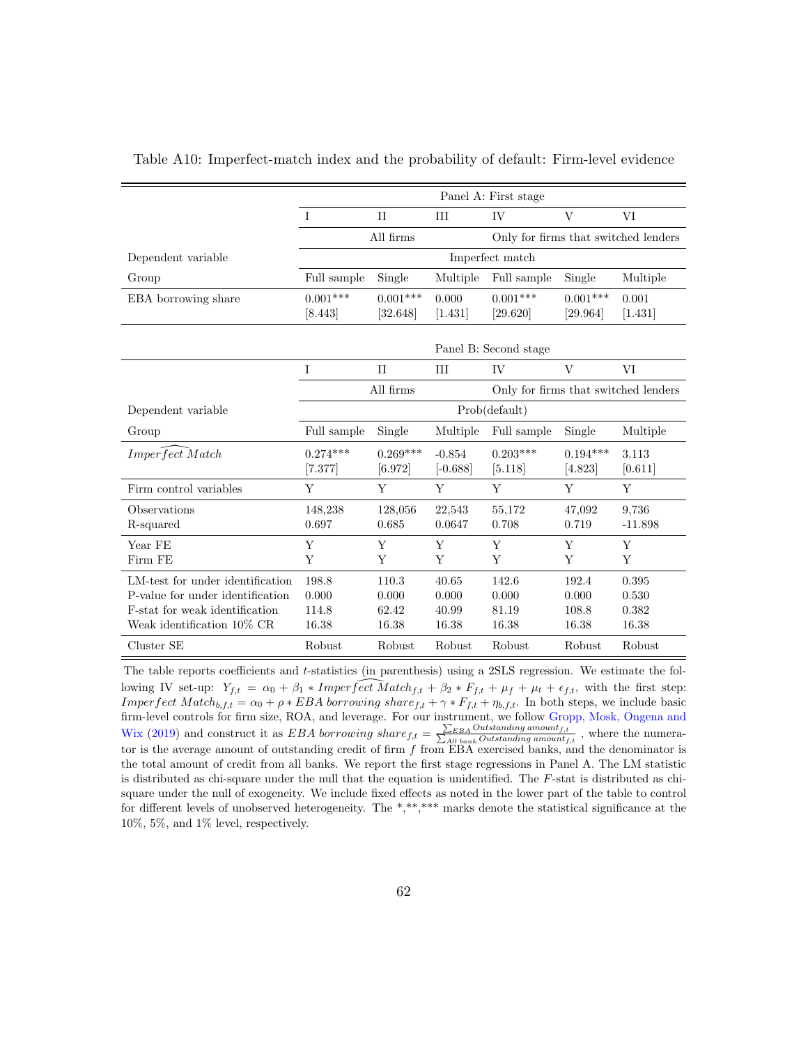Table A10: Imperfect-match index and the probability of default: Firm-level evidence

| | Panel A: First stage | | | | | |
|---|---|---|---|---|---|---|
| | I | II | III | IV | V | VI |
| | All firms | | | Only for firms that switched lenders | | |
| Dependent variable | Imperfect match | | | | | |
| Group | Full sample | Single | Multiple | Full sample | Single | Multiple |
| EBA borrowing share | 0.001*** | 0.001*** | 0.000 | 0.001*** | 0.001*** | 0.001 |
| | [8.443] | [32.648] | [1.431] | [29.620] | [29.964] | [1.431] |

| | Panel B: Second stage | | | | | |
|---|---|---|---|---|---|---|
| | I | II | III | IV | V | VI |
| | All firms | | | Only for firms that switched lenders | | |
| Dependent variable | Prob(default) | | | | | |
| Group | Full sample | Single | Multiple | Full sample | Single | Multiple |
| $\widehat{Imperfect\ Match}$ | 0.274*** | 0.269*** | -0.854 | 0.203*** | 0.194*** | 3.113 |
| | [7.377] | [6.972] | [-0.688] | [5.118] | [4.823] | [0.611] |
| Firm control variables | Y | Y | Y | Y | Y | Y |
| Observations | 148,238 | 128,056 | 22,543 | 55,172 | 47,092 | 9,736 |
| R-squared | 0.697 | 0.685 | 0.0647 | 0.708 | 0.719 | -11.898 |
| Year FE | Y | Y | Y | Y | Y | Y |
| Firm FE | Y | Y | Y | Y | Y | Y |
| LM-test for under identification | 198.8 | 110.3 | 40.65 | 142.6 | 192.4 | 0.395 |
| P-value for under identification | 0.000 | 0.000 | 0.000 | 0.000 | 0.000 | 0.530 |
| F-stat for weak identification | 114.8 | 62.42 | 40.99 | 81.19 | 108.8 | 0.382 |
| Weak identification 10% CR | 16.38 | 16.38 | 16.38 | 16.38 | 16.38 | 16.38 |
| Cluster SE | Robust | Robust | Robust | Robust | Robust | Robust |

The table reports coefficients and $t$-statistics (in parenthesis) using a 2SLS regression. We estimate the following IV set-up: $Y_{f,t} = \alpha_0 + \beta_1 * \widehat{Imperfect\ Match}_{f,t} + \beta_2 * F_{f,t} + \mu_f + \mu_t + \epsilon_{f,t}$, with the first step: $Imperfect\ Match_{b,f,t} = \alpha_0 + \rho * EBA\ borrowing\ share_{f,t} + \gamma * F_{f,t} + \eta_{b,f,t}$. In both steps, we include basic firm-level controls for firm size, ROA, and leverage. For our instrument, we follow Gropp, Mosk, Ongena and Wix (2019) and construct it as $EBA\ borrowing\ share_{f,t} = \frac{\sum_{EBA} Outstanding\ amount_{f,t}}{\sum_{All\ bank} Outstanding\ amount_{f,t}}$, where the numerator is the average amount of outstanding credit of firm $f$ from EBA exercised banks, and the denominator is the total amount of credit from all banks. We report the first stage regressions in Panel A. The LM statistic is distributed as chi-square under the null that the equation is unidentified. The $F$-stat is distributed as chi-square under the null of exogeneity. We include fixed effects as noted in the lower part of the table to control for different levels of unobserved heterogeneity. The *,**,*** marks denote the statistical significance at the 10%, 5%, and 1% level, respectively.